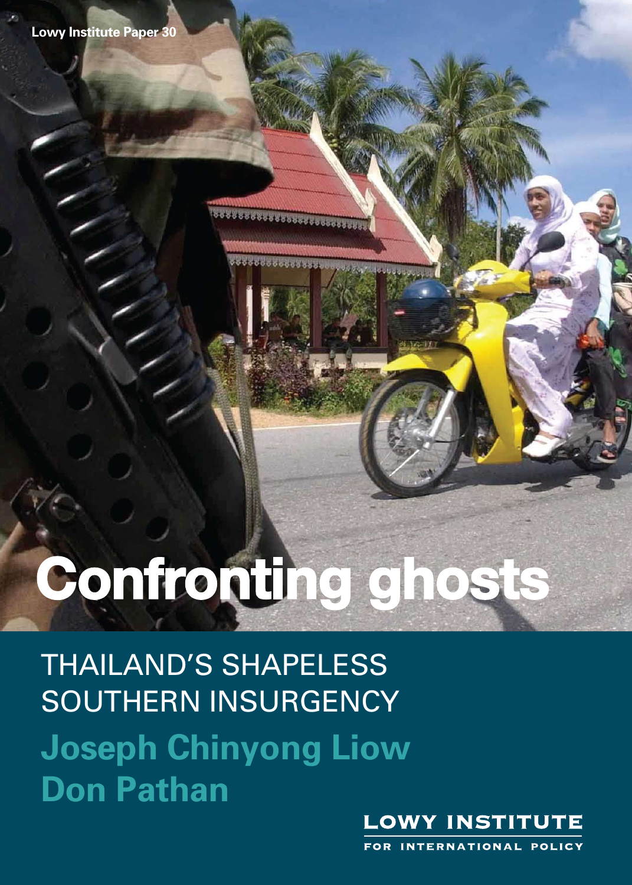Lowy Institute Paper 30

# Confronting ghosts

## THAILAND'S SHAPELESS SOUTHERN INSURGENCY

**Joseph Chinyong Liow**
**Don Pathan**

LOWY INSTITUTE FOR INTERNATIONAL POLICY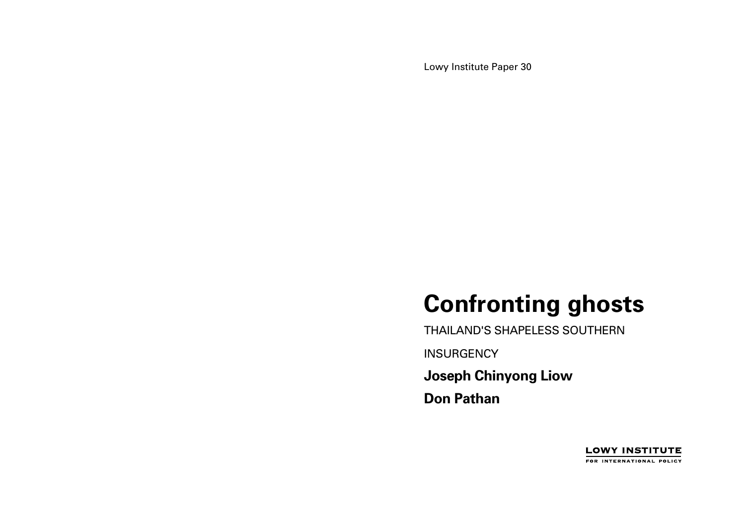Lowy Institute Paper 30

# Confronting ghosts

THAILAND'S SHAPELESS SOUTHERN INSURGENCY

**Joseph Chinyong Liow**

**Don Pathan**

LOWY INSTITUTE
FOR INTERNATIONAL POLICY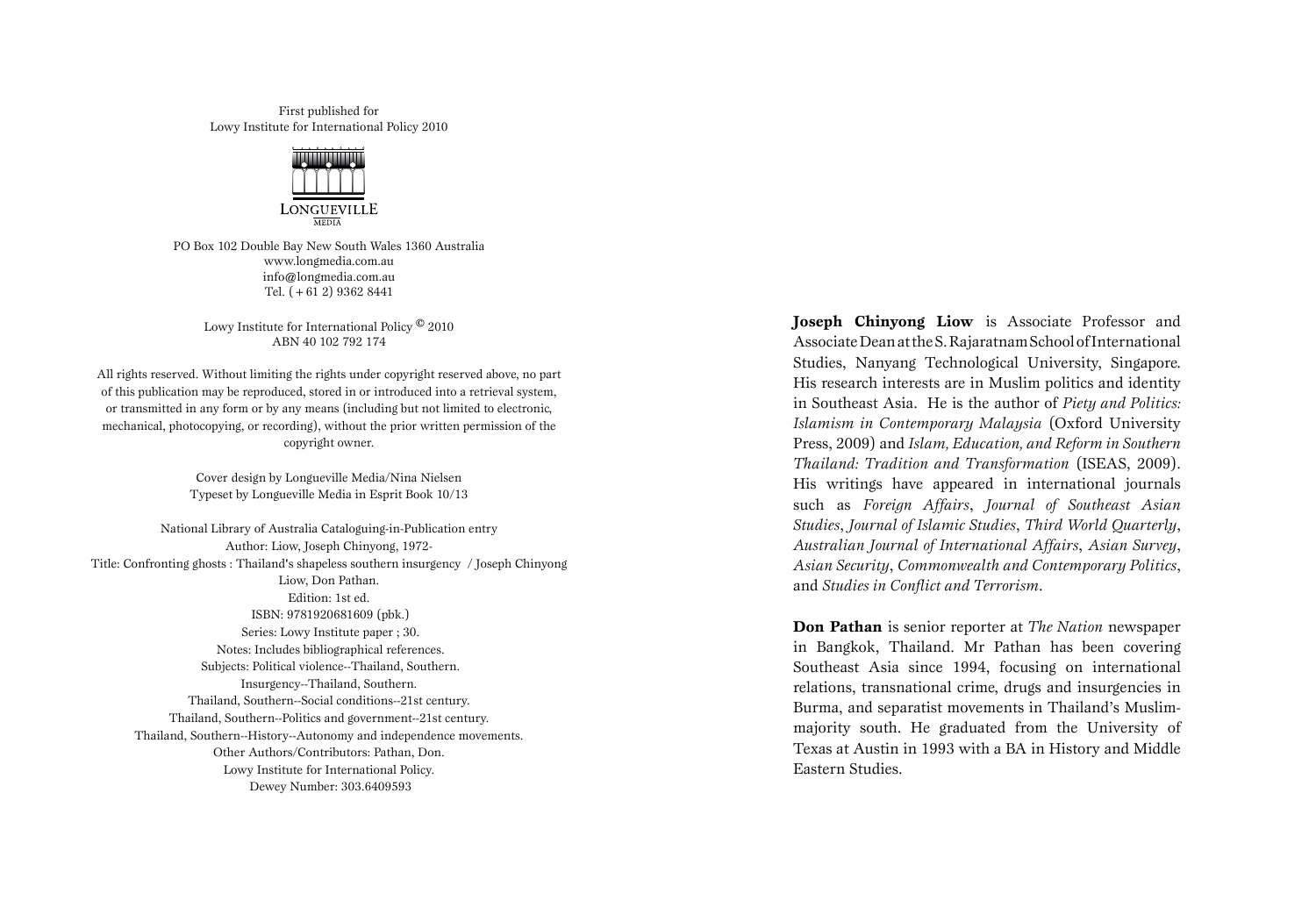First published for
Lowy Institute for International Policy 2010

LONGUEVILLE
MEDIA

PO Box 102 Double Bay New South Wales 1360 Australia
www.longmedia.com.au
info@longmedia.com.au
Tel. (+61 2) 9362 8441

Lowy Institute for International Policy © 2010
ABN 40 102 792 174

All rights reserved. Without limiting the rights under copyright reserved above, no part of this publication may be reproduced, stored in or introduced into a retrieval system, or transmitted in any form or by any means (including but not limited to electronic, mechanical, photocopying, or recording), without the prior written permission of the copyright owner.

Cover design by Longueville Media/Nina Nielsen
Typeset by Longueville Media in Esprit Book 10/13

National Library of Australia Cataloguing-in-Publication entry
Author: Liow, Joseph Chinyong, 1972-
Title: Confronting ghosts : Thailand's shapeless southern insurgency / Joseph Chinyong Liow, Don Pathan.
Edition: 1st ed.
ISBN: 9781920681609 (pbk.)
Series: Lowy Institute paper ; 30.
Notes: Includes bibliographical references.
Subjects: Political violence--Thailand, Southern.
Insurgency--Thailand, Southern.
Thailand, Southern--Social conditions--21st century.
Thailand, Southern--Politics and government--21st century.
Thailand, Southern--History--Autonomy and independence movements.
Other Authors/Contributors: Pathan, Don.
Lowy Institute for International Policy.
Dewey Number: 303.6409593

**Joseph Chinyong Liow** is Associate Professor and Associate Dean at the S. Rajaratnam School of International Studies, Nanyang Technological University, Singapore. His research interests are in Muslim politics and identity in Southeast Asia. He is the author of *Piety and Politics: Islamism in Contemporary Malaysia* (Oxford University Press, 2009) and *Islam, Education, and Reform in Southern Thailand: Tradition and Transformation* (ISEAS, 2009). His writings have appeared in international journals such as *Foreign Affairs*, *Journal of Southeast Asian Studies*, *Journal of Islamic Studies*, *Third World Quarterly*, *Australian Journal of International Affairs*, *Asian Survey*, *Asian Security*, *Commonwealth and Contemporary Politics*, and *Studies in Conflict and Terrorism*.

**Don Pathan** is senior reporter at *The Nation* newspaper in Bangkok, Thailand. Mr Pathan has been covering Southeast Asia since 1994, focusing on international relations, transnational crime, drugs and insurgencies in Burma, and separatist movements in Thailand's Muslim-majority south. He graduated from the University of Texas at Austin in 1993 with a BA in History and Middle Eastern Studies.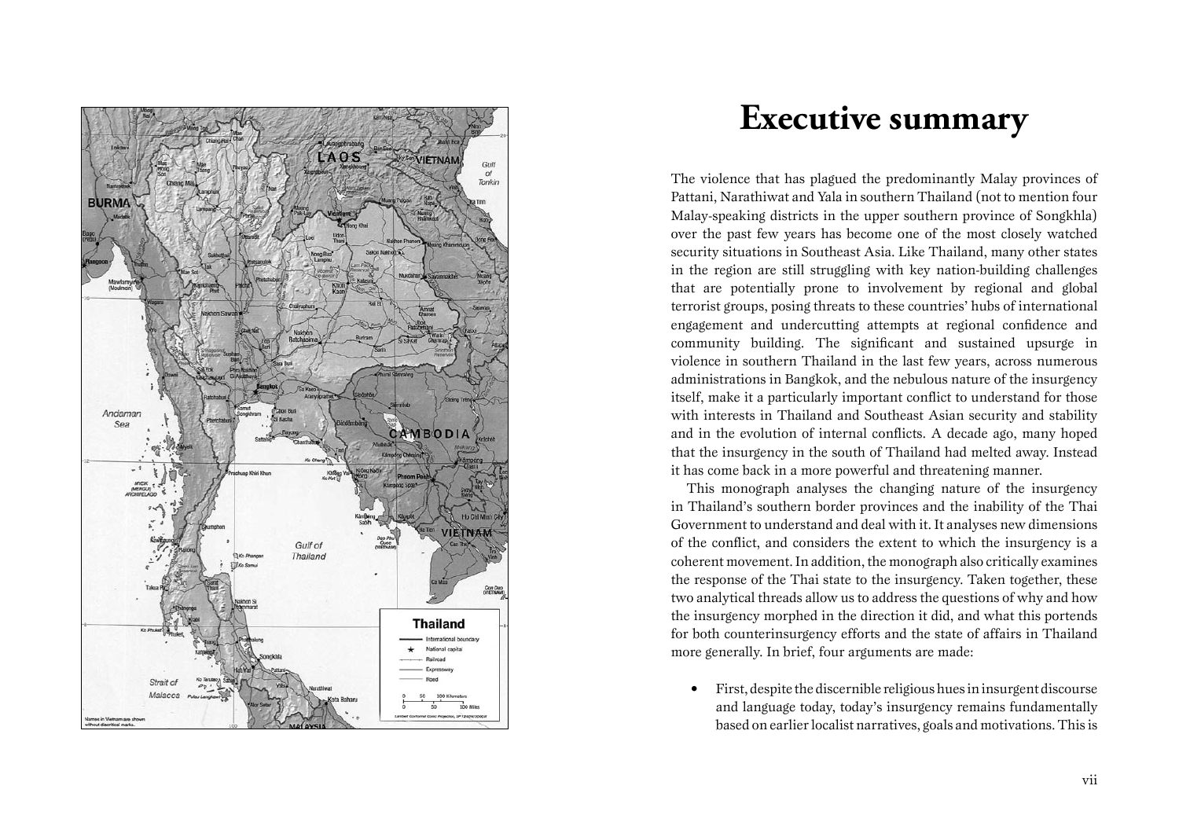# Executive summary

The violence that has plagued the predominantly Malay provinces of Pattani, Narathiwat and Yala in southern Thailand (not to mention four Malay-speaking districts in the upper southern province of Songkhla) over the past few years has become one of the most closely watched security situations in Southeast Asia. Like Thailand, many other states in the region are still struggling with key nation-building challenges that are potentially prone to involvement by regional and global terrorist groups, posing threats to these countries' hubs of international engagement and undercutting attempts at regional confidence and community building. The significant and sustained upsurge in violence in southern Thailand in the last few years, across numerous administrations in Bangkok, and the nebulous nature of the insurgency itself, make it a particularly important conflict to understand for those with interests in Thailand and Southeast Asian security and stability and in the evolution of internal conflicts. A decade ago, many hoped that the insurgency in the south of Thailand had melted away. Instead it has come back in a more powerful and threatening manner.

This monograph analyses the changing nature of the insurgency in Thailand's southern border provinces and the inability of the Thai Government to understand and deal with it. It analyses new dimensions of the conflict, and considers the extent to which the insurgency is a coherent movement. In addition, the monograph also critically examines the response of the Thai state to the insurgency. Taken together, these two analytical threads allow us to address the questions of why and how the insurgency morphed in the direction it did, and what this portends for both counterinsurgency efforts and the state of affairs in Thailand more generally. In brief, four arguments are made:

- First, despite the discernible religious hues in insurgent discourse and language today, today's insurgency remains fundamentally based on earlier localist narratives, goals and motivations. This is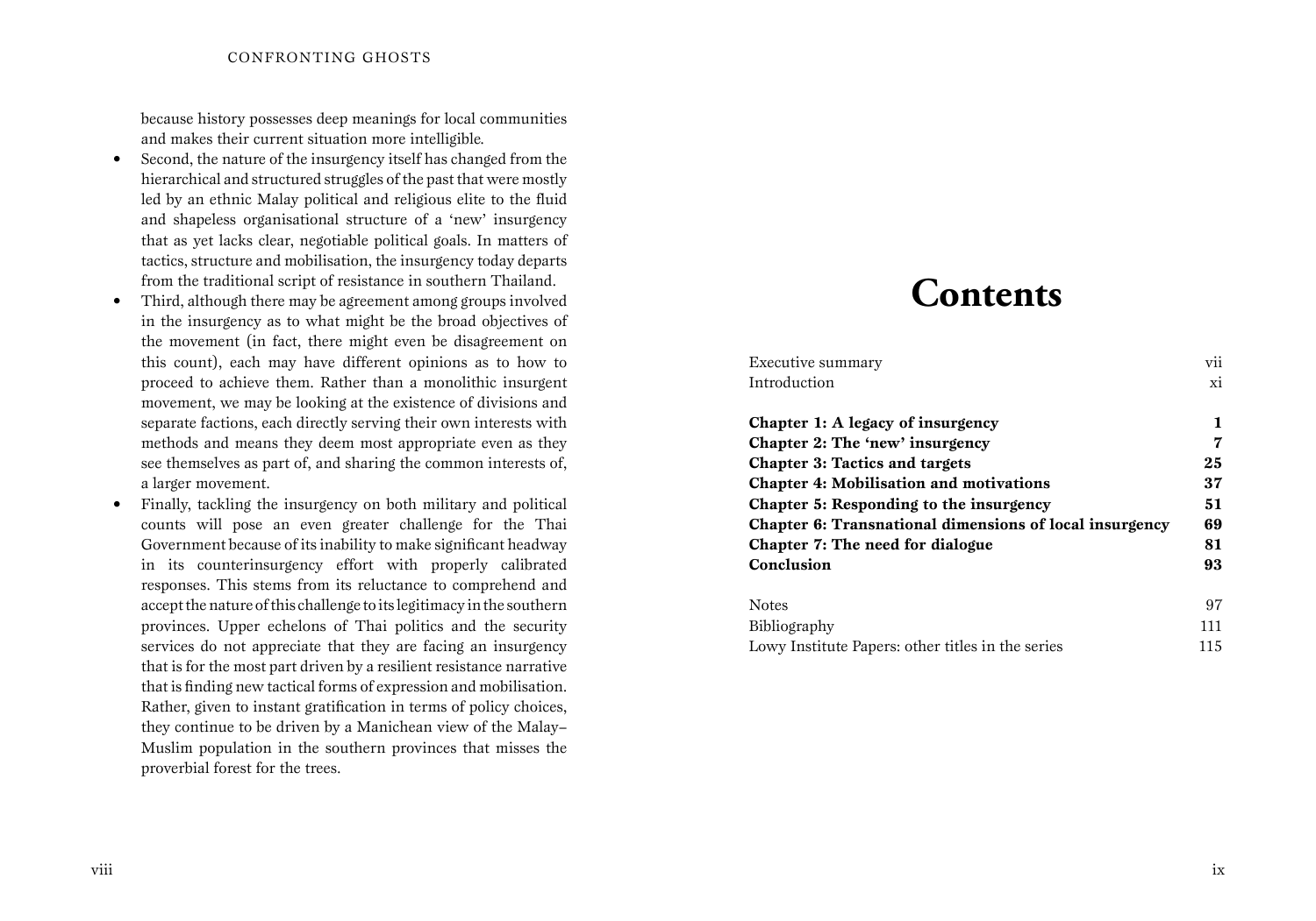because history possesses deep meanings for local communities and makes their current situation more intelligible.

- Second, the nature of the insurgency itself has changed from the hierarchical and structured struggles of the past that were mostly led by an ethnic Malay political and religious elite to the fluid and shapeless organisational structure of a 'new' insurgency that as yet lacks clear, negotiable political goals. In matters of tactics, structure and mobilisation, the insurgency today departs from the traditional script of resistance in southern Thailand.
- Third, although there may be agreement among groups involved in the insurgency as to what might be the broad objectives of the movement (in fact, there might even be disagreement on this count), each may have different opinions as to how to proceed to achieve them. Rather than a monolithic insurgent movement, we may be looking at the existence of divisions and separate factions, each directly serving their own interests with methods and means they deem most appropriate even as they see themselves as part of, and sharing the common interests of, a larger movement.
- Finally, tackling the insurgency on both military and political counts will pose an even greater challenge for the Thai Government because of its inability to make significant headway in its counterinsurgency effort with properly calibrated responses. This stems from its reluctance to comprehend and accept the nature of this challenge to its legitimacy in the southern provinces. Upper echelons of Thai politics and the security services do not appreciate that they are facing an insurgency that is for the most part driven by a resilient resistance narrative that is finding new tactical forms of expression and mobilisation. Rather, given to instant gratification in terms of policy choices, they continue to be driven by a Manichean view of the Malay–Muslim population in the southern provinces that misses the proverbial forest for the trees.

# Contents

| | |
|---|---|
| Executive summary | vii |
| Introduction | xi |
| **Chapter 1: A legacy of insurgency** | **1** |
| **Chapter 2: The 'new' insurgency** | **7** |
| **Chapter 3: Tactics and targets** | **25** |
| **Chapter 4: Mobilisation and motivations** | **37** |
| **Chapter 5: Responding to the insurgency** | **51** |
| **Chapter 6: Transnational dimensions of local insurgency** | **69** |
| **Chapter 7: The need for dialogue** | **81** |
| **Conclusion** | **93** |
| Notes | 97 |
| Bibliography | 111 |
| Lowy Institute Papers: other titles in the series | 115 |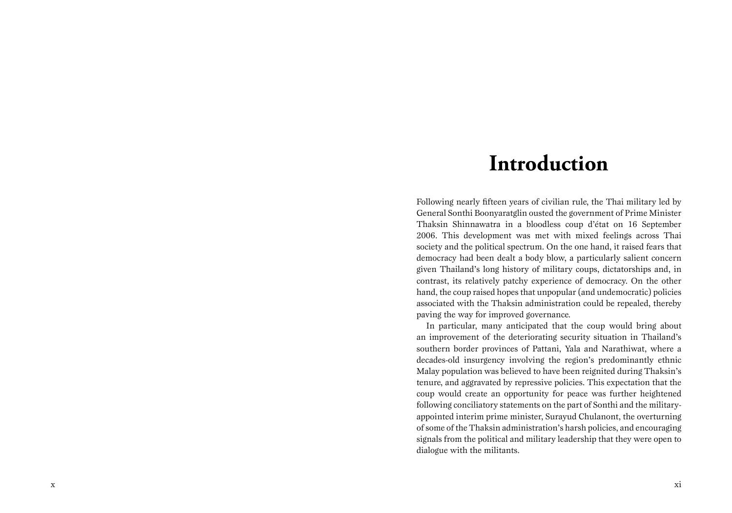# Introduction

Following nearly fifteen years of civilian rule, the Thai military led by General Sonthi Boonyaratglin ousted the government of Prime Minister Thaksin Shinnawatra in a bloodless coup d'état on 16 September 2006. This development was met with mixed feelings across Thai society and the political spectrum. On the one hand, it raised fears that democracy had been dealt a body blow, a particularly salient concern given Thailand's long history of military coups, dictatorships and, in contrast, its relatively patchy experience of democracy. On the other hand, the coup raised hopes that unpopular (and undemocratic) policies associated with the Thaksin administration could be repealed, thereby paving the way for improved governance.

In particular, many anticipated that the coup would bring about an improvement of the deteriorating security situation in Thailand's southern border provinces of Pattani, Yala and Narathiwat, where a decades-old insurgency involving the region's predominantly ethnic Malay population was believed to have been reignited during Thaksin's tenure, and aggravated by repressive policies. This expectation that the coup would create an opportunity for peace was further heightened following conciliatory statements on the part of Sonthi and the military-appointed interim prime minister, Surayud Chulanont, the overturning of some of the Thaksin administration's harsh policies, and encouraging signals from the political and military leadership that they were open to dialogue with the militants.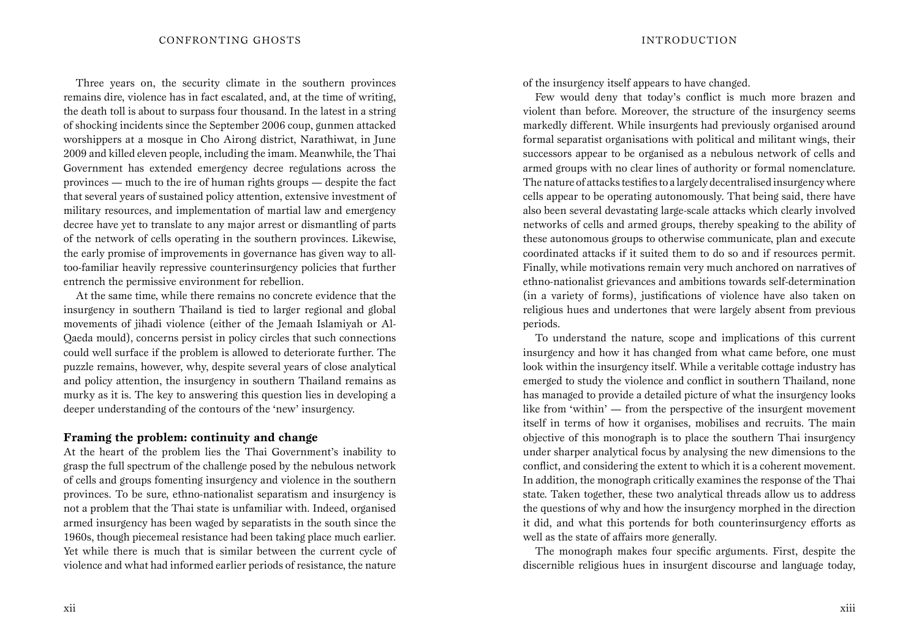Three years on, the security climate in the southern provinces remains dire, violence has in fact escalated, and, at the time of writing, the death toll is about to surpass four thousand. In the latest in a string of shocking incidents since the September 2006 coup, gunmen attacked worshippers at a mosque in Cho Airong district, Narathiwat, in June 2009 and killed eleven people, including the imam. Meanwhile, the Thai Government has extended emergency decree regulations across the provinces — much to the ire of human rights groups — despite the fact that several years of sustained policy attention, extensive investment of military resources, and implementation of martial law and emergency decree have yet to translate to any major arrest or dismantling of parts of the network of cells operating in the southern provinces. Likewise, the early promise of improvements in governance has given way to all-too-familiar heavily repressive counterinsurgency policies that further entrench the permissive environment for rebellion.

At the same time, while there remains no concrete evidence that the insurgency in southern Thailand is tied to larger regional and global movements of jihadi violence (either of the Jemaah Islamiyah or Al-Qaeda mould), concerns persist in policy circles that such connections could well surface if the problem is allowed to deteriorate further. The puzzle remains, however, why, despite several years of close analytical and policy attention, the insurgency in southern Thailand remains as murky as it is. The key to answering this question lies in developing a deeper understanding of the contours of the 'new' insurgency.

## Framing the problem: continuity and change

At the heart of the problem lies the Thai Government's inability to grasp the full spectrum of the challenge posed by the nebulous network of cells and groups fomenting insurgency and violence in the southern provinces. To be sure, ethno-nationalist separatism and insurgency is not a problem that the Thai state is unfamiliar with. Indeed, organised armed insurgency has been waged by separatists in the south since the 1960s, though piecemeal resistance had been taking place much earlier. Yet while there is much that is similar between the current cycle of violence and what had informed earlier periods of resistance, the nature of the insurgency itself appears to have changed.

Few would deny that today's conflict is much more brazen and violent than before. Moreover, the structure of the insurgency seems markedly different. While insurgents had previously organised around formal separatist organisations with political and militant wings, their successors appear to be organised as a nebulous network of cells and armed groups with no clear lines of authority or formal nomenclature. The nature of attacks testifies to a largely decentralised insurgency where cells appear to be operating autonomously. That being said, there have also been several devastating large-scale attacks which clearly involved networks of cells and armed groups, thereby speaking to the ability of these autonomous groups to otherwise communicate, plan and execute coordinated attacks if it suited them to do so and if resources permit. Finally, while motivations remain very much anchored on narratives of ethno-nationalist grievances and ambitions towards self-determination (in a variety of forms), justifications of violence have also taken on religious hues and undertones that were largely absent from previous periods.

To understand the nature, scope and implications of this current insurgency and how it has changed from what came before, one must look within the insurgency itself. While a veritable cottage industry has emerged to study the violence and conflict in southern Thailand, none has managed to provide a detailed picture of what the insurgency looks like from 'within' — from the perspective of the insurgent movement itself in terms of how it organises, mobilises and recruits. The main objective of this monograph is to place the southern Thai insurgency under sharper analytical focus by analysing the new dimensions to the conflict, and considering the extent to which it is a coherent movement. In addition, the monograph critically examines the response of the Thai state. Taken together, these two analytical threads allow us to address the questions of why and how the insurgency morphed in the direction it did, and what this portends for both counterinsurgency efforts as well as the state of affairs more generally.

The monograph makes four specific arguments. First, despite the discernible religious hues in insurgent discourse and language today,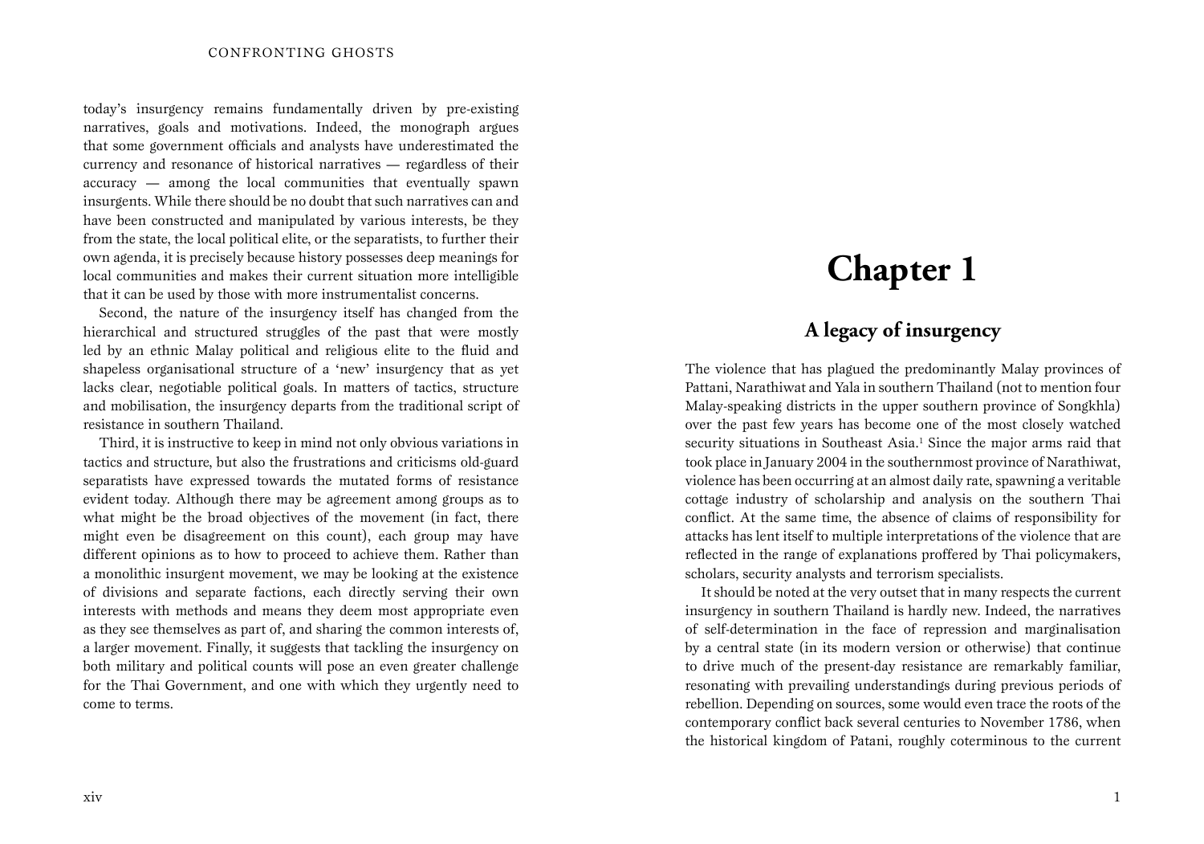today's insurgency remains fundamentally driven by pre-existing narratives, goals and motivations. Indeed, the monograph argues that some government officials and analysts have underestimated the currency and resonance of historical narratives — regardless of their accuracy — among the local communities that eventually spawn insurgents. While there should be no doubt that such narratives can and have been constructed and manipulated by various interests, be they from the state, the local political elite, or the separatists, to further their own agenda, it is precisely because history possesses deep meanings for local communities and makes their current situation more intelligible that it can be used by those with more instrumentalist concerns.

Second, the nature of the insurgency itself has changed from the hierarchical and structured struggles of the past that were mostly led by an ethnic Malay political and religious elite to the fluid and shapeless organisational structure of a 'new' insurgency that as yet lacks clear, negotiable political goals. In matters of tactics, structure and mobilisation, the insurgency departs from the traditional script of resistance in southern Thailand.

Third, it is instructive to keep in mind not only obvious variations in tactics and structure, but also the frustrations and criticisms old-guard separatists have expressed towards the mutated forms of resistance evident today. Although there may be agreement among groups as to what might be the broad objectives of the movement (in fact, there might even be disagreement on this count), each group may have different opinions as to how to proceed to achieve them. Rather than a monolithic insurgent movement, we may be looking at the existence of divisions and separate factions, each directly serving their own interests with methods and means they deem most appropriate even as they see themselves as part of, and sharing the common interests of, a larger movement. Finally, it suggests that tackling the insurgency on both military and political counts will pose an even greater challenge for the Thai Government, and one with which they urgently need to come to terms.

# Chapter 1

## A legacy of insurgency

The violence that has plagued the predominantly Malay provinces of Pattani, Narathiwat and Yala in southern Thailand (not to mention four Malay-speaking districts in the upper southern province of Songkhla) over the past few years has become one of the most closely watched security situations in Southeast Asia.[1] Since the major arms raid that took place in January 2004 in the southernmost province of Narathiwat, violence has been occurring at an almost daily rate, spawning a veritable cottage industry of scholarship and analysis on the southern Thai conflict. At the same time, the absence of claims of responsibility for attacks has lent itself to multiple interpretations of the violence that are reflected in the range of explanations proffered by Thai policymakers, scholars, security analysts and terrorism specialists.

It should be noted at the very outset that in many respects the current insurgency in southern Thailand is hardly new. Indeed, the narratives of self-determination in the face of repression and marginalisation by a central state (in its modern version or otherwise) that continue to drive much of the present-day resistance are remarkably familiar, resonating with prevailing understandings during previous periods of rebellion. Depending on sources, some would even trace the roots of the contemporary conflict back several centuries to November 1786, when the historical kingdom of Patani, roughly coterminous to the current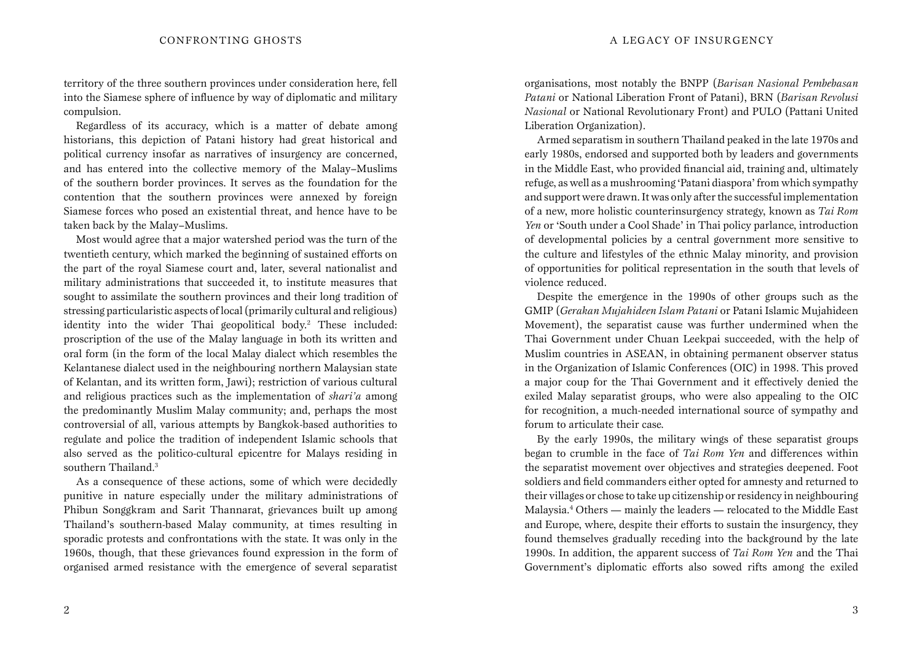territory of the three southern provinces under consideration here, fell into the Siamese sphere of influence by way of diplomatic and military compulsion.

Regardless of its accuracy, which is a matter of debate among historians, this depiction of Patani history had great historical and political currency insofar as narratives of insurgency are concerned, and has entered into the collective memory of the Malay–Muslims of the southern border provinces. It serves as the foundation for the contention that the southern provinces were annexed by foreign Siamese forces who posed an existential threat, and hence have to be taken back by the Malay–Muslims.

Most would agree that a major watershed period was the turn of the twentieth century, which marked the beginning of sustained efforts on the part of the royal Siamese court and, later, several nationalist and military administrations that succeeded it, to institute measures that sought to assimilate the southern provinces and their long tradition of stressing particularistic aspects of local (primarily cultural and religious) identity into the wider Thai geopolitical body.[2] These included: proscription of the use of the Malay language in both its written and oral form (in the form of the local Malay dialect which resembles the Kelantanese dialect used in the neighbouring northern Malaysian state of Kelantan, and its written form, Jawi); restriction of various cultural and religious practices such as the implementation of *shari'a* among the predominantly Muslim Malay community; and, perhaps the most controversial of all, various attempts by Bangkok-based authorities to regulate and police the tradition of independent Islamic schools that also served as the politico-cultural epicentre for Malays residing in southern Thailand.[3]

As a consequence of these actions, some of which were decidedly punitive in nature especially under the military administrations of Phibun Songgkram and Sarit Thannarat, grievances built up among Thailand's southern-based Malay community, at times resulting in sporadic protests and confrontations with the state. It was only in the 1960s, though, that these grievances found expression in the form of organised armed resistance with the emergence of several separatist organisations, most notably the BNPP (*Barisan Nasional Pembebasan Patani* or National Liberation Front of Patani), BRN (*Barisan Revolusi Nasional* or National Revolutionary Front) and PULO (Pattani United Liberation Organization).

Armed separatism in southern Thailand peaked in the late 1970s and early 1980s, endorsed and supported both by leaders and governments in the Middle East, who provided financial aid, training and, ultimately refuge, as well as a mushrooming 'Patani diaspora' from which sympathy and support were drawn. It was only after the successful implementation of a new, more holistic counterinsurgency strategy, known as *Tai Rom Yen* or 'South under a Cool Shade' in Thai policy parlance, introduction of developmental policies by a central government more sensitive to the culture and lifestyles of the ethnic Malay minority, and provision of opportunities for political representation in the south that levels of violence reduced.

Despite the emergence in the 1990s of other groups such as the GMIP (*Gerakan Mujahideen Islam Patani* or Patani Islamic Mujahideen Movement), the separatist cause was further undermined when the Thai Government under Chuan Leekpai succeeded, with the help of Muslim countries in ASEAN, in obtaining permanent observer status in the Organization of Islamic Conferences (OIC) in 1998. This proved a major coup for the Thai Government and it effectively denied the exiled Malay separatist groups, who were also appealing to the OIC for recognition, a much-needed international source of sympathy and forum to articulate their case.

By the early 1990s, the military wings of these separatist groups began to crumble in the face of *Tai Rom Yen* and differences within the separatist movement over objectives and strategies deepened. Foot soldiers and field commanders either opted for amnesty and returned to their villages or chose to take up citizenship or residency in neighbouring Malaysia.[4] Others — mainly the leaders — relocated to the Middle East and Europe, where, despite their efforts to sustain the insurgency, they found themselves gradually receding into the background by the late 1990s. In addition, the apparent success of *Tai Rom Yen* and the Thai Government's diplomatic efforts also sowed rifts among the exiled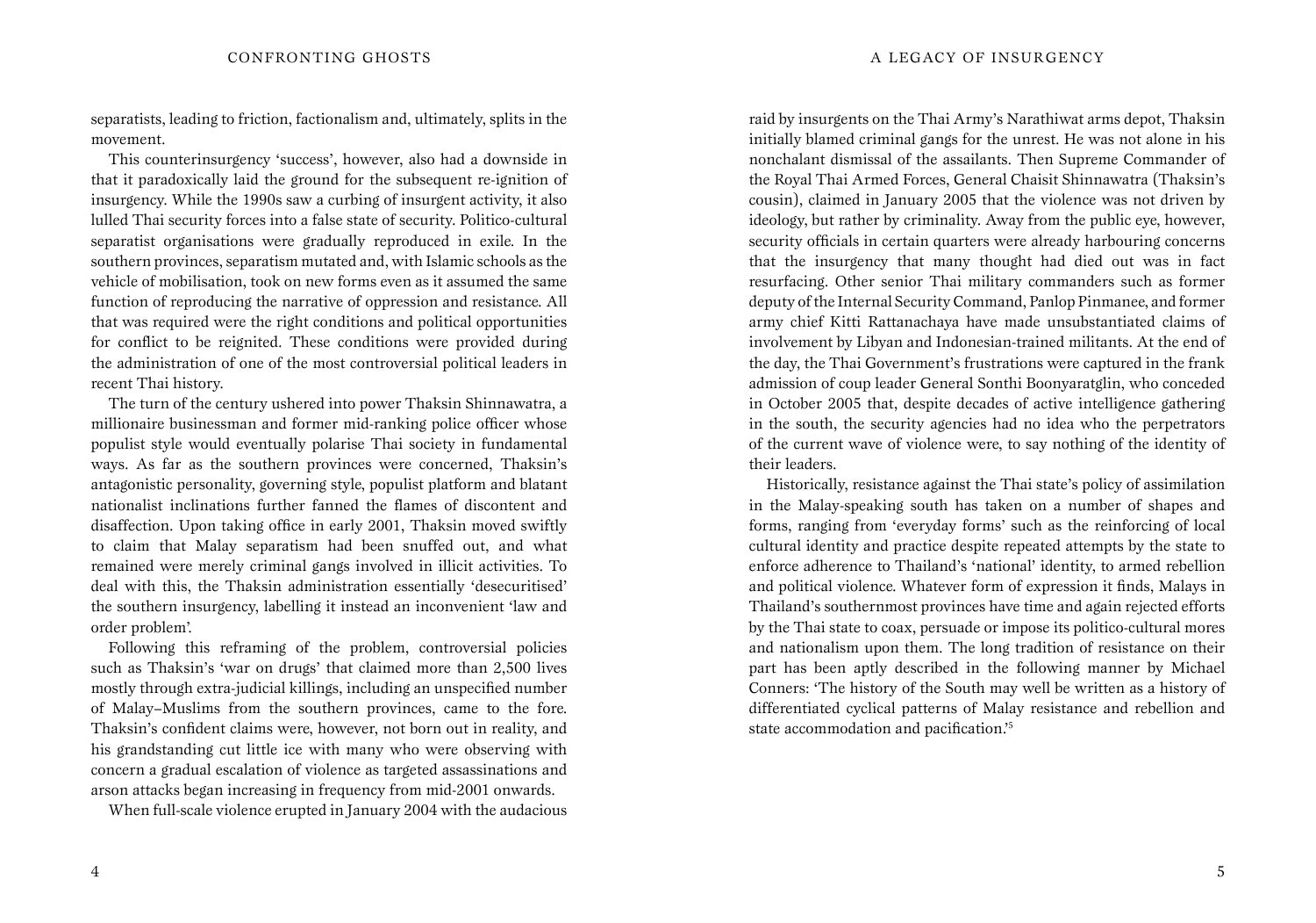separatists, leading to friction, factionalism and, ultimately, splits in the movement.

This counterinsurgency 'success', however, also had a downside in that it paradoxically laid the ground for the subsequent re-ignition of insurgency. While the 1990s saw a curbing of insurgent activity, it also lulled Thai security forces into a false state of security. Politico-cultural separatist organisations were gradually reproduced in exile. In the southern provinces, separatism mutated and, with Islamic schools as the vehicle of mobilisation, took on new forms even as it assumed the same function of reproducing the narrative of oppression and resistance. All that was required were the right conditions and political opportunities for conflict to be reignited. These conditions were provided during the administration of one of the most controversial political leaders in recent Thai history.

The turn of the century ushered into power Thaksin Shinnawatra, a millionaire businessman and former mid-ranking police officer whose populist style would eventually polarise Thai society in fundamental ways. As far as the southern provinces were concerned, Thaksin's antagonistic personality, governing style, populist platform and blatant nationalist inclinations further fanned the flames of discontent and disaffection. Upon taking office in early 2001, Thaksin moved swiftly to claim that Malay separatism had been snuffed out, and what remained were merely criminal gangs involved in illicit activities. To deal with this, the Thaksin administration essentially 'desecuritised' the southern insurgency, labelling it instead an inconvenient 'law and order problem'.

Following this reframing of the problem, controversial policies such as Thaksin's 'war on drugs' that claimed more than 2,500 lives mostly through extra-judicial killings, including an unspecified number of Malay–Muslims from the southern provinces, came to the fore. Thaksin's confident claims were, however, not born out in reality, and his grandstanding cut little ice with many who were observing with concern a gradual escalation of violence as targeted assassinations and arson attacks began increasing in frequency from mid-2001 onwards.

When full-scale violence erupted in January 2004 with the audacious raid by insurgents on the Thai Army's Narathiwat arms depot, Thaksin initially blamed criminal gangs for the unrest. He was not alone in his nonchalant dismissal of the assailants. Then Supreme Commander of the Royal Thai Armed Forces, General Chaisit Shinnawatra (Thaksin's cousin), claimed in January 2005 that the violence was not driven by ideology, but rather by criminality. Away from the public eye, however, security officials in certain quarters were already harbouring concerns that the insurgency that many thought had died out was in fact resurfacing. Other senior Thai military commanders such as former deputy of the Internal Security Command, Panlop Pinmanee, and former army chief Kitti Rattanachaya have made unsubstantiated claims of involvement by Libyan and Indonesian-trained militants. At the end of the day, the Thai Government's frustrations were captured in the frank admission of coup leader General Sonthi Boonyaratglin, who conceded in October 2005 that, despite decades of active intelligence gathering in the south, the security agencies had no idea who the perpetrators of the current wave of violence were, to say nothing of the identity of their leaders.

Historically, resistance against the Thai state's policy of assimilation in the Malay-speaking south has taken on a number of shapes and forms, ranging from 'everyday forms' such as the reinforcing of local cultural identity and practice despite repeated attempts by the state to enforce adherence to Thailand's 'national' identity, to armed rebellion and political violence. Whatever form of expression it finds, Malays in Thailand's southernmost provinces have time and again rejected efforts by the Thai state to coax, persuade or impose its politico-cultural mores and nationalism upon them. The long tradition of resistance on their part has been aptly described in the following manner by Michael Conners: 'The history of the South may well be written as a history of differentiated cyclical patterns of Malay resistance and rebellion and state accommodation and pacification.'[5]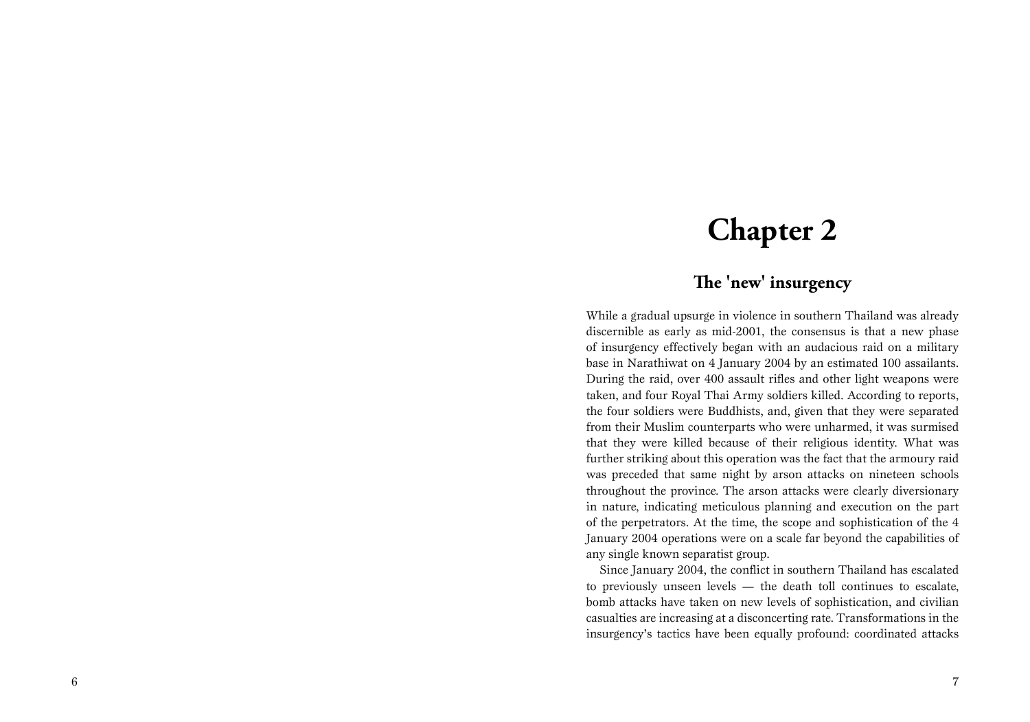# Chapter 2

## The 'new' insurgency

While a gradual upsurge in violence in southern Thailand was already discernible as early as mid-2001, the consensus is that a new phase of insurgency effectively began with an audacious raid on a military base in Narathiwat on 4 January 2004 by an estimated 100 assailants. During the raid, over 400 assault rifles and other light weapons were taken, and four Royal Thai Army soldiers killed. According to reports, the four soldiers were Buddhists, and, given that they were separated from their Muslim counterparts who were unharmed, it was surmised that they were killed because of their religious identity. What was further striking about this operation was the fact that the armoury raid was preceded that same night by arson attacks on nineteen schools throughout the province. The arson attacks were clearly diversionary in nature, indicating meticulous planning and execution on the part of the perpetrators. At the time, the scope and sophistication of the 4 January 2004 operations were on a scale far beyond the capabilities of any single known separatist group.

Since January 2004, the conflict in southern Thailand has escalated to previously unseen levels — the death toll continues to escalate, bomb attacks have taken on new levels of sophistication, and civilian casualties are increasing at a disconcerting rate. Transformations in the insurgency's tactics have been equally profound: coordinated attacks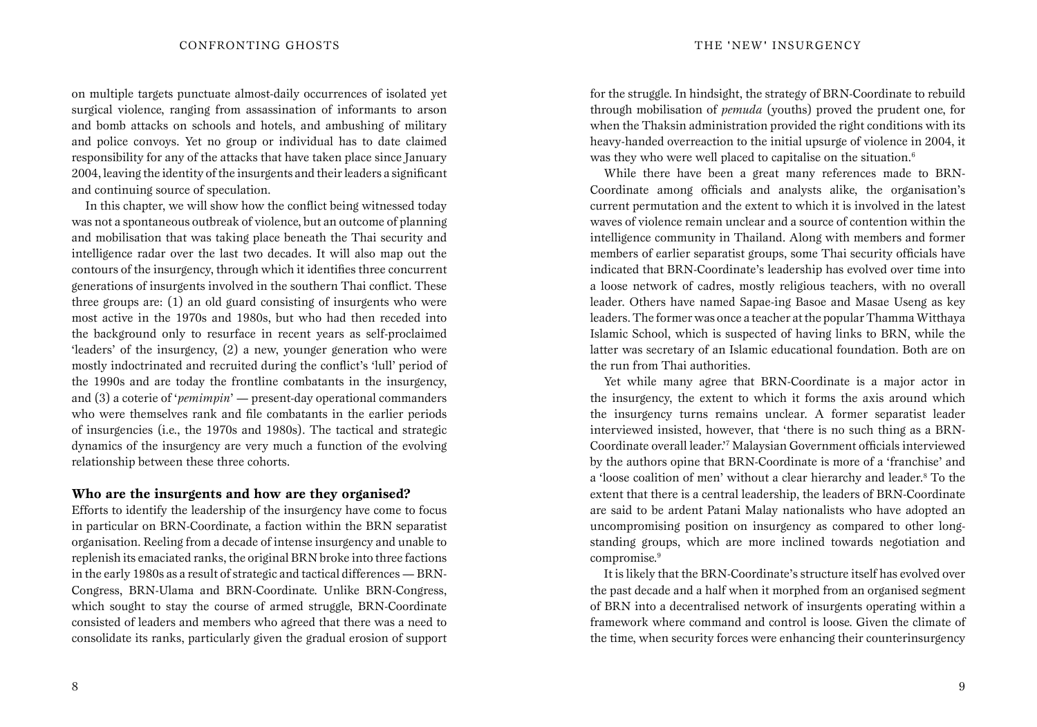on multiple targets punctuate almost-daily occurrences of isolated yet surgical violence, ranging from assassination of informants to arson and bomb attacks on schools and hotels, and ambushing of military and police convoys. Yet no group or individual has to date claimed responsibility for any of the attacks that have taken place since January 2004, leaving the identity of the insurgents and their leaders a significant and continuing source of speculation.

In this chapter, we will show how the conflict being witnessed today was not a spontaneous outbreak of violence, but an outcome of planning and mobilisation that was taking place beneath the Thai security and intelligence radar over the last two decades. It will also map out the contours of the insurgency, through which it identifies three concurrent generations of insurgents involved in the southern Thai conflict. These three groups are: (1) an old guard consisting of insurgents who were most active in the 1970s and 1980s, but who had then receded into the background only to resurface in recent years as self-proclaimed 'leaders' of the insurgency, (2) a new, younger generation who were mostly indoctrinated and recruited during the conflict's 'lull' period of the 1990s and are today the frontline combatants in the insurgency, and (3) a coterie of '*pemimpin*' — present-day operational commanders who were themselves rank and file combatants in the earlier periods of insurgencies (i.e., the 1970s and 1980s). The tactical and strategic dynamics of the insurgency are very much a function of the evolving relationship between these three cohorts.

### Who are the insurgents and how are they organised?

Efforts to identify the leadership of the insurgency have come to focus in particular on BRN-Coordinate, a faction within the BRN separatist organisation. Reeling from a decade of intense insurgency and unable to replenish its emaciated ranks, the original BRN broke into three factions in the early 1980s as a result of strategic and tactical differences — BRN-Congress, BRN-Ulama and BRN-Coordinate. Unlike BRN-Congress, which sought to stay the course of armed struggle, BRN-Coordinate consisted of leaders and members who agreed that there was a need to consolidate its ranks, particularly given the gradual erosion of support for the struggle. In hindsight, the strategy of BRN-Coordinate to rebuild through mobilisation of *pemuda* (youths) proved the prudent one, for when the Thaksin administration provided the right conditions with its heavy-handed overreaction to the initial upsurge of violence in 2004, it was they who were well placed to capitalise on the situation.[6]

While there have been a great many references made to BRN-Coordinate among officials and analysts alike, the organisation's current permutation and the extent to which it is involved in the latest waves of violence remain unclear and a source of contention within the intelligence community in Thailand. Along with members and former members of earlier separatist groups, some Thai security officials have indicated that BRN-Coordinate's leadership has evolved over time into a loose network of cadres, mostly religious teachers, with no overall leader. Others have named Sapae-ing Basoe and Masae Useng as key leaders. The former was once a teacher at the popular Thamma Witthaya Islamic School, which is suspected of having links to BRN, while the latter was secretary of an Islamic educational foundation. Both are on the run from Thai authorities.

Yet while many agree that BRN-Coordinate is a major actor in the insurgency, the extent to which it forms the axis around which the insurgency turns remains unclear. A former separatist leader interviewed insisted, however, that 'there is no such thing as a BRN-Coordinate overall leader.'[7] Malaysian Government officials interviewed by the authors opine that BRN-Coordinate is more of a 'franchise' and a 'loose coalition of men' without a clear hierarchy and leader.[8] To the extent that there is a central leadership, the leaders of BRN-Coordinate are said to be ardent Patani Malay nationalists who have adopted an uncompromising position on insurgency as compared to other long-standing groups, which are more inclined towards negotiation and compromise.[9]

It is likely that the BRN-Coordinate's structure itself has evolved over the past decade and a half when it morphed from an organised segment of BRN into a decentralised network of insurgents operating within a framework where command and control is loose. Given the climate of the time, when security forces were enhancing their counterinsurgency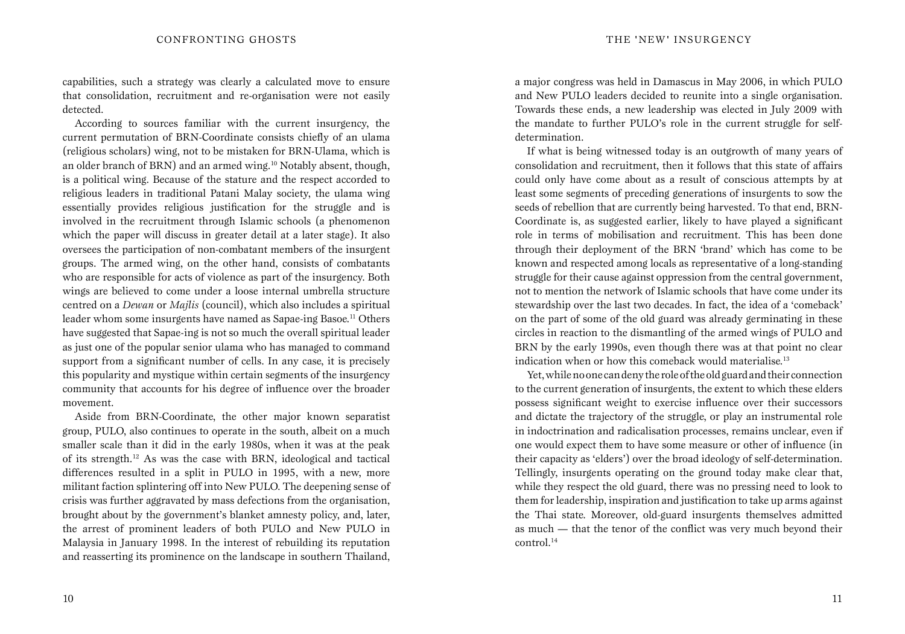capabilities, such a strategy was clearly a calculated move to ensure that consolidation, recruitment and re-organisation were not easily detected.

According to sources familiar with the current insurgency, the current permutation of BRN-Coordinate consists chiefly of an ulama (religious scholars) wing, not to be mistaken for BRN-Ulama, which is an older branch of BRN) and an armed wing.[10] Notably absent, though, is a political wing. Because of the stature and the respect accorded to religious leaders in traditional Patani Malay society, the ulama wing essentially provides religious justification for the struggle and is involved in the recruitment through Islamic schools (a phenomenon which the paper will discuss in greater detail at a later stage). It also oversees the participation of non-combatant members of the insurgent groups. The armed wing, on the other hand, consists of combatants who are responsible for acts of violence as part of the insurgency. Both wings are believed to come under a loose internal umbrella structure centred on a *Dewan* or *Majlis* (council), which also includes a spiritual leader whom some insurgents have named as Sapae-ing Basoe.[11] Others have suggested that Sapae-ing is not so much the overall spiritual leader as just one of the popular senior ulama who has managed to command support from a significant number of cells. In any case, it is precisely this popularity and mystique within certain segments of the insurgency community that accounts for his degree of influence over the broader movement.

Aside from BRN-Coordinate, the other major known separatist group, PULO, also continues to operate in the south, albeit on a much smaller scale than it did in the early 1980s, when it was at the peak of its strength.[12] As was the case with BRN, ideological and tactical differences resulted in a split in PULO in 1995, with a new, more militant faction splintering off into New PULO. The deepening sense of crisis was further aggravated by mass defections from the organisation, brought about by the government's blanket amnesty policy, and, later, the arrest of prominent leaders of both PULO and New PULO in Malaysia in January 1998. In the interest of rebuilding its reputation and reasserting its prominence on the landscape in southern Thailand, a major congress was held in Damascus in May 2006, in which PULO and New PULO leaders decided to reunite into a single organisation. Towards these ends, a new leadership was elected in July 2009 with the mandate to further PULO's role in the current struggle for self-determination.

If what is being witnessed today is an outgrowth of many years of consolidation and recruitment, then it follows that this state of affairs could only have come about as a result of conscious attempts by at least some segments of preceding generations of insurgents to sow the seeds of rebellion that are currently being harvested. To that end, BRN-Coordinate is, as suggested earlier, likely to have played a significant role in terms of mobilisation and recruitment. This has been done through their deployment of the BRN 'brand' which has come to be known and respected among locals as representative of a long-standing struggle for their cause against oppression from the central government, not to mention the network of Islamic schools that have come under its stewardship over the last two decades. In fact, the idea of a 'comeback' on the part of some of the old guard was already germinating in these circles in reaction to the dismantling of the armed wings of PULO and BRN by the early 1990s, even though there was at that point no clear indication when or how this comeback would materialise.[13]

Yet, while no one can deny the role of the old guard and their connection to the current generation of insurgents, the extent to which these elders possess significant weight to exercise influence over their successors and dictate the trajectory of the struggle, or play an instrumental role in indoctrination and radicalisation processes, remains unclear, even if one would expect them to have some measure or other of influence (in their capacity as 'elders') over the broad ideology of self-determination. Tellingly, insurgents operating on the ground today make clear that, while they respect the old guard, there was no pressing need to look to them for leadership, inspiration and justification to take up arms against the Thai state. Moreover, old-guard insurgents themselves admitted as much — that the tenor of the conflict was very much beyond their control.[14]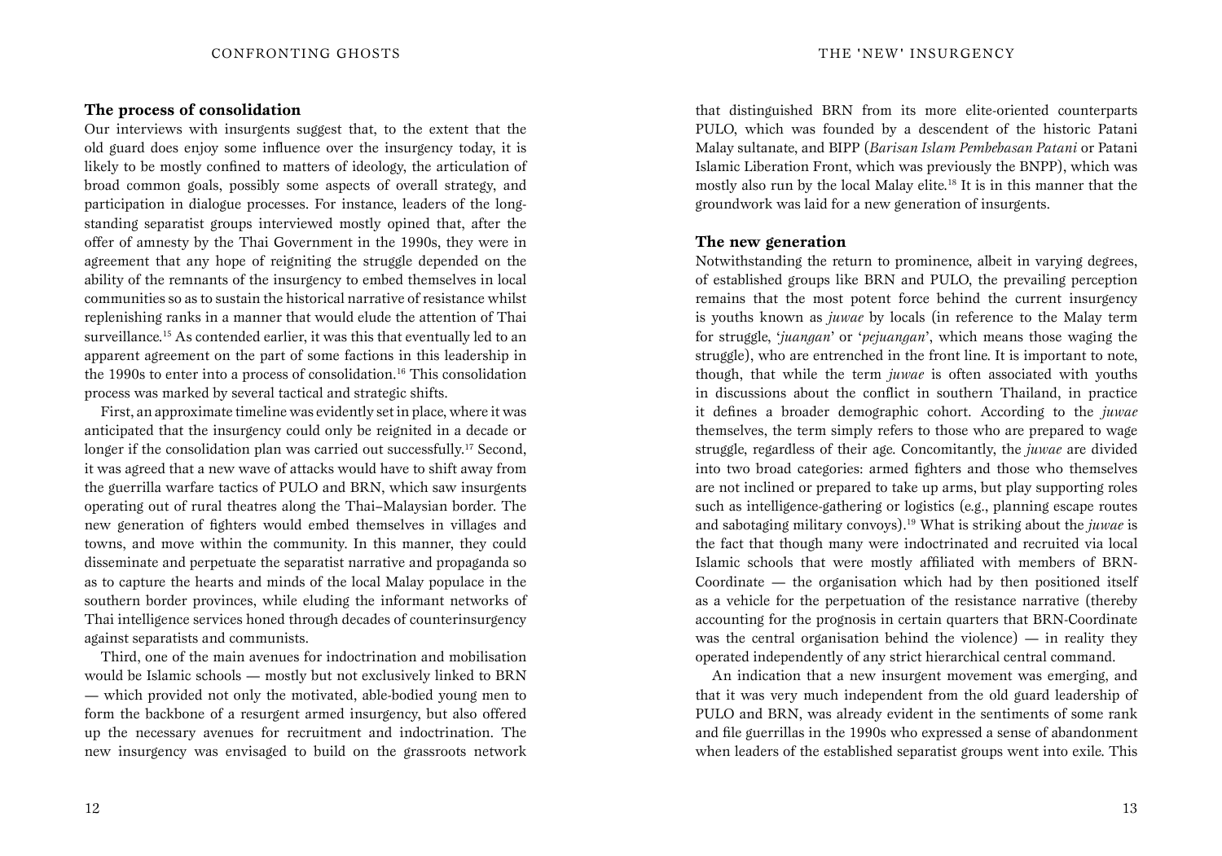## The process of consolidation

Our interviews with insurgents suggest that, to the extent that the old guard does enjoy some influence over the insurgency today, it is likely to be mostly confined to matters of ideology, the articulation of broad common goals, possibly some aspects of overall strategy, and participation in dialogue processes. For instance, leaders of the long-standing separatist groups interviewed mostly opined that, after the offer of amnesty by the Thai Government in the 1990s, they were in agreement that any hope of reigniting the struggle depended on the ability of the remnants of the insurgency to embed themselves in local communities so as to sustain the historical narrative of resistance whilst replenishing ranks in a manner that would elude the attention of Thai surveillance.[15] As contended earlier, it was this that eventually led to an apparent agreement on the part of some factions in this leadership in the 1990s to enter into a process of consolidation.[16] This consolidation process was marked by several tactical and strategic shifts.

First, an approximate timeline was evidently set in place, where it was anticipated that the insurgency could only be reignited in a decade or longer if the consolidation plan was carried out successfully.[17] Second, it was agreed that a new wave of attacks would have to shift away from the guerrilla warfare tactics of PULO and BRN, which saw insurgents operating out of rural theatres along the Thai–Malaysian border. The new generation of fighters would embed themselves in villages and towns, and move within the community. In this manner, they could disseminate and perpetuate the separatist narrative and propaganda so as to capture the hearts and minds of the local Malay populace in the southern border provinces, while eluding the informant networks of Thai intelligence services honed through decades of counterinsurgency against separatists and communists.

Third, one of the main avenues for indoctrination and mobilisation would be Islamic schools — mostly but not exclusively linked to BRN — which provided not only the motivated, able-bodied young men to form the backbone of a resurgent armed insurgency, but also offered up the necessary avenues for recruitment and indoctrination. The new insurgency was envisaged to build on the grassroots network that distinguished BRN from its more elite-oriented counterparts PULO, which was founded by a descendent of the historic Patani Malay sultanate, and BIPP (*Barisan Islam Pembebasan Patani* or Patani Islamic Liberation Front, which was previously the BNPP), which was mostly also run by the local Malay elite.[18] It is in this manner that the groundwork was laid for a new generation of insurgents.

## The new generation

Notwithstanding the return to prominence, albeit in varying degrees, of established groups like BRN and PULO, the prevailing perception remains that the most potent force behind the current insurgency is youths known as *juwae* by locals (in reference to the Malay term for struggle, '*juangan*' or '*pejuangan*', which means those waging the struggle), who are entrenched in the front line. It is important to note, though, that while the term *juwae* is often associated with youths in discussions about the conflict in southern Thailand, in practice it defines a broader demographic cohort. According to the *juwae* themselves, the term simply refers to those who are prepared to wage struggle, regardless of their age. Concomitantly, the *juwae* are divided into two broad categories: armed fighters and those who themselves are not inclined or prepared to take up arms, but play supporting roles such as intelligence-gathering or logistics (e.g., planning escape routes and sabotaging military convoys).[19] What is striking about the *juwae* is the fact that though many were indoctrinated and recruited via local Islamic schools that were mostly affiliated with members of BRN-Coordinate — the organisation which had by then positioned itself as a vehicle for the perpetuation of the resistance narrative (thereby accounting for the prognosis in certain quarters that BRN-Coordinate was the central organisation behind the violence) — in reality they operated independently of any strict hierarchical central command.

An indication that a new insurgent movement was emerging, and that it was very much independent from the old guard leadership of PULO and BRN, was already evident in the sentiments of some rank and file guerrillas in the 1990s who expressed a sense of abandonment when leaders of the established separatist groups went into exile. This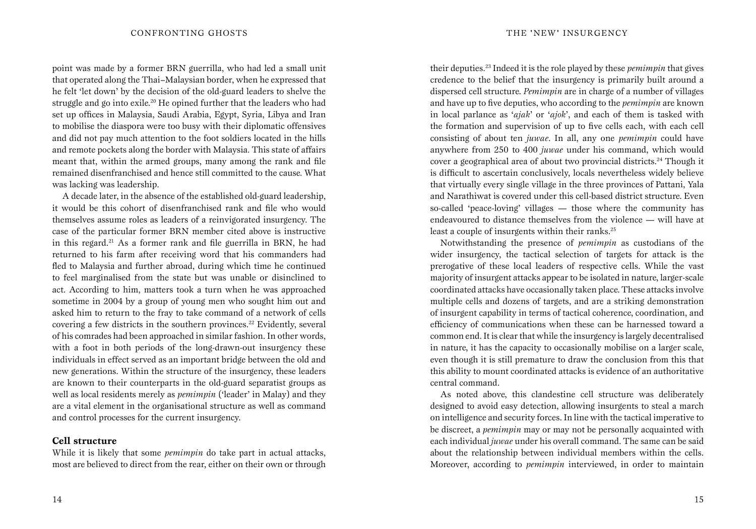point was made by a former BRN guerrilla, who had led a small unit that operated along the Thai–Malaysian border, when he expressed that he felt 'let down' by the decision of the old-guard leaders to shelve the struggle and go into exile.[20] He opined further that the leaders who had set up offices in Malaysia, Saudi Arabia, Egypt, Syria, Libya and Iran to mobilise the diaspora were too busy with their diplomatic offensives and did not pay much attention to the foot soldiers located in the hills and remote pockets along the border with Malaysia. This state of affairs meant that, within the armed groups, many among the rank and file remained disenfranchised and hence still committed to the cause. What was lacking was leadership.

A decade later, in the absence of the established old-guard leadership, it would be this cohort of disenfranchised rank and file who would themselves assume roles as leaders of a reinvigorated insurgency. The case of the particular former BRN member cited above is instructive in this regard.[21] As a former rank and file guerrilla in BRN, he had returned to his farm after receiving word that his commanders had fled to Malaysia and further abroad, during which time he continued to feel marginalised from the state but was unable or disinclined to act. According to him, matters took a turn when he was approached sometime in 2004 by a group of young men who sought him out and asked him to return to the fray to take command of a network of cells covering a few districts in the southern provinces.[22] Evidently, several of his comrades had been approached in similar fashion. In other words, with a foot in both periods of the long-drawn-out insurgency these individuals in effect served as an important bridge between the old and new generations. Within the structure of the insurgency, these leaders are known to their counterparts in the old-guard separatist groups as well as local residents merely as *pemimpin* ('leader' in Malay) and they are a vital element in the organisational structure as well as command and control processes for the current insurgency.

## Cell structure

While it is likely that some *pemimpin* do take part in actual attacks, most are believed to direct from the rear, either on their own or through their deputies.[23] Indeed it is the role played by these *pemimpin* that gives credence to the belief that the insurgency is primarily built around a dispersed cell structure. *Pemimpin* are in charge of a number of villages and have up to five deputies, who according to the *pemimpin* are known in local parlance as '*ajak*' or '*ajok*', and each of them is tasked with the formation and supervision of up to five cells each, with each cell consisting of about ten *juwae*. In all, any one *pemimpin* could have anywhere from 250 to 400 *juwae* under his command, which would cover a geographical area of about two provincial districts.[24] Though it is difficult to ascertain conclusively, locals nevertheless widely believe that virtually every single village in the three provinces of Pattani, Yala and Narathiwat is covered under this cell-based district structure. Even so-called 'peace-loving' villages — those where the community has endeavoured to distance themselves from the violence — will have at least a couple of insurgents within their ranks.[25]

Notwithstanding the presence of *pemimpin* as custodians of the wider insurgency, the tactical selection of targets for attack is the prerogative of these local leaders of respective cells. While the vast majority of insurgent attacks appear to be isolated in nature, larger-scale coordinated attacks have occasionally taken place. These attacks involve multiple cells and dozens of targets, and are a striking demonstration of insurgent capability in terms of tactical coherence, coordination, and efficiency of communications when these can be harnessed toward a common end. It is clear that while the insurgency is largely decentralised in nature, it has the capacity to occasionally mobilise on a larger scale, even though it is still premature to draw the conclusion from this that this ability to mount coordinated attacks is evidence of an authoritative central command.

As noted above, this clandestine cell structure was deliberately designed to avoid easy detection, allowing insurgents to steal a march on intelligence and security forces. In line with the tactical imperative to be discreet, a *pemimpin* may or may not be personally acquainted with each individual *juwae* under his overall command. The same can be said about the relationship between individual members within the cells. Moreover, according to *pemimpin* interviewed, in order to maintain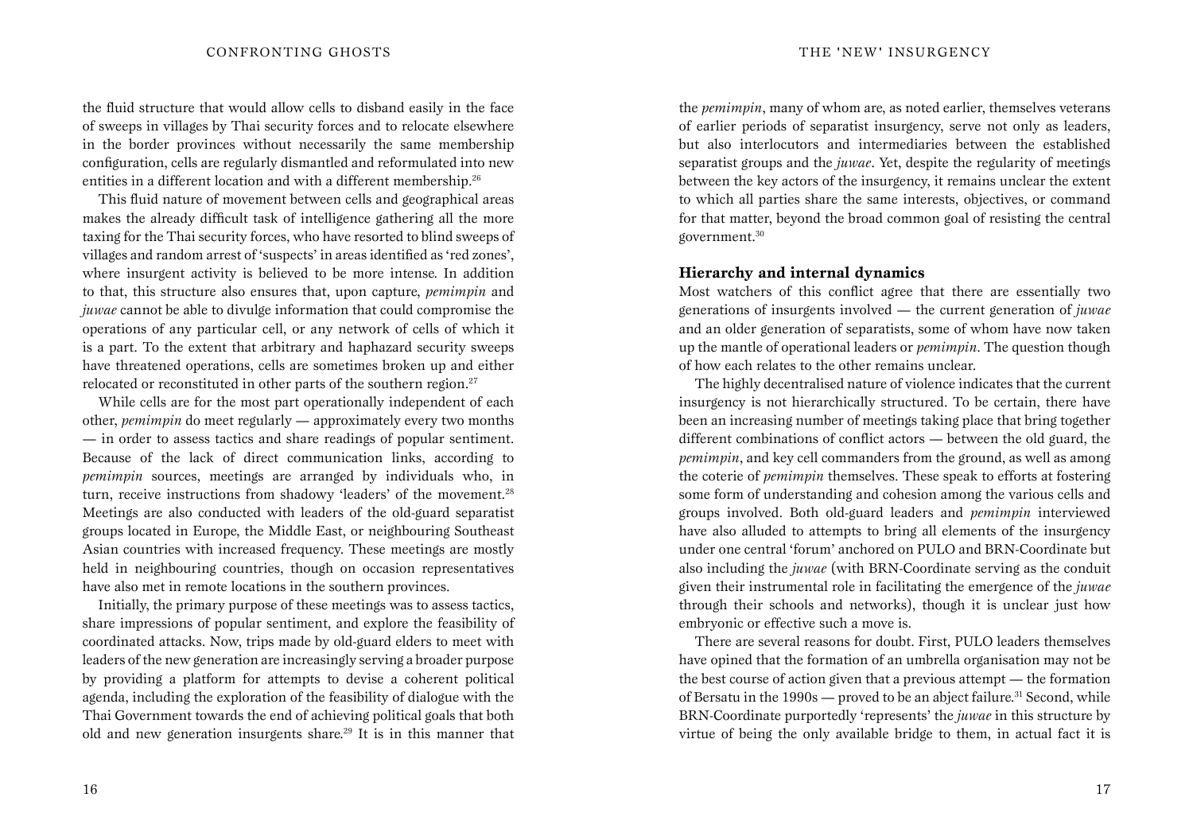the fluid structure that would allow cells to disband easily in the face of sweeps in villages by Thai security forces and to relocate elsewhere in the border provinces without necessarily the same membership configuration, cells are regularly dismantled and reformulated into new entities in a different location and with a different membership.[26]

This fluid nature of movement between cells and geographical areas makes the already difficult task of intelligence gathering all the more taxing for the Thai security forces, who have resorted to blind sweeps of villages and random arrest of 'suspects' in areas identified as 'red zones', where insurgent activity is believed to be more intense. In addition to that, this structure also ensures that, upon capture, *pemimpin* and *juwae* cannot be able to divulge information that could compromise the operations of any particular cell, or any network of cells of which it is a part. To the extent that arbitrary and haphazard security sweeps have threatened operations, cells are sometimes broken up and either relocated or reconstituted in other parts of the southern region.[27]

While cells are for the most part operationally independent of each other, *pemimpin* do meet regularly — approximately every two months — in order to assess tactics and share readings of popular sentiment. Because of the lack of direct communication links, according to *pemimpin* sources, meetings are arranged by individuals who, in turn, receive instructions from shadowy 'leaders' of the movement.[28] Meetings are also conducted with leaders of the old-guard separatist groups located in Europe, the Middle East, or neighbouring Southeast Asian countries with increased frequency. These meetings are mostly held in neighbouring countries, though on occasion representatives have also met in remote locations in the southern provinces.

Initially, the primary purpose of these meetings was to assess tactics, share impressions of popular sentiment, and explore the feasibility of coordinated attacks. Now, trips made by old-guard elders to meet with leaders of the new generation are increasingly serving a broader purpose by providing a platform for attempts to devise a coherent political agenda, including the exploration of the feasibility of dialogue with the Thai Government towards the end of achieving political goals that both old and new generation insurgents share.[29] It is in this manner that the *pemimpin*, many of whom are, as noted earlier, themselves veterans of earlier periods of separatist insurgency, serve not only as leaders, but also interlocutors and intermediaries between the established separatist groups and the *juwae*. Yet, despite the regularity of meetings between the key actors of the insurgency, it remains unclear the extent to which all parties share the same interests, objectives, or command for that matter, beyond the broad common goal of resisting the central government.[30]

### Hierarchy and internal dynamics

Most watchers of this conflict agree that there are essentially two generations of insurgents involved — the current generation of *juwae* and an older generation of separatists, some of whom have now taken up the mantle of operational leaders or *pemimpin*. The question though of how each relates to the other remains unclear.

The highly decentralised nature of violence indicates that the current insurgency is not hierarchically structured. To be certain, there have been an increasing number of meetings taking place that bring together different combinations of conflict actors — between the old guard, the *pemimpin*, and key cell commanders from the ground, as well as among the coterie of *pemimpin* themselves. These speak to efforts at fostering some form of understanding and cohesion among the various cells and groups involved. Both old-guard leaders and *pemimpin* interviewed have also alluded to attempts to bring all elements of the insurgency under one central 'forum' anchored on PULO and BRN-Coordinate but also including the *juwae* (with BRN-Coordinate serving as the conduit given their instrumental role in facilitating the emergence of the *juwae* through their schools and networks), though it is unclear just how embryonic or effective such a move is.

There are several reasons for doubt. First, PULO leaders themselves have opined that the formation of an umbrella organisation may not be the best course of action given that a previous attempt — the formation of Bersatu in the 1990s — proved to be an abject failure.[31] Second, while BRN-Coordinate purportedly 'represents' the *juwae* in this structure by virtue of being the only available bridge to them, in actual fact it is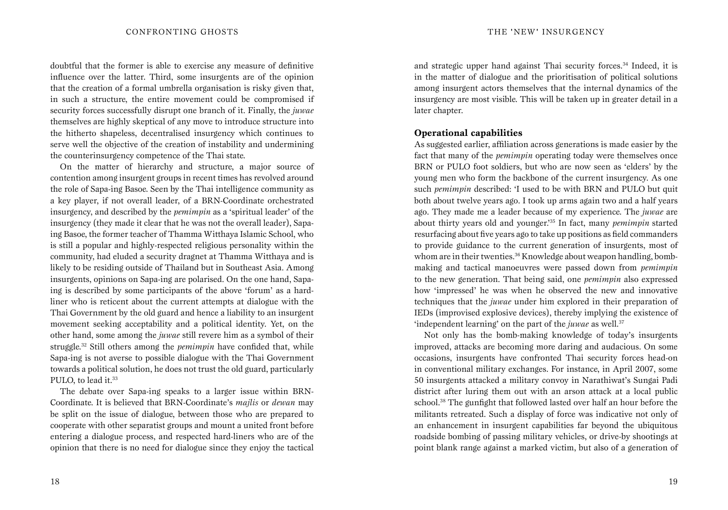doubtful that the former is able to exercise any measure of definitive influence over the latter. Third, some insurgents are of the opinion that the creation of a formal umbrella organisation is risky given that, in such a structure, the entire movement could be compromised if security forces successfully disrupt one branch of it. Finally, the *juwae* themselves are highly skeptical of any move to introduce structure into the hitherto shapeless, decentralised insurgency which continues to serve well the objective of the creation of instability and undermining the counterinsurgency competence of the Thai state.

On the matter of hierarchy and structure, a major source of contention among insurgent groups in recent times has revolved around the role of Sapa-ing Basoe. Seen by the Thai intelligence community as a key player, if not overall leader, of a BRN-Coordinate orchestrated insurgency, and described by the *pemimpin* as a 'spiritual leader' of the insurgency (they made it clear that he was not the overall leader), Sapa-ing Basoe, the former teacher of Thamma Witthaya Islamic School, who is still a popular and highly-respected religious personality within the community, had eluded a security dragnet at Thamma Witthaya and is likely to be residing outside of Thailand but in Southeast Asia. Among insurgents, opinions on Sapa-ing are polarised. On the one hand, Sapa-ing is described by some participants of the above 'forum' as a hard-liner who is reticent about the current attempts at dialogue with the Thai Government by the old guard and hence a liability to an insurgent movement seeking acceptability and a political identity. Yet, on the other hand, some among the *juwae* still revere him as a symbol of their struggle.[32] Still others among the *pemimpin* have confided that, while Sapa-ing is not averse to possible dialogue with the Thai Government towards a political solution, he does not trust the old guard, particularly PULO, to lead it.[33]

The debate over Sapa-ing speaks to a larger issue within BRN-Coordinate. It is believed that BRN-Coordinate's *majlis* or *dewan* may be split on the issue of dialogue, between those who are prepared to cooperate with other separatist groups and mount a united front before entering a dialogue process, and respected hard-liners who are of the opinion that there is no need for dialogue since they enjoy the tactical and strategic upper hand against Thai security forces.[34] Indeed, it is in the matter of dialogue and the prioritisation of political solutions among insurgent actors themselves that the internal dynamics of the insurgency are most visible. This will be taken up in greater detail in a later chapter.

## Operational capabilities

As suggested earlier, affiliation across generations is made easier by the fact that many of the *pemimpin* operating today were themselves once BRN or PULO foot soldiers, but who are now seen as 'elders' by the young men who form the backbone of the current insurgency. As one such *pemimpin* described: 'I used to be with BRN and PULO but quit both about twelve years ago. I took up arms again two and a half years ago. They made me a leader because of my experience. The *juwae* are about thirty years old and younger.'[35] In fact, many *pemimpin* started resurfacing about five years ago to take up positions as field commanders to provide guidance to the current generation of insurgents, most of whom are in their twenties.[36] Knowledge about weapon handling, bomb-making and tactical manoeuvres were passed down from *pemimpin* to the new generation. That being said, one *pemimpin* also expressed how 'impressed' he was when he observed the new and innovative techniques that the *juwae* under him explored in their preparation of IEDs (improvised explosive devices), thereby implying the existence of 'independent learning' on the part of the *juwae* as well.[37]

Not only has the bomb-making knowledge of today's insurgents improved, attacks are becoming more daring and audacious. On some occasions, insurgents have confronted Thai security forces head-on in conventional military exchanges. For instance, in April 2007, some 50 insurgents attacked a military convoy in Narathiwat's Sungai Padi district after luring them out with an arson attack at a local public school.[38] The gunfight that followed lasted over half an hour before the militants retreated. Such a display of force was indicative not only of an enhancement in insurgent capabilities far beyond the ubiquitous roadside bombing of passing military vehicles, or drive-by shootings at point blank range against a marked victim, but also of a generation of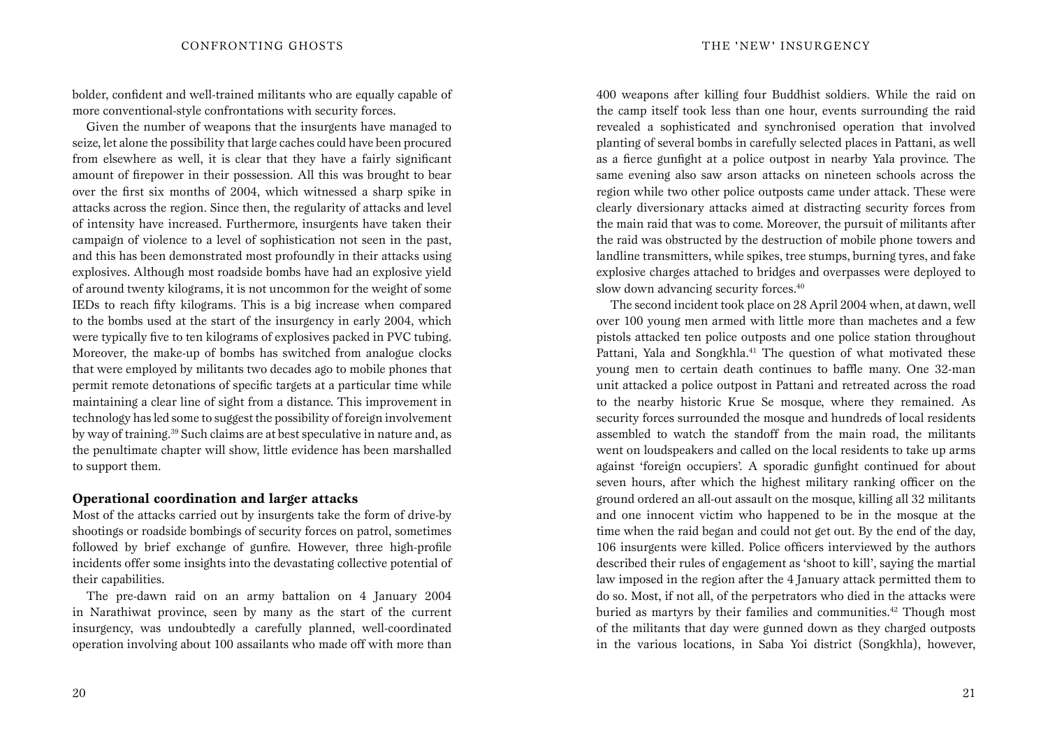bolder, confident and well-trained militants who are equally capable of more conventional-style confrontations with security forces.

Given the number of weapons that the insurgents have managed to seize, let alone the possibility that large caches could have been procured from elsewhere as well, it is clear that they have a fairly significant amount of firepower in their possession. All this was brought to bear over the first six months of 2004, which witnessed a sharp spike in attacks across the region. Since then, the regularity of attacks and level of intensity have increased. Furthermore, insurgents have taken their campaign of violence to a level of sophistication not seen in the past, and this has been demonstrated most profoundly in their attacks using explosives. Although most roadside bombs have had an explosive yield of around twenty kilograms, it is not uncommon for the weight of some IEDs to reach fifty kilograms. This is a big increase when compared to the bombs used at the start of the insurgency in early 2004, which were typically five to ten kilograms of explosives packed in PVC tubing. Moreover, the make-up of bombs has switched from analogue clocks that were employed by militants two decades ago to mobile phones that permit remote detonations of specific targets at a particular time while maintaining a clear line of sight from a distance. This improvement in technology has led some to suggest the possibility of foreign involvement by way of training.[39] Such claims are at best speculative in nature and, as the penultimate chapter will show, little evidence has been marshalled to support them.

### Operational coordination and larger attacks

Most of the attacks carried out by insurgents take the form of drive-by shootings or roadside bombings of security forces on patrol, sometimes followed by brief exchange of gunfire. However, three high-profile incidents offer some insights into the devastating collective potential of their capabilities.

The pre-dawn raid on an army battalion on 4 January 2004 in Narathiwat province, seen by many as the start of the current insurgency, was undoubtedly a carefully planned, well-coordinated operation involving about 100 assailants who made off with more than 400 weapons after killing four Buddhist soldiers. While the raid on the camp itself took less than one hour, events surrounding the raid revealed a sophisticated and synchronised operation that involved planting of several bombs in carefully selected places in Pattani, as well as a fierce gunfight at a police outpost in nearby Yala province. The same evening also saw arson attacks on nineteen schools across the region while two other police outposts came under attack. These were clearly diversionary attacks aimed at distracting security forces from the main raid that was to come. Moreover, the pursuit of militants after the raid was obstructed by the destruction of mobile phone towers and landline transmitters, while spikes, tree stumps, burning tyres, and fake explosive charges attached to bridges and overpasses were deployed to slow down advancing security forces.[40]

The second incident took place on 28 April 2004 when, at dawn, well over 100 young men armed with little more than machetes and a few pistols attacked ten police outposts and one police station throughout Pattani, Yala and Songkhla.[41] The question of what motivated these young men to certain death continues to baffle many. One 32-man unit attacked a police outpost in Pattani and retreated across the road to the nearby historic Krue Se mosque, where they remained. As security forces surrounded the mosque and hundreds of local residents assembled to watch the standoff from the main road, the militants went on loudspeakers and called on the local residents to take up arms against 'foreign occupiers'. A sporadic gunfight continued for about seven hours, after which the highest military ranking officer on the ground ordered an all-out assault on the mosque, killing all 32 militants and one innocent victim who happened to be in the mosque at the time when the raid began and could not get out. By the end of the day, 106 insurgents were killed. Police officers interviewed by the authors described their rules of engagement as 'shoot to kill', saying the martial law imposed in the region after the 4 January attack permitted them to do so. Most, if not all, of the perpetrators who died in the attacks were buried as martyrs by their families and communities.[42] Though most of the militants that day were gunned down as they charged outposts in the various locations, in Saba Yoi district (Songkhla), however,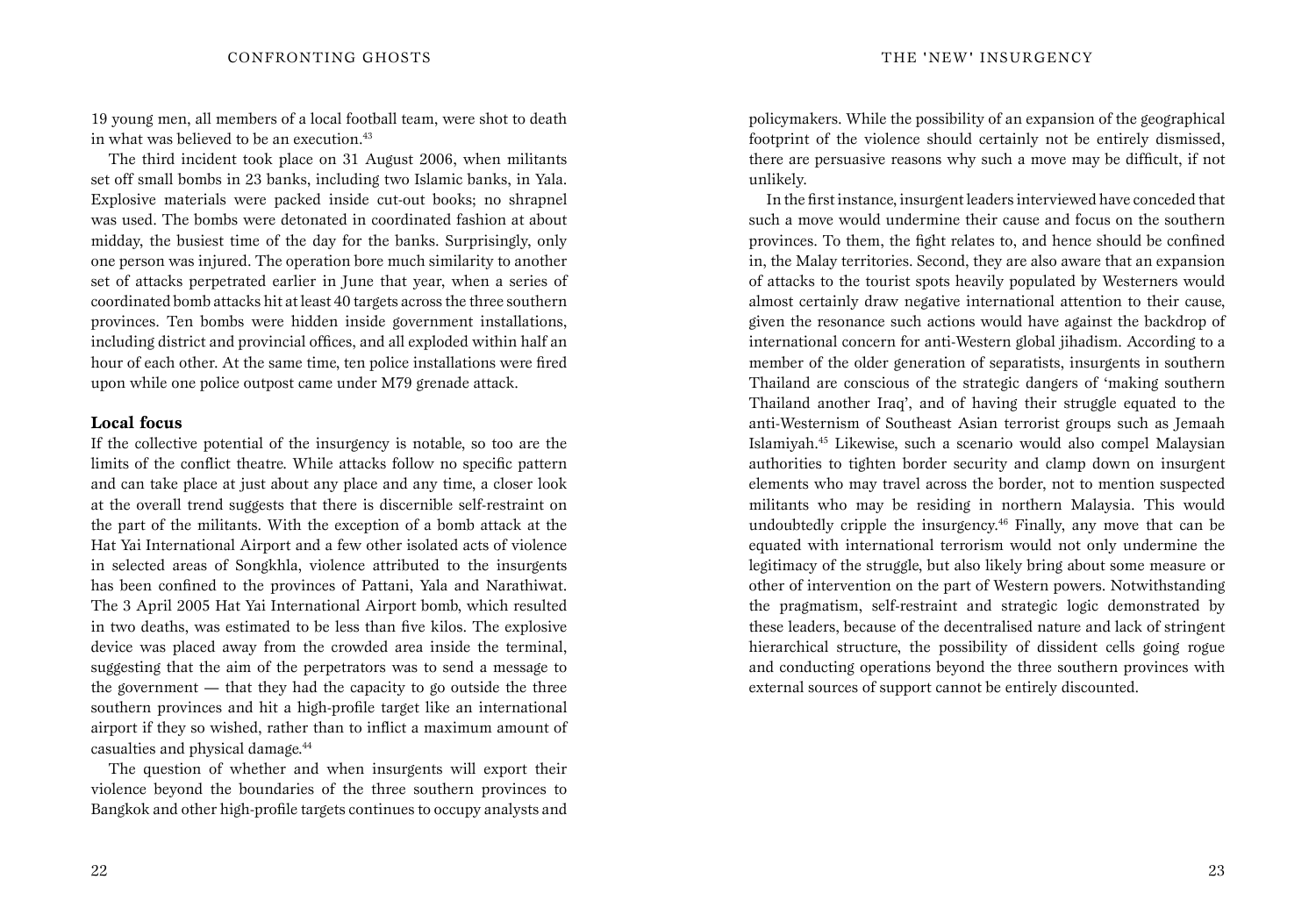19 young men, all members of a local football team, were shot to death in what was believed to be an execution.[43]

The third incident took place on 31 August 2006, when militants set off small bombs in 23 banks, including two Islamic banks, in Yala. Explosive materials were packed inside cut-out books; no shrapnel was used. The bombs were detonated in coordinated fashion at about midday, the busiest time of the day for the banks. Surprisingly, only one person was injured. The operation bore much similarity to another set of attacks perpetrated earlier in June that year, when a series of coordinated bomb attacks hit at least 40 targets across the three southern provinces. Ten bombs were hidden inside government installations, including district and provincial offices, and all exploded within half an hour of each other. At the same time, ten police installations were fired upon while one police outpost came under M79 grenade attack.

### Local focus

If the collective potential of the insurgency is notable, so too are the limits of the conflict theatre. While attacks follow no specific pattern and can take place at just about any place and any time, a closer look at the overall trend suggests that there is discernible self-restraint on the part of the militants. With the exception of a bomb attack at the Hat Yai International Airport and a few other isolated acts of violence in selected areas of Songkhla, violence attributed to the insurgents has been confined to the provinces of Pattani, Yala and Narathiwat. The 3 April 2005 Hat Yai International Airport bomb, which resulted in two deaths, was estimated to be less than five kilos. The explosive device was placed away from the crowded area inside the terminal, suggesting that the aim of the perpetrators was to send a message to the government — that they had the capacity to go outside the three southern provinces and hit a high-profile target like an international airport if they so wished, rather than to inflict a maximum amount of casualties and physical damage.[44]

The question of whether and when insurgents will export their violence beyond the boundaries of the three southern provinces to Bangkok and other high-profile targets continues to occupy analysts and policymakers. While the possibility of an expansion of the geographical footprint of the violence should certainly not be entirely dismissed, there are persuasive reasons why such a move may be difficult, if not unlikely.

In the first instance, insurgent leaders interviewed have conceded that such a move would undermine their cause and focus on the southern provinces. To them, the fight relates to, and hence should be confined in, the Malay territories. Second, they are also aware that an expansion of attacks to the tourist spots heavily populated by Westerners would almost certainly draw negative international attention to their cause, given the resonance such actions would have against the backdrop of international concern for anti-Western global jihadism. According to a member of the older generation of separatists, insurgents in southern Thailand are conscious of the strategic dangers of 'making southern Thailand another Iraq', and of having their struggle equated to the anti-Westernism of Southeast Asian terrorist groups such as Jemaah Islamiyah.[45] Likewise, such a scenario would also compel Malaysian authorities to tighten border security and clamp down on insurgent elements who may travel across the border, not to mention suspected militants who may be residing in northern Malaysia. This would undoubtedly cripple the insurgency.[46] Finally, any move that can be equated with international terrorism would not only undermine the legitimacy of the struggle, but also likely bring about some measure or other of intervention on the part of Western powers. Notwithstanding the pragmatism, self-restraint and strategic logic demonstrated by these leaders, because of the decentralised nature and lack of stringent hierarchical structure, the possibility of dissident cells going rogue and conducting operations beyond the three southern provinces with external sources of support cannot be entirely discounted.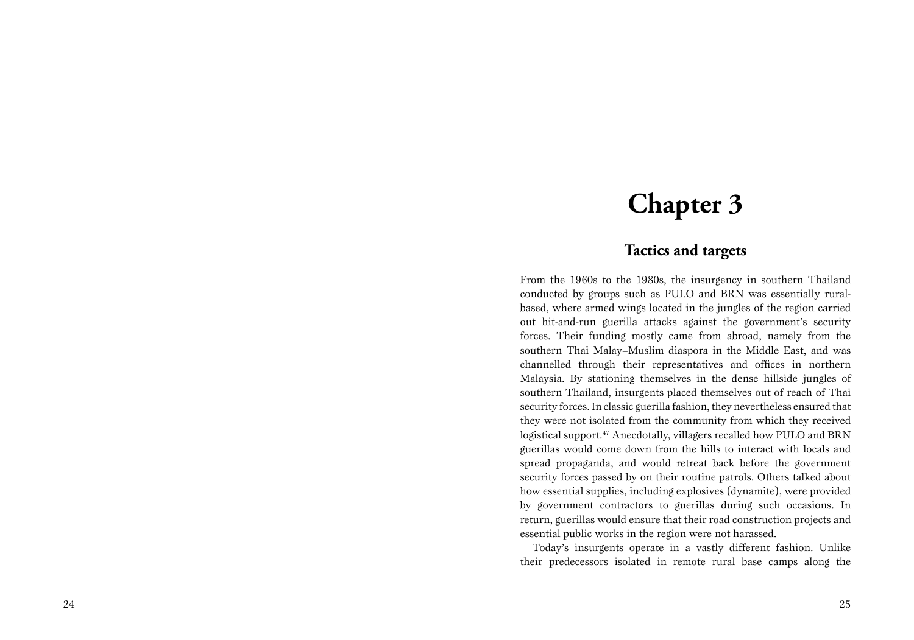# Chapter 3

## Tactics and targets

From the 1960s to the 1980s, the insurgency in southern Thailand conducted by groups such as PULO and BRN was essentially rural-based, where armed wings located in the jungles of the region carried out hit-and-run guerilla attacks against the government's security forces. Their funding mostly came from abroad, namely from the southern Thai Malay–Muslim diaspora in the Middle East, and was channelled through their representatives and offices in northern Malaysia. By stationing themselves in the dense hillside jungles of southern Thailand, insurgents placed themselves out of reach of Thai security forces. In classic guerilla fashion, they nevertheless ensured that they were not isolated from the community from which they received logistical support.[47] Anecdotally, villagers recalled how PULO and BRN guerillas would come down from the hills to interact with locals and spread propaganda, and would retreat back before the government security forces passed by on their routine patrols. Others talked about how essential supplies, including explosives (dynamite), were provided by government contractors to guerillas during such occasions. In return, guerillas would ensure that their road construction projects and essential public works in the region were not harassed.

Today's insurgents operate in a vastly different fashion. Unlike their predecessors isolated in remote rural base camps along the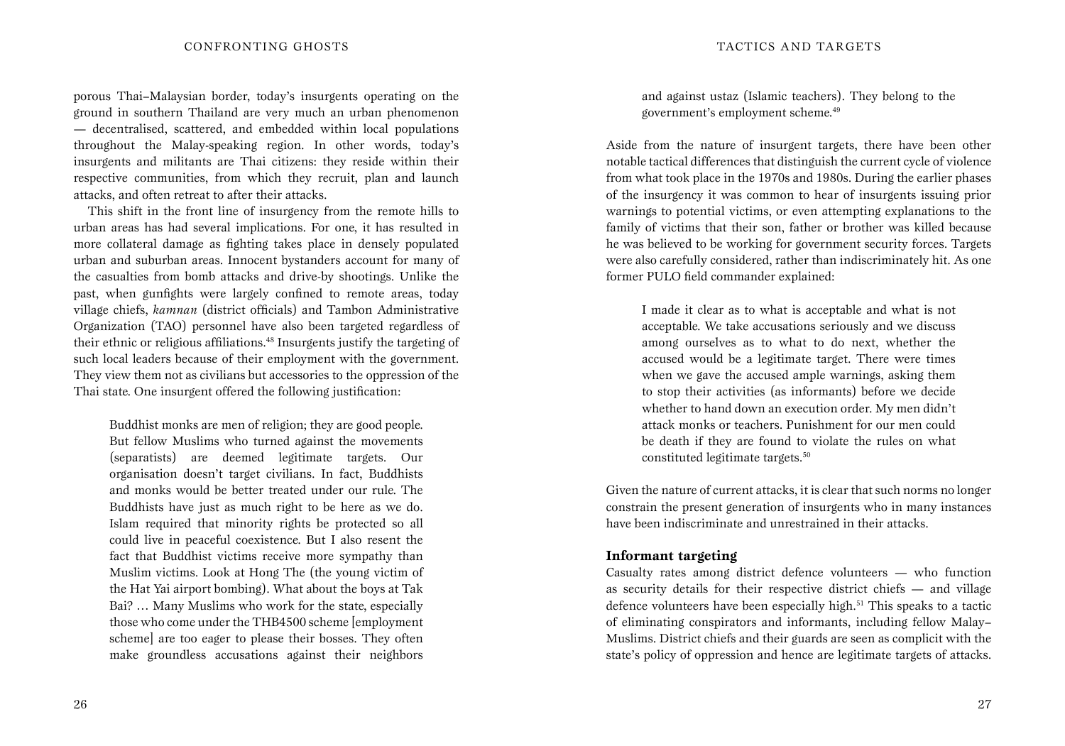porous Thai–Malaysian border, today's insurgents operating on the ground in southern Thailand are very much an urban phenomenon — decentralised, scattered, and embedded within local populations throughout the Malay-speaking region. In other words, today's insurgents and militants are Thai citizens: they reside within their respective communities, from which they recruit, plan and launch attacks, and often retreat to after their attacks.

This shift in the front line of insurgency from the remote hills to urban areas has had several implications. For one, it has resulted in more collateral damage as fighting takes place in densely populated urban and suburban areas. Innocent bystanders account for many of the casualties from bomb attacks and drive-by shootings. Unlike the past, when gunfights were largely confined to remote areas, today village chiefs, *kamnan* (district officials) and Tambon Administrative Organization (TAO) personnel have also been targeted regardless of their ethnic or religious affiliations.[48] Insurgents justify the targeting of such local leaders because of their employment with the government. They view them not as civilians but accessories to the oppression of the Thai state. One insurgent offered the following justification:

> Buddhist monks are men of religion; they are good people. But fellow Muslims who turned against the movements (separatists) are deemed legitimate targets. Our organisation doesn't target civilians. In fact, Buddhists and monks would be better treated under our rule. The Buddhists have just as much right to be here as we do. Islam required that minority rights be protected so all could live in peaceful coexistence. But I also resent the fact that Buddhist victims receive more sympathy than Muslim victims. Look at Hong The (the young victim of the Hat Yai airport bombing). What about the boys at Tak Bai? … Many Muslims who work for the state, especially those who come under the THB4500 scheme [employment scheme] are too eager to please their bosses. They often make groundless accusations against their neighbors and against ustaz (Islamic teachers). They belong to the government's employment scheme.[49]

Aside from the nature of insurgent targets, there have been other notable tactical differences that distinguish the current cycle of violence from what took place in the 1970s and 1980s. During the earlier phases of the insurgency it was common to hear of insurgents issuing prior warnings to potential victims, or even attempting explanations to the family of victims that their son, father or brother was killed because he was believed to be working for government security forces. Targets were also carefully considered, rather than indiscriminately hit. As one former PULO field commander explained:

> I made it clear as to what is acceptable and what is not acceptable. We take accusations seriously and we discuss among ourselves as to what to do next, whether the accused would be a legitimate target. There were times when we gave the accused ample warnings, asking them to stop their activities (as informants) before we decide whether to hand down an execution order. My men didn't attack monks or teachers. Punishment for our men could be death if they are found to violate the rules on what constituted legitimate targets.[50]

Given the nature of current attacks, it is clear that such norms no longer constrain the present generation of insurgents who in many instances have been indiscriminate and unrestrained in their attacks.

### Informant targeting

Casualty rates among district defence volunteers — who function as security details for their respective district chiefs — and village defence volunteers have been especially high.[51] This speaks to a tactic of eliminating conspirators and informants, including fellow Malay–Muslims. District chiefs and their guards are seen as complicit with the state's policy of oppression and hence are legitimate targets of attacks.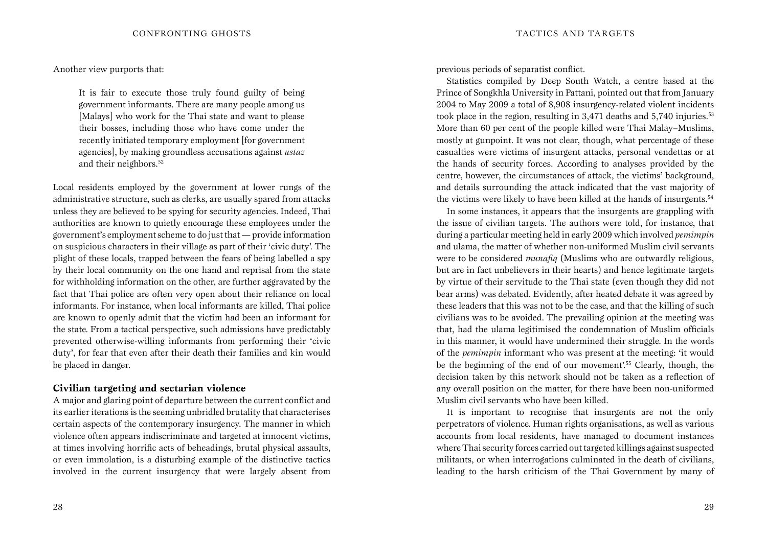Another view purports that:

> It is fair to execute those truly found guilty of being government informants. There are many people among us [Malays] who work for the Thai state and want to please their bosses, including those who have come under the recently initiated temporary employment [for government agencies], by making groundless accusations against *ustaz* and their neighbors.[52]

Local residents employed by the government at lower rungs of the administrative structure, such as clerks, are usually spared from attacks unless they are believed to be spying for security agencies. Indeed, Thai authorities are known to quietly encourage these employees under the government's employment scheme to do just that — provide information on suspicious characters in their village as part of their 'civic duty'. The plight of these locals, trapped between the fears of being labelled a spy by their local community on the one hand and reprisal from the state for withholding information on the other, are further aggravated by the fact that Thai police are often very open about their reliance on local informants. For instance, when local informants are killed, Thai police are known to openly admit that the victim had been an informant for the state. From a tactical perspective, such admissions have predictably prevented otherwise-willing informants from performing their 'civic duty', for fear that even after their death their families and kin would be placed in danger.

## Civilian targeting and sectarian violence

A major and glaring point of departure between the current conflict and its earlier iterations is the seeming unbridled brutality that characterises certain aspects of the contemporary insurgency. The manner in which violence often appears indiscriminate and targeted at innocent victims, at times involving horrific acts of beheadings, brutal physical assaults, or even immolation, is a disturbing example of the distinctive tactics involved in the current insurgency that were largely absent from previous periods of separatist conflict.

Statistics compiled by Deep South Watch, a centre based at the Prince of Songkhla University in Pattani, pointed out that from January 2004 to May 2009 a total of 8,908 insurgency-related violent incidents took place in the region, resulting in 3,471 deaths and 5,740 injuries.[53] More than 60 per cent of the people killed were Thai Malay–Muslims, mostly at gunpoint. It was not clear, though, what percentage of these casualties were victims of insurgent attacks, personal vendettas or at the hands of security forces. According to analyses provided by the centre, however, the circumstances of attack, the victims' background, and details surrounding the attack indicated that the vast majority of the victims were likely to have been killed at the hands of insurgents.[54]

In some instances, it appears that the insurgents are grappling with the issue of civilian targets. The authors were told, for instance, that during a particular meeting held in early 2009 which involved *pemimpin* and ulama, the matter of whether non-uniformed Muslim civil servants were to be considered *munafiq* (Muslims who are outwardly religious, but are in fact unbelievers in their hearts) and hence legitimate targets by virtue of their servitude to the Thai state (even though they did not bear arms) was debated. Evidently, after heated debate it was agreed by these leaders that this was not to be the case, and that the killing of such civilians was to be avoided. The prevailing opinion at the meeting was that, had the ulama legitimised the condemnation of Muslim officials in this manner, it would have undermined their struggle. In the words of the *pemimpin* informant who was present at the meeting: 'it would be the beginning of the end of our movement'.[55] Clearly, though, the decision taken by this network should not be taken as a reflection of any overall position on the matter, for there have been non-uniformed Muslim civil servants who have been killed.

It is important to recognise that insurgents are not the only perpetrators of violence. Human rights organisations, as well as various accounts from local residents, have managed to document instances where Thai security forces carried out targeted killings against suspected militants, or when interrogations culminated in the death of civilians, leading to the harsh criticism of the Thai Government by many of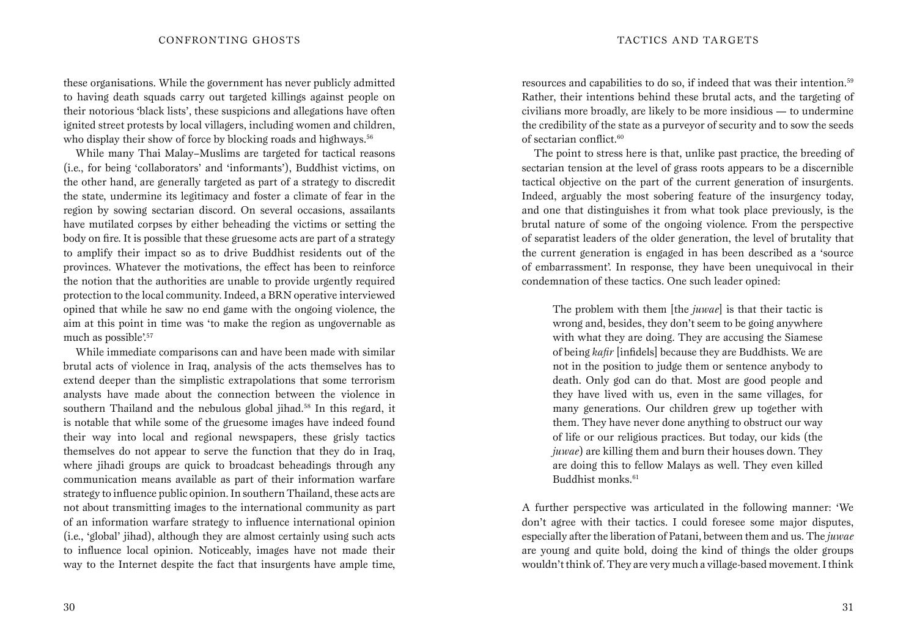these organisations. While the government has never publicly admitted to having death squads carry out targeted killings against people on their notorious 'black lists', these suspicions and allegations have often ignited street protests by local villagers, including women and children, who display their show of force by blocking roads and highways.[56]

While many Thai Malay–Muslims are targeted for tactical reasons (i.e., for being 'collaborators' and 'informants'), Buddhist victims, on the other hand, are generally targeted as part of a strategy to discredit the state, undermine its legitimacy and foster a climate of fear in the region by sowing sectarian discord. On several occasions, assailants have mutilated corpses by either beheading the victims or setting the body on fire. It is possible that these gruesome acts are part of a strategy to amplify their impact so as to drive Buddhist residents out of the provinces. Whatever the motivations, the effect has been to reinforce the notion that the authorities are unable to provide urgently required protection to the local community. Indeed, a BRN operative interviewed opined that while he saw no end game with the ongoing violence, the aim at this point in time was 'to make the region as ungovernable as much as possible'.[57]

While immediate comparisons can and have been made with similar brutal acts of violence in Iraq, analysis of the acts themselves has to extend deeper than the simplistic extrapolations that some terrorism analysts have made about the connection between the violence in southern Thailand and the nebulous global jihad.[58] In this regard, it is notable that while some of the gruesome images have indeed found their way into local and regional newspapers, these grisly tactics themselves do not appear to serve the function that they do in Iraq, where jihadi groups are quick to broadcast beheadings through any communication means available as part of their information warfare strategy to influence public opinion. In southern Thailand, these acts are not about transmitting images to the international community as part of an information warfare strategy to influence international opinion (i.e., 'global' jihad), although they are almost certainly using such acts to influence local opinion. Noticeably, images have not made their way to the Internet despite the fact that insurgents have ample time, resources and capabilities to do so, if indeed that was their intention.[59] Rather, their intentions behind these brutal acts, and the targeting of civilians more broadly, are likely to be more insidious — to undermine the credibility of the state as a purveyor of security and to sow the seeds of sectarian conflict.[60]

The point to stress here is that, unlike past practice, the breeding of sectarian tension at the level of grass roots appears to be a discernible tactical objective on the part of the current generation of insurgents. Indeed, arguably the most sobering feature of the insurgency today, and one that distinguishes it from what took place previously, is the brutal nature of some of the ongoing violence. From the perspective of separatist leaders of the older generation, the level of brutality that the current generation is engaged in has been described as a 'source of embarrassment'. In response, they have been unequivocal in their condemnation of these tactics. One such leader opined:

> The problem with them [the *juwae*] is that their tactic is wrong and, besides, they don't seem to be going anywhere with what they are doing. They are accusing the Siamese of being *kafir* [infidels] because they are Buddhists. We are not in the position to judge them or sentence anybody to death. Only god can do that. Most are good people and they have lived with us, even in the same villages, for many generations. Our children grew up together with them. They have never done anything to obstruct our way of life or our religious practices. But today, our kids (the *juwae*) are killing them and burn their houses down. They are doing this to fellow Malays as well. They even killed Buddhist monks.[61]

A further perspective was articulated in the following manner: 'We don't agree with their tactics. I could foresee some major disputes, especially after the liberation of Patani, between them and us. The *juwae* are young and quite bold, doing the kind of things the older groups wouldn't think of. They are very much a village-based movement. I think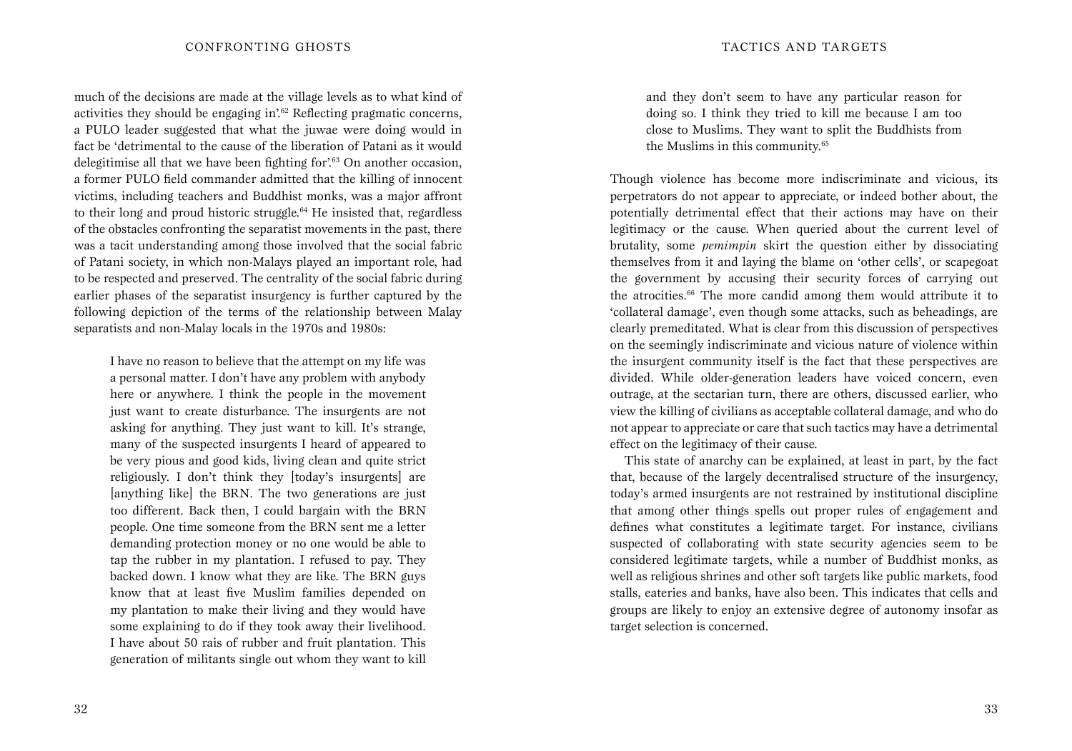much of the decisions are made at the village levels as to what kind of activities they should be engaging in'.[62] Reflecting pragmatic concerns, a PULO leader suggested that what the juwae were doing would in fact be 'detrimental to the cause of the liberation of Patani as it would delegitimise all that we have been fighting for'.[63] On another occasion, a former PULO field commander admitted that the killing of innocent victims, including teachers and Buddhist monks, was a major affront to their long and proud historic struggle.[64] He insisted that, regardless of the obstacles confronting the separatist movements in the past, there was a tacit understanding among those involved that the social fabric of Patani society, in which non-Malays played an important role, had to be respected and preserved. The centrality of the social fabric during earlier phases of the separatist insurgency is further captured by the following depiction of the terms of the relationship between Malay separatists and non-Malay locals in the 1970s and 1980s:

> I have no reason to believe that the attempt on my life was a personal matter. I don't have any problem with anybody here or anywhere. I think the people in the movement just want to create disturbance. The insurgents are not asking for anything. They just want to kill. It's strange, many of the suspected insurgents I heard of appeared to be very pious and good kids, living clean and quite strict religiously. I don't think they [today's insurgents] are [anything like] the BRN. The two generations are just too different. Back then, I could bargain with the BRN people. One time someone from the BRN sent me a letter demanding protection money or no one would be able to tap the rubber in my plantation. I refused to pay. They backed down. I know what they are like. The BRN guys know that at least five Muslim families depended on my plantation to make their living and they would have some explaining to do if they took away their livelihood. I have about 50 rais of rubber and fruit plantation. This generation of militants single out whom they want to kill and they don't seem to have any particular reason for doing so. I think they tried to kill me because I am too close to Muslims. They want to split the Buddhists from the Muslims in this community.[65]

Though violence has become more indiscriminate and vicious, its perpetrators do not appear to appreciate, or indeed bother about, the potentially detrimental effect that their actions may have on their legitimacy or the cause. When queried about the current level of brutality, some *pemimpin* skirt the question either by dissociating themselves from it and laying the blame on 'other cells', or scapegoat the government by accusing their security forces of carrying out the atrocities.[66] The more candid among them would attribute it to 'collateral damage', even though some attacks, such as beheadings, are clearly premeditated. What is clear from this discussion of perspectives on the seemingly indiscriminate and vicious nature of violence within the insurgent community itself is the fact that these perspectives are divided. While older-generation leaders have voiced concern, even outrage, at the sectarian turn, there are others, discussed earlier, who view the killing of civilians as acceptable collateral damage, and who do not appear to appreciate or care that such tactics may have a detrimental effect on the legitimacy of their cause.

This state of anarchy can be explained, at least in part, by the fact that, because of the largely decentralised structure of the insurgency, today's armed insurgents are not restrained by institutional discipline that among other things spells out proper rules of engagement and defines what constitutes a legitimate target. For instance, civilians suspected of collaborating with state security agencies seem to be considered legitimate targets, while a number of Buddhist monks, as well as religious shrines and other soft targets like public markets, food stalls, eateries and banks, have also been. This indicates that cells and groups are likely to enjoy an extensive degree of autonomy insofar as target selection is concerned.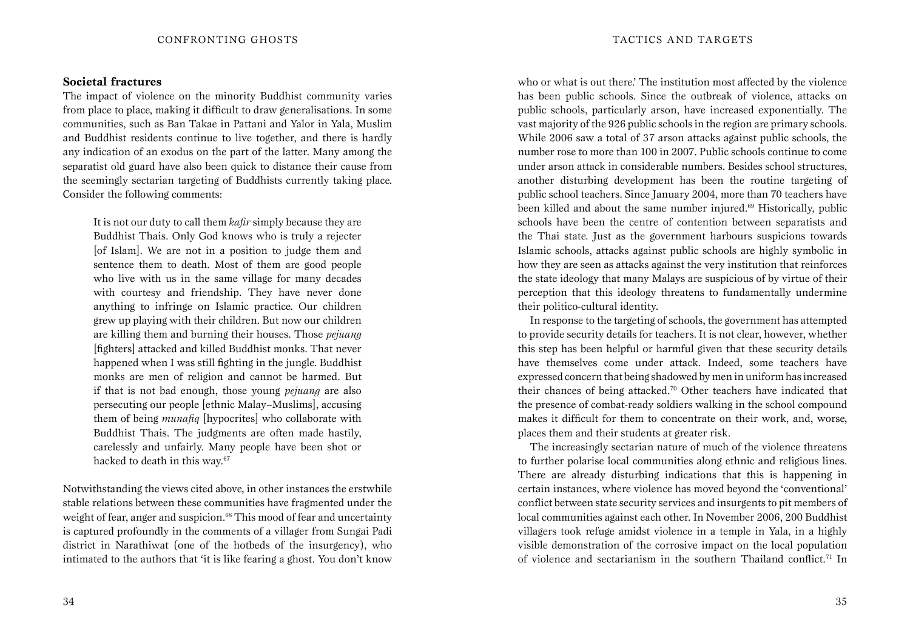### Societal fractures

The impact of violence on the minority Buddhist community varies from place to place, making it difficult to draw generalisations. In some communities, such as Ban Takae in Pattani and Yalor in Yala, Muslim and Buddhist residents continue to live together, and there is hardly any indication of an exodus on the part of the latter. Many among the separatist old guard have also been quick to distance their cause from the seemingly sectarian targeting of Buddhists currently taking place. Consider the following comments:

> It is not our duty to call them *kafir* simply because they are Buddhist Thais. Only God knows who is truly a rejecter [of Islam]. We are not in a position to judge them and sentence them to death. Most of them are good people who live with us in the same village for many decades with courtesy and friendship. They have never done anything to infringe on Islamic practice. Our children grew up playing with their children. But now our children are killing them and burning their houses. Those *pejuang* [fighters] attacked and killed Buddhist monks. That never happened when I was still fighting in the jungle. Buddhist monks are men of religion and cannot be harmed. But if that is not bad enough, those young *pejuang* are also persecuting our people [ethnic Malay–Muslims], accusing them of being *munafiq* [hypocrites] who collaborate with Buddhist Thais. The judgments are often made hastily, carelessly and unfairly. Many people have been shot or hacked to death in this way.[67]

Notwithstanding the views cited above, in other instances the erstwhile stable relations between these communities have fragmented under the weight of fear, anger and suspicion.[68] This mood of fear and uncertainty is captured profoundly in the comments of a villager from Sungai Padi district in Narathiwat (one of the hotbeds of the insurgency), who intimated to the authors that 'it is like fearing a ghost. You don't know who or what is out there.' The institution most affected by the violence has been public schools. Since the outbreak of violence, attacks on public schools, particularly arson, have increased exponentially. The vast majority of the 926 public schools in the region are primary schools. While 2006 saw a total of 37 arson attacks against public schools, the number rose to more than 100 in 2007. Public schools continue to come under arson attack in considerable numbers. Besides school structures, another disturbing development has been the routine targeting of public school teachers. Since January 2004, more than 70 teachers have been killed and about the same number injured.[69] Historically, public schools have been the centre of contention between separatists and the Thai state. Just as the government harbours suspicions towards Islamic schools, attacks against public schools are highly symbolic in how they are seen as attacks against the very institution that reinforces the state ideology that many Malays are suspicious of by virtue of their perception that this ideology threatens to fundamentally undermine their politico-cultural identity.

In response to the targeting of schools, the government has attempted to provide security details for teachers. It is not clear, however, whether this step has been helpful or harmful given that these security details have themselves come under attack. Indeed, some teachers have expressed concern that being shadowed by men in uniform has increased their chances of being attacked.[70] Other teachers have indicated that the presence of combat-ready soldiers walking in the school compound makes it difficult for them to concentrate on their work, and, worse, places them and their students at greater risk.

The increasingly sectarian nature of much of the violence threatens to further polarise local communities along ethnic and religious lines. There are already disturbing indications that this is happening in certain instances, where violence has moved beyond the 'conventional' conflict between state security services and insurgents to pit members of local communities against each other. In November 2006, 200 Buddhist villagers took refuge amidst violence in a temple in Yala, in a highly visible demonstration of the corrosive impact on the local population of violence and sectarianism in the southern Thailand conflict.[71] In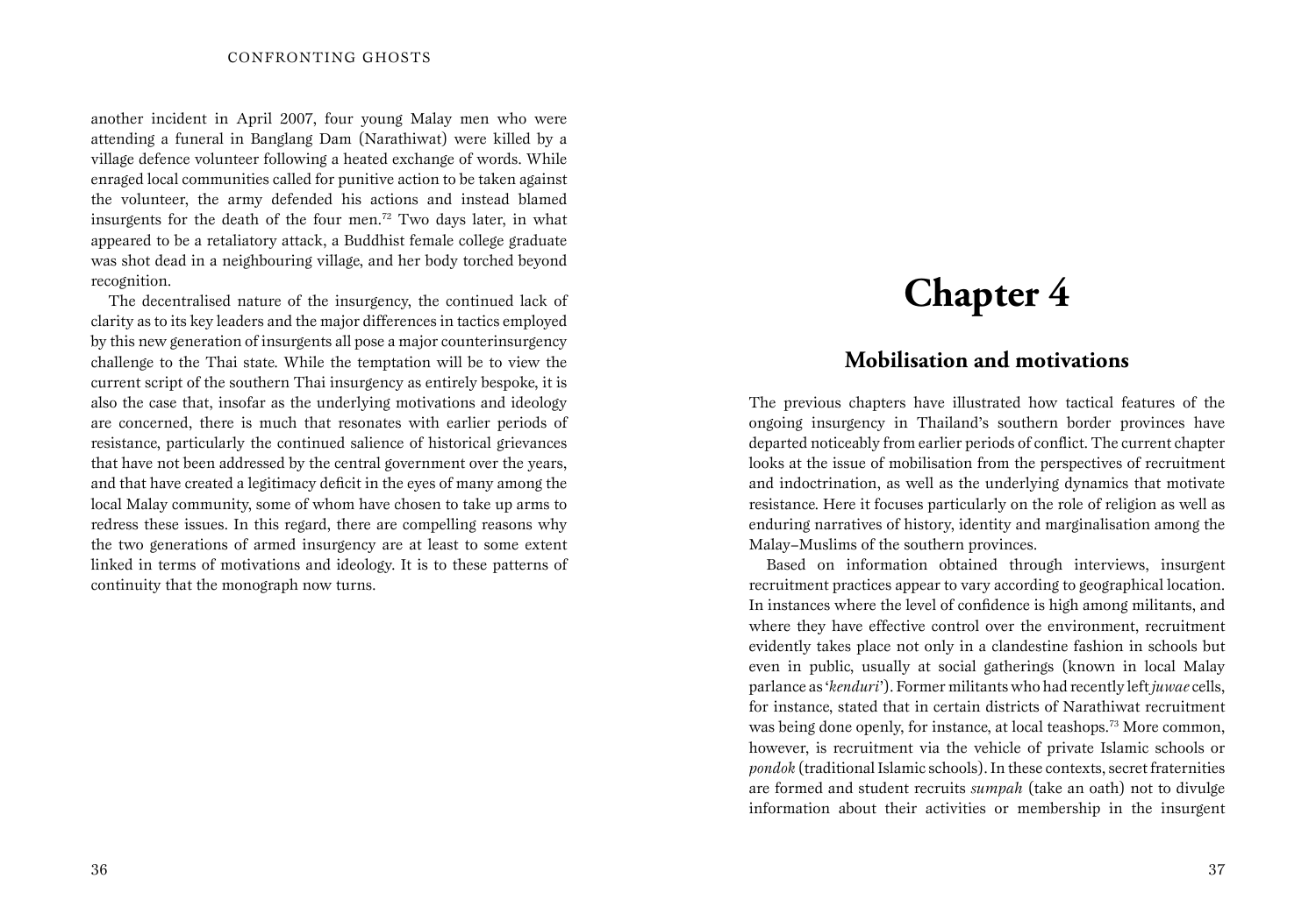another incident in April 2007, four young Malay men who were attending a funeral in Banglang Dam (Narathiwat) were killed by a village defence volunteer following a heated exchange of words. While enraged local communities called for punitive action to be taken against the volunteer, the army defended his actions and instead blamed insurgents for the death of the four men.[72] Two days later, in what appeared to be a retaliatory attack, a Buddhist female college graduate was shot dead in a neighbouring village, and her body torched beyond recognition.

The decentralised nature of the insurgency, the continued lack of clarity as to its key leaders and the major differences in tactics employed by this new generation of insurgents all pose a major counterinsurgency challenge to the Thai state. While the temptation will be to view the current script of the southern Thai insurgency as entirely bespoke, it is also the case that, insofar as the underlying motivations and ideology are concerned, there is much that resonates with earlier periods of resistance, particularly the continued salience of historical grievances that have not been addressed by the central government over the years, and that have created a legitimacy deficit in the eyes of many among the local Malay community, some of whom have chosen to take up arms to redress these issues. In this regard, there are compelling reasons why the two generations of armed insurgency are at least to some extent linked in terms of motivations and ideology. It is to these patterns of continuity that the monograph now turns.

# Chapter 4

## Mobilisation and motivations

The previous chapters have illustrated how tactical features of the ongoing insurgency in Thailand's southern border provinces have departed noticeably from earlier periods of conflict. The current chapter looks at the issue of mobilisation from the perspectives of recruitment and indoctrination, as well as the underlying dynamics that motivate resistance. Here it focuses particularly on the role of religion as well as enduring narratives of history, identity and marginalisation among the Malay–Muslims of the southern provinces.

Based on information obtained through interviews, insurgent recruitment practices appear to vary according to geographical location. In instances where the level of confidence is high among militants, and where they have effective control over the environment, recruitment evidently takes place not only in a clandestine fashion in schools but even in public, usually at social gatherings (known in local Malay parlance as '*kenduri*'). Former militants who had recently left *juwae* cells, for instance, stated that in certain districts of Narathiwat recruitment was being done openly, for instance, at local teashops.[73] More common, however, is recruitment via the vehicle of private Islamic schools or *pondok* (traditional Islamic schools). In these contexts, secret fraternities are formed and student recruits *sumpah* (take an oath) not to divulge information about their activities or membership in the insurgent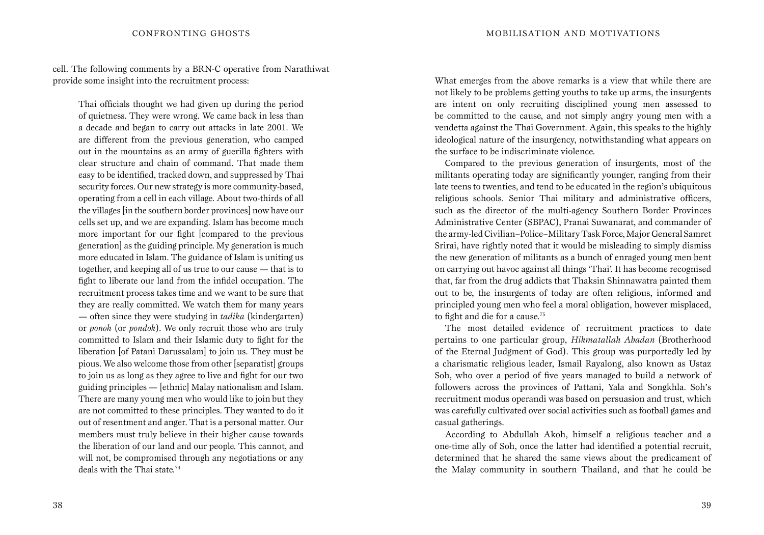cell. The following comments by a BRN-C operative from Narathiwat provide some insight into the recruitment process:

> Thai officials thought we had given up during the period of quietness. They were wrong. We came back in less than a decade and began to carry out attacks in late 2001. We are different from the previous generation, who camped out in the mountains as an army of guerilla fighters with clear structure and chain of command. That made them easy to be identified, tracked down, and suppressed by Thai security forces. Our new strategy is more community-based, operating from a cell in each village. About two-thirds of all the villages [in the southern border provinces] now have our cells set up, and we are expanding. Islam has become much more important for our fight [compared to the previous generation] as the guiding principle. My generation is much more educated in Islam. The guidance of Islam is uniting us together, and keeping all of us true to our cause — that is to fight to liberate our land from the infidel occupation. The recruitment process takes time and we want to be sure that they are really committed. We watch them for many years — often since they were studying in *tadika* (kindergarten) or *ponoh* (or *pondok*). We only recruit those who are truly committed to Islam and their Islamic duty to fight for the liberation [of Patani Darussalam] to join us. They must be pious. We also welcome those from other [separatist] groups to join us as long as they agree to live and fight for our two guiding principles — [ethnic] Malay nationalism and Islam. There are many young men who would like to join but they are not committed to these principles. They wanted to do it out of resentment and anger. That is a personal matter. Our members must truly believe in their higher cause towards the liberation of our land and our people. This cannot, and will not, be compromised through any negotiations or any deals with the Thai state.[74]

What emerges from the above remarks is a view that while there are not likely to be problems getting youths to take up arms, the insurgents are intent on only recruiting disciplined young men assessed to be committed to the cause, and not simply angry young men with a vendetta against the Thai Government. Again, this speaks to the highly ideological nature of the insurgency, notwithstanding what appears on the surface to be indiscriminate violence.

Compared to the previous generation of insurgents, most of the militants operating today are significantly younger, ranging from their late teens to twenties, and tend to be educated in the region's ubiquitous religious schools. Senior Thai military and administrative officers, such as the director of the multi-agency Southern Border Provinces Administrative Center (SBPAC), Pranai Suwanarat, and commander of the army-led Civilian–Police–Military Task Force, Major General Samret Srirai, have rightly noted that it would be misleading to simply dismiss the new generation of militants as a bunch of enraged young men bent on carrying out havoc against all things 'Thai'. It has become recognised that, far from the drug addicts that Thaksin Shinnawatra painted them out to be, the insurgents of today are often religious, informed and principled young men who feel a moral obligation, however misplaced, to fight and die for a cause.[75]

The most detailed evidence of recruitment practices to date pertains to one particular group, *Hikmatallah Abadan* (Brotherhood of the Eternal Judgment of God). This group was purportedly led by a charismatic religious leader, Ismail Rayalong, also known as Ustaz Soh, who over a period of five years managed to build a network of followers across the provinces of Pattani, Yala and Songkhla. Soh's recruitment modus operandi was based on persuasion and trust, which was carefully cultivated over social activities such as football games and casual gatherings.

According to Abdullah Akoh, himself a religious teacher and a one-time ally of Soh, once the latter had identified a potential recruit, determined that he shared the same views about the predicament of the Malay community in southern Thailand, and that he could be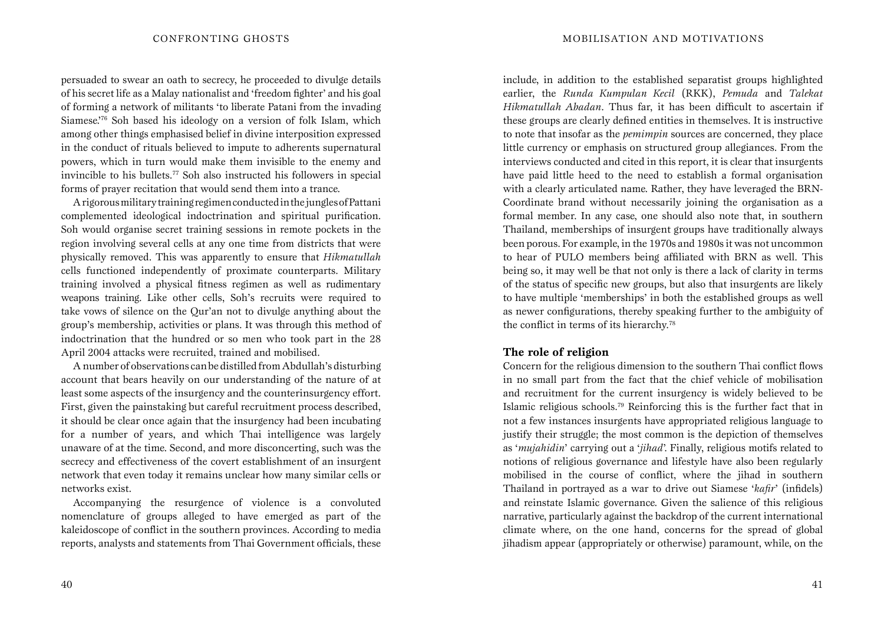persuaded to swear an oath to secrecy, he proceeded to divulge details of his secret life as a Malay nationalist and 'freedom fighter' and his goal of forming a network of militants 'to liberate Patani from the invading Siamese.'[76] Soh based his ideology on a version of folk Islam, which among other things emphasised belief in divine interposition expressed in the conduct of rituals believed to impute to adherents supernatural powers, which in turn would make them invisible to the enemy and invincible to his bullets.[77] Soh also instructed his followers in special forms of prayer recitation that would send them into a trance.

A rigorous military training regimen conducted in the jungles of Pattani complemented ideological indoctrination and spiritual purification. Soh would organise secret training sessions in remote pockets in the region involving several cells at any one time from districts that were physically removed. This was apparently to ensure that *Hikmatullah* cells functioned independently of proximate counterparts. Military training involved a physical fitness regimen as well as rudimentary weapons training. Like other cells, Soh's recruits were required to take vows of silence on the Qur'an not to divulge anything about the group's membership, activities or plans. It was through this method of indoctrination that the hundred or so men who took part in the 28 April 2004 attacks were recruited, trained and mobilised.

A number of observations can be distilled from Abdullah's disturbing account that bears heavily on our understanding of the nature of at least some aspects of the insurgency and the counterinsurgency effort. First, given the painstaking but careful recruitment process described, it should be clear once again that the insurgency had been incubating for a number of years, and which Thai intelligence was largely unaware of at the time. Second, and more disconcerting, such was the secrecy and effectiveness of the covert establishment of an insurgent network that even today it remains unclear how many similar cells or networks exist.

Accompanying the resurgence of violence is a convoluted nomenclature of groups alleged to have emerged as part of the kaleidoscope of conflict in the southern provinces. According to media reports, analysts and statements from Thai Government officials, these include, in addition to the established separatist groups highlighted earlier, the *Runda Kumpulan Kecil* (RKK), *Pemuda* and *Talekat Hikmatullah Abadan*. Thus far, it has been difficult to ascertain if these groups are clearly defined entities in themselves. It is instructive to note that insofar as the *pemimpin* sources are concerned, they place little currency or emphasis on structured group allegiances. From the interviews conducted and cited in this report, it is clear that insurgents have paid little heed to the need to establish a formal organisation with a clearly articulated name. Rather, they have leveraged the BRN-Coordinate brand without necessarily joining the organisation as a formal member. In any case, one should also note that, in southern Thailand, memberships of insurgent groups have traditionally always been porous. For example, in the 1970s and 1980s it was not uncommon to hear of PULO members being affiliated with BRN as well. This being so, it may well be that not only is there a lack of clarity in terms of the status of specific new groups, but also that insurgents are likely to have multiple 'memberships' in both the established groups as well as newer configurations, thereby speaking further to the ambiguity of the conflict in terms of its hierarchy.[78]

## The role of religion

Concern for the religious dimension to the southern Thai conflict flows in no small part from the fact that the chief vehicle of mobilisation and recruitment for the current insurgency is widely believed to be Islamic religious schools.[79] Reinforcing this is the further fact that in not a few instances insurgents have appropriated religious language to justify their struggle; the most common is the depiction of themselves as '*mujahidin*' carrying out a '*jihad*'. Finally, religious motifs related to notions of religious governance and lifestyle have also been regularly mobilised in the course of conflict, where the jihad in southern Thailand in portrayed as a war to drive out Siamese '*kafir*' (infidels) and reinstate Islamic governance. Given the salience of this religious narrative, particularly against the backdrop of the current international climate where, on the one hand, concerns for the spread of global jihadism appear (appropriately or otherwise) paramount, while, on the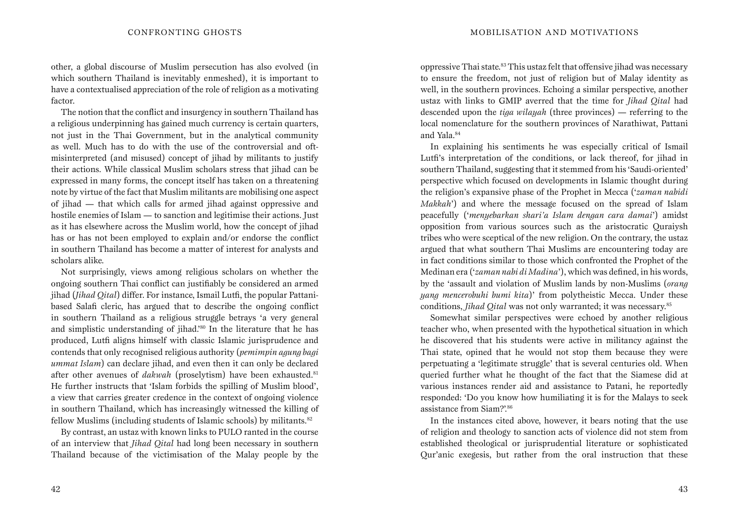other, a global discourse of Muslim persecution has also evolved (in which southern Thailand is inevitably enmeshed), it is important to have a contextualised appreciation of the role of religion as a motivating factor.

The notion that the conflict and insurgency in southern Thailand has a religious underpinning has gained much currency is certain quarters, not just in the Thai Government, but in the analytical community as well. Much has to do with the use of the controversial and oft-misinterpreted (and misused) concept of jihad by militants to justify their actions. While classical Muslim scholars stress that jihad can be expressed in many forms, the concept itself has taken on a threatening note by virtue of the fact that Muslim militants are mobilising one aspect of jihad — that which calls for armed jihad against oppressive and hostile enemies of Islam — to sanction and legitimise their actions. Just as it has elsewhere across the Muslim world, how the concept of jihad has or has not been employed to explain and/or endorse the conflict in southern Thailand has become a matter of interest for analysts and scholars alike.

Not surprisingly, views among religious scholars on whether the ongoing southern Thai conflict can justifiably be considered an armed jihad (*Jihad Qital*) differ. For instance, Ismail Lutfi, the popular Pattani-based Salafi cleric, has argued that to describe the ongoing conflict in southern Thailand as a religious struggle betrays 'a very general and simplistic understanding of jihad.'[80] In the literature that he has produced, Lutfi aligns himself with classic Islamic jurisprudence and contends that only recognised religious authority (*pemimpin agung bagi ummat Islam*) can declare jihad, and even then it can only be declared after other avenues of *dakwah* (proselytism) have been exhausted.[81] He further instructs that 'Islam forbids the spilling of Muslim blood', a view that carries greater credence in the context of ongoing violence in southern Thailand, which has increasingly witnessed the killing of fellow Muslims (including students of Islamic schools) by militants.[82]

By contrast, an ustaz with known links to PULO ranted in the course of an interview that *Jihad Qital* had long been necessary in southern Thailand because of the victimisation of the Malay people by the oppressive Thai state.[83] This ustaz felt that offensive jihad was necessary to ensure the freedom, not just of religion but of Malay identity as well, in the southern provinces. Echoing a similar perspective, another ustaz with links to GMIP averred that the time for *Jihad Qital* had descended upon the *tiga wilayah* (three provinces) — referring to the local nomenclature for the southern provinces of Narathiwat, Pattani and Yala.[84]

In explaining his sentiments he was especially critical of Ismail Lutfi's interpretation of the conditions, or lack thereof, for jihad in southern Thailand, suggesting that it stemmed from his 'Saudi-oriented' perspective which focused on developments in Islamic thought during the religion's expansive phase of the Prophet in Mecca ('*zaman nabidi Makkah*') and where the message focused on the spread of Islam peacefully ('*menyebarkan shari'a Islam dengan cara damai*') amidst opposition from various sources such as the aristocratic Quraiysh tribes who were sceptical of the new religion. On the contrary, the ustaz argued that what southern Thai Muslims are encountering today are in fact conditions similar to those which confronted the Prophet of the Medinan era ('*zaman nabi di Madina*'), which was defined, in his words, by the 'assault and violation of Muslim lands by non-Muslims (*orang yang mencerobuhi bumi kita*)' from polytheistic Mecca. Under these conditions, *Jihad Qital* was not only warranted; it was necessary.[85]

Somewhat similar perspectives were echoed by another religious teacher who, when presented with the hypothetical situation in which he discovered that his students were active in militancy against the Thai state, opined that he would not stop them because they were perpetuating a 'legitimate struggle' that is several centuries old. When queried further what he thought of the fact that the Siamese did at various instances render aid and assistance to Patani, he reportedly responded: 'Do you know how humiliating it is for the Malays to seek assistance from Siam?'.[86]

In the instances cited above, however, it bears noting that the use of religion and theology to sanction acts of violence did not stem from established theological or jurisprudential literature or sophisticated Qur'anic exegesis, but rather from the oral instruction that these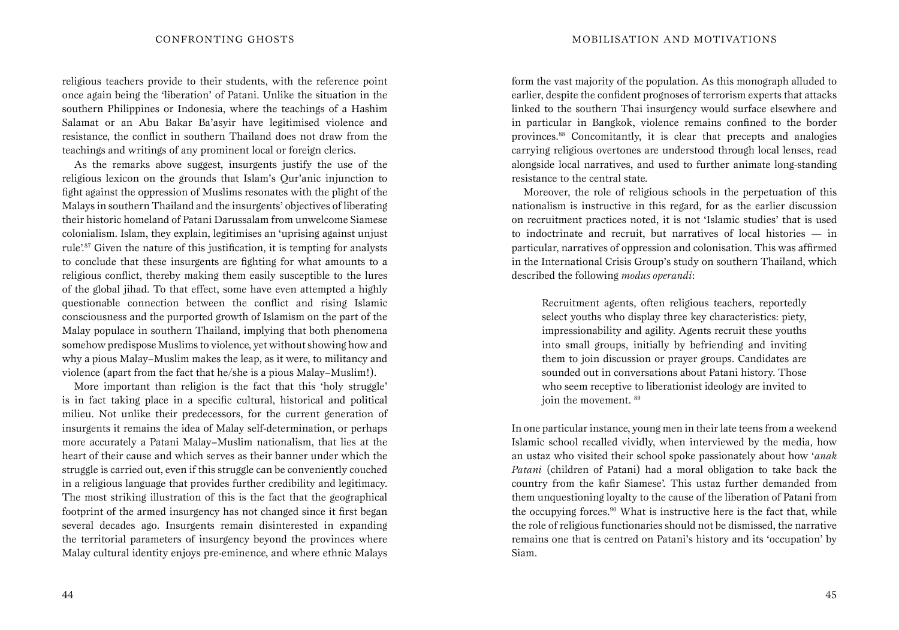religious teachers provide to their students, with the reference point once again being the 'liberation' of Patani. Unlike the situation in the southern Philippines or Indonesia, where the teachings of a Hashim Salamat or an Abu Bakar Ba'asyir have legitimised violence and resistance, the conflict in southern Thailand does not draw from the teachings and writings of any prominent local or foreign clerics.

As the remarks above suggest, insurgents justify the use of the religious lexicon on the grounds that Islam's Qur'anic injunction to fight against the oppression of Muslims resonates with the plight of the Malays in southern Thailand and the insurgents' objectives of liberating their historic homeland of Patani Darussalam from unwelcome Siamese colonialism. Islam, they explain, legitimises an 'uprising against unjust rule'.[87] Given the nature of this justification, it is tempting for analysts to conclude that these insurgents are fighting for what amounts to a religious conflict, thereby making them easily susceptible to the lures of the global jihad. To that effect, some have even attempted a highly questionable connection between the conflict and rising Islamic consciousness and the purported growth of Islamism on the part of the Malay populace in southern Thailand, implying that both phenomena somehow predispose Muslims to violence, yet without showing how and why a pious Malay–Muslim makes the leap, as it were, to militancy and violence (apart from the fact that he/she is a pious Malay–Muslim!).

More important than religion is the fact that this 'holy struggle' is in fact taking place in a specific cultural, historical and political milieu. Not unlike their predecessors, for the current generation of insurgents it remains the idea of Malay self-determination, or perhaps more accurately a Patani Malay–Muslim nationalism, that lies at the heart of their cause and which serves as their banner under which the struggle is carried out, even if this struggle can be conveniently couched in a religious language that provides further credibility and legitimacy. The most striking illustration of this is the fact that the geographical footprint of the armed insurgency has not changed since it first began several decades ago. Insurgents remain disinterested in expanding the territorial parameters of insurgency beyond the provinces where Malay cultural identity enjoys pre-eminence, and where ethnic Malays form the vast majority of the population. As this monograph alluded to earlier, despite the confident prognoses of terrorism experts that attacks linked to the southern Thai insurgency would surface elsewhere and in particular in Bangkok, violence remains confined to the border provinces.[88] Concomitantly, it is clear that precepts and analogies carrying religious overtones are understood through local lenses, read alongside local narratives, and used to further animate long-standing resistance to the central state.

Moreover, the role of religious schools in the perpetuation of this nationalism is instructive in this regard, for as the earlier discussion on recruitment practices noted, it is not 'Islamic studies' that is used to indoctrinate and recruit, but narratives of local histories — in particular, narratives of oppression and colonisation. This was affirmed in the International Crisis Group's study on southern Thailand, which described the following *modus operandi*:

> Recruitment agents, often religious teachers, reportedly select youths who display three key characteristics: piety, impressionability and agility. Agents recruit these youths into small groups, initially by befriending and inviting them to join discussion or prayer groups. Candidates are sounded out in conversations about Patani history. Those who seem receptive to liberationist ideology are invited to join the movement. [89]

In one particular instance, young men in their late teens from a weekend Islamic school recalled vividly, when interviewed by the media, how an ustaz who visited their school spoke passionately about how '*anak Patani* (children of Patani) had a moral obligation to take back the country from the kafir Siamese'. This ustaz further demanded from them unquestioning loyalty to the cause of the liberation of Patani from the occupying forces.[90] What is instructive here is the fact that, while the role of religious functionaries should not be dismissed, the narrative remains one that is centred on Patani's history and its 'occupation' by Siam.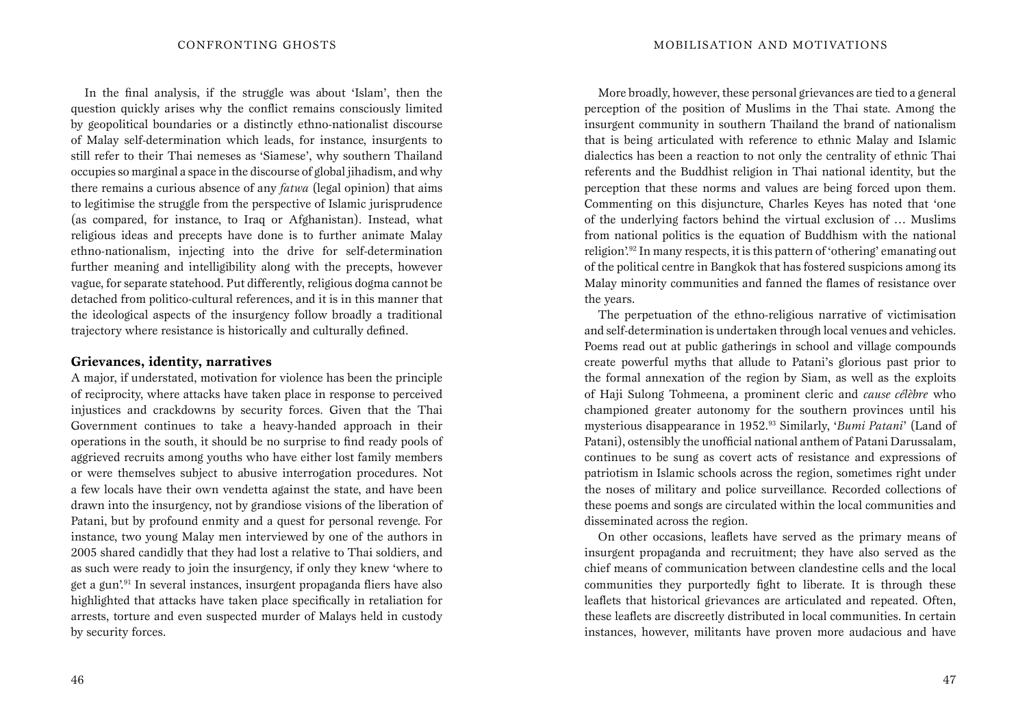In the final analysis, if the struggle was about 'Islam', then the question quickly arises why the conflict remains consciously limited by geopolitical boundaries or a distinctly ethno-nationalist discourse of Malay self-determination which leads, for instance, insurgents to still refer to their Thai nemeses as 'Siamese', why southern Thailand occupies so marginal a space in the discourse of global jihadism, and why there remains a curious absence of any *fatwa* (legal opinion) that aims to legitimise the struggle from the perspective of Islamic jurisprudence (as compared, for instance, to Iraq or Afghanistan). Instead, what religious ideas and precepts have done is to further animate Malay ethno-nationalism, injecting into the drive for self-determination further meaning and intelligibility along with the precepts, however vague, for separate statehood. Put differently, religious dogma cannot be detached from politico-cultural references, and it is in this manner that the ideological aspects of the insurgency follow broadly a traditional trajectory where resistance is historically and culturally defined.

## Grievances, identity, narratives

A major, if understated, motivation for violence has been the principle of reciprocity, where attacks have taken place in response to perceived injustices and crackdowns by security forces. Given that the Thai Government continues to take a heavy-handed approach in their operations in the south, it should be no surprise to find ready pools of aggrieved recruits among youths who have either lost family members or were themselves subject to abusive interrogation procedures. Not a few locals have their own vendetta against the state, and have been drawn into the insurgency, not by grandiose visions of the liberation of Patani, but by profound enmity and a quest for personal revenge. For instance, two young Malay men interviewed by one of the authors in 2005 shared candidly that they had lost a relative to Thai soldiers, and as such were ready to join the insurgency, if only they knew 'where to get a gun'.[91] In several instances, insurgent propaganda fliers have also highlighted that attacks have taken place specifically in retaliation for arrests, torture and even suspected murder of Malays held in custody by security forces.

More broadly, however, these personal grievances are tied to a general perception of the position of Muslims in the Thai state. Among the insurgent community in southern Thailand the brand of nationalism that is being articulated with reference to ethnic Malay and Islamic dialectics has been a reaction to not only the centrality of ethnic Thai referents and the Buddhist religion in Thai national identity, but the perception that these norms and values are being forced upon them. Commenting on this disjuncture, Charles Keyes has noted that 'one of the underlying factors behind the virtual exclusion of … Muslims from national politics is the equation of Buddhism with the national religion'.[92] In many respects, it is this pattern of 'othering' emanating out of the political centre in Bangkok that has fostered suspicions among its Malay minority communities and fanned the flames of resistance over the years.

The perpetuation of the ethno-religious narrative of victimisation and self-determination is undertaken through local venues and vehicles. Poems read out at public gatherings in school and village compounds create powerful myths that allude to Patani's glorious past prior to the formal annexation of the region by Siam, as well as the exploits of Haji Sulong Tohmeena, a prominent cleric and *cause célèbre* who championed greater autonomy for the southern provinces until his mysterious disappearance in 1952.[93] Similarly, '*Bumi Patani*' (Land of Patani), ostensibly the unofficial national anthem of Patani Darussalam, continues to be sung as covert acts of resistance and expressions of patriotism in Islamic schools across the region, sometimes right under the noses of military and police surveillance. Recorded collections of these poems and songs are circulated within the local communities and disseminated across the region.

On other occasions, leaflets have served as the primary means of insurgent propaganda and recruitment; they have also served as the chief means of communication between clandestine cells and the local communities they purportedly fight to liberate. It is through these leaflets that historical grievances are articulated and repeated. Often, these leaflets are discreetly distributed in local communities. In certain instances, however, militants have proven more audacious and have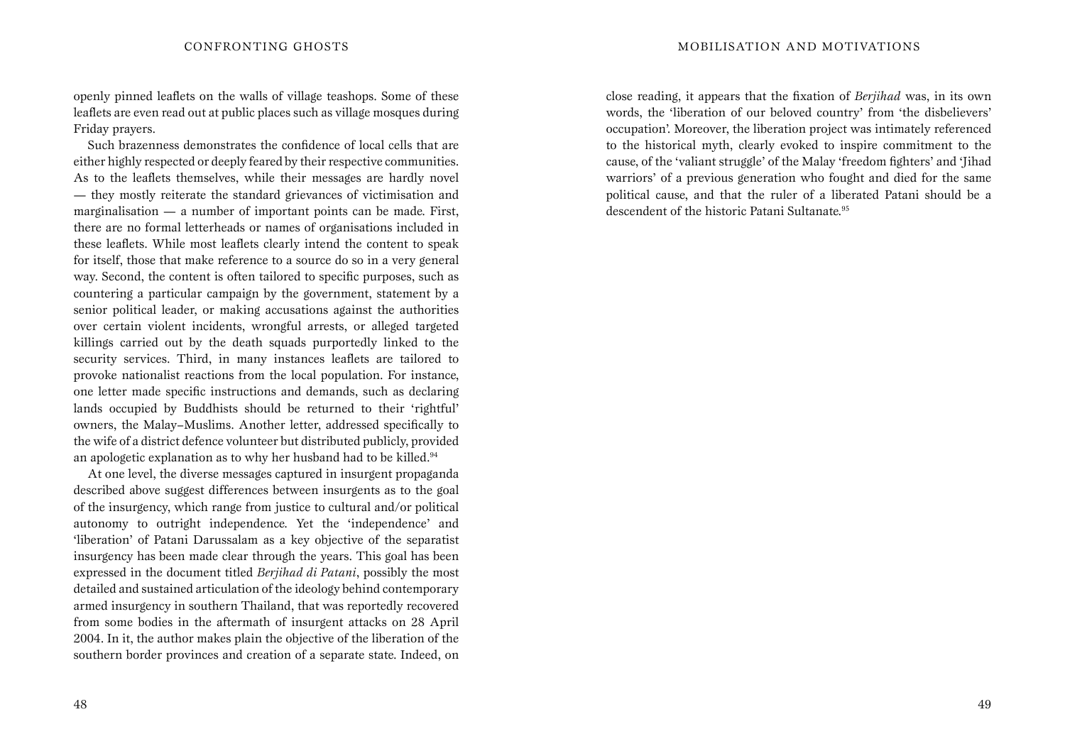openly pinned leaflets on the walls of village teashops. Some of these leaflets are even read out at public places such as village mosques during Friday prayers.

Such brazenness demonstrates the confidence of local cells that are either highly respected or deeply feared by their respective communities. As to the leaflets themselves, while their messages are hardly novel — they mostly reiterate the standard grievances of victimisation and marginalisation — a number of important points can be made. First, there are no formal letterheads or names of organisations included in these leaflets. While most leaflets clearly intend the content to speak for itself, those that make reference to a source do so in a very general way. Second, the content is often tailored to specific purposes, such as countering a particular campaign by the government, statement by a senior political leader, or making accusations against the authorities over certain violent incidents, wrongful arrests, or alleged targeted killings carried out by the death squads purportedly linked to the security services. Third, in many instances leaflets are tailored to provoke nationalist reactions from the local population. For instance, one letter made specific instructions and demands, such as declaring lands occupied by Buddhists should be returned to their 'rightful' owners, the Malay–Muslims. Another letter, addressed specifically to the wife of a district defence volunteer but distributed publicly, provided an apologetic explanation as to why her husband had to be killed.[94]

At one level, the diverse messages captured in insurgent propaganda described above suggest differences between insurgents as to the goal of the insurgency, which range from justice to cultural and/or political autonomy to outright independence. Yet the 'independence' and 'liberation' of Patani Darussalam as a key objective of the separatist insurgency has been made clear through the years. This goal has been expressed in the document titled *Berjihad di Patani*, possibly the most detailed and sustained articulation of the ideology behind contemporary armed insurgency in southern Thailand, that was reportedly recovered from some bodies in the aftermath of insurgent attacks on 28 April 2004. In it, the author makes plain the objective of the liberation of the southern border provinces and creation of a separate state. Indeed, on close reading, it appears that the fixation of *Berjihad* was, in its own words, the 'liberation of our beloved country' from 'the disbelievers' occupation'. Moreover, the liberation project was intimately referenced to the historical myth, clearly evoked to inspire commitment to the cause, of the 'valiant struggle' of the Malay 'freedom fighters' and 'Jihad warriors' of a previous generation who fought and died for the same political cause, and that the ruler of a liberated Patani should be a descendent of the historic Patani Sultanate.[95]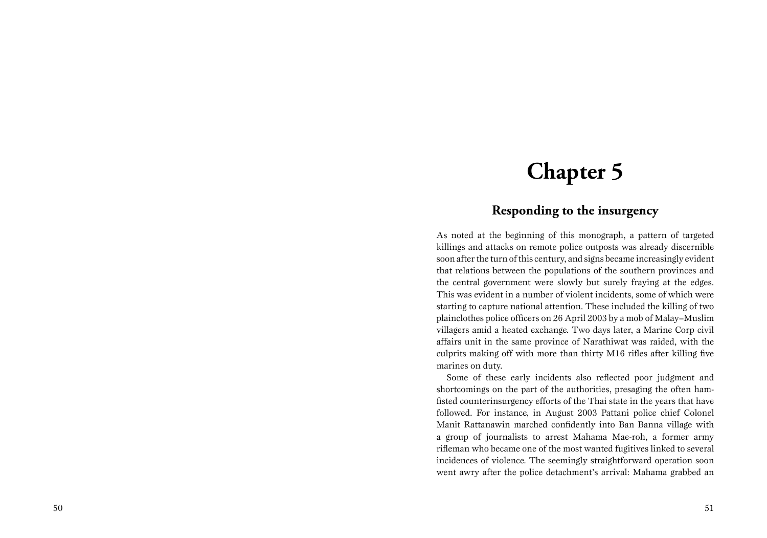# Chapter 5

## Responding to the insurgency

As noted at the beginning of this monograph, a pattern of targeted killings and attacks on remote police outposts was already discernible soon after the turn of this century, and signs became increasingly evident that relations between the populations of the southern provinces and the central government were slowly but surely fraying at the edges. This was evident in a number of violent incidents, some of which were starting to capture national attention. These included the killing of two plainclothes police officers on 26 April 2003 by a mob of Malay–Muslim villagers amid a heated exchange. Two days later, a Marine Corp civil affairs unit in the same province of Narathiwat was raided, with the culprits making off with more than thirty M16 rifles after killing five marines on duty.

Some of these early incidents also reflected poor judgment and shortcomings on the part of the authorities, presaging the often ham-fisted counterinsurgency efforts of the Thai state in the years that have followed. For instance, in August 2003 Pattani police chief Colonel Manit Rattanawin marched confidently into Ban Banna village with a group of journalists to arrest Mahama Mae-roh, a former army rifleman who became one of the most wanted fugitives linked to several incidences of violence. The seemingly straightforward operation soon went awry after the police detachment's arrival: Mahama grabbed an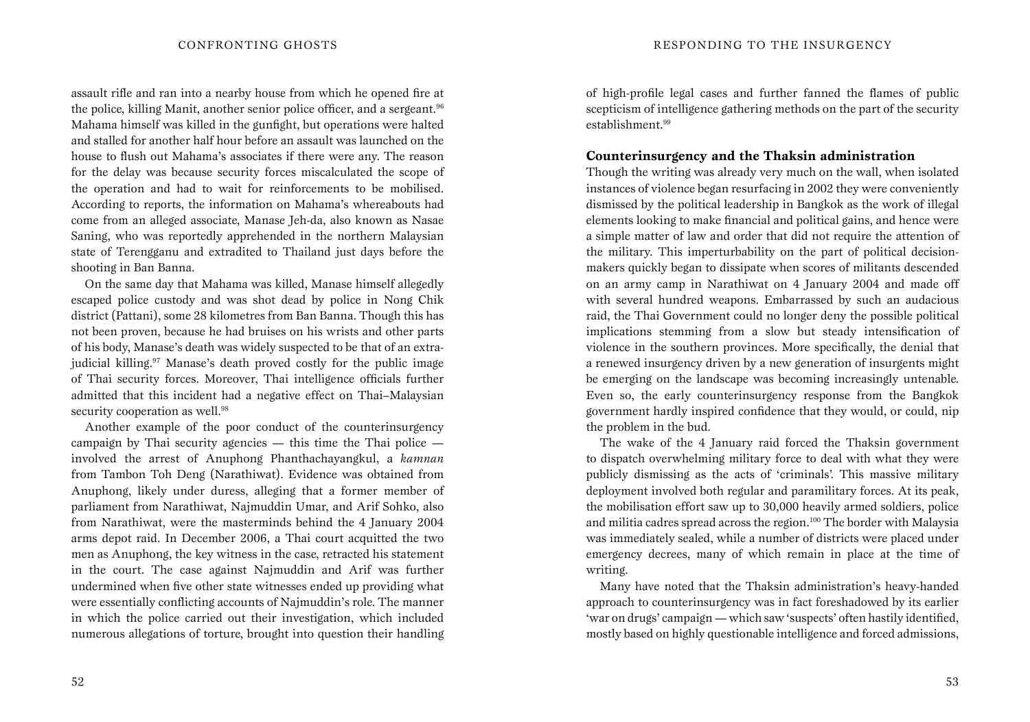assault rifle and ran into a nearby house from which he opened fire at the police, killing Manit, another senior police officer, and a sergeant.[96] Mahama himself was killed in the gunfight, but operations were halted and stalled for another half hour before an assault was launched on the house to flush out Mahama's associates if there were any. The reason for the delay was because security forces miscalculated the scope of the operation and had to wait for reinforcements to be mobilised. According to reports, the information on Mahama's whereabouts had come from an alleged associate, Manase Jeh-da, also known as Nasae Saning, who was reportedly apprehended in the northern Malaysian state of Terengganu and extradited to Thailand just days before the shooting in Ban Banna.

On the same day that Mahama was killed, Manase himself allegedly escaped police custody and was shot dead by police in Nong Chik district (Pattani), some 28 kilometres from Ban Banna. Though this has not been proven, because he had bruises on his wrists and other parts of his body, Manase's death was widely suspected to be that of an extra-judicial killing.[97] Manase's death proved costly for the public image of Thai security forces. Moreover, Thai intelligence officials further admitted that this incident had a negative effect on Thai–Malaysian security cooperation as well.[98]

Another example of the poor conduct of the counterinsurgency campaign by Thai security agencies — this time the Thai police — involved the arrest of Anuphong Phanthachayangkul, a *kamnan* from Tambon Toh Deng (Narathiwat). Evidence was obtained from Anuphong, likely under duress, alleging that a former member of parliament from Narathiwat, Najmuddin Umar, and Arif Sohko, also from Narathiwat, were the masterminds behind the 4 January 2004 arms depot raid. In December 2006, a Thai court acquitted the two men as Anuphong, the key witness in the case, retracted his statement in the court. The case against Najmuddin and Arif was further undermined when five other state witnesses ended up providing what were essentially conflicting accounts of Najmuddin's role. The manner in which the police carried out their investigation, which included numerous allegations of torture, brought into question their handling of high-profile legal cases and further fanned the flames of public scepticism of intelligence gathering methods on the part of the security establishment.[99]

## Counterinsurgency and the Thaksin administration

Though the writing was already very much on the wall, when isolated instances of violence began resurfacing in 2002 they were conveniently dismissed by the political leadership in Bangkok as the work of illegal elements looking to make financial and political gains, and hence were a simple matter of law and order that did not require the attention of the military. This imperturbability on the part of political decision-makers quickly began to dissipate when scores of militants descended on an army camp in Narathiwat on 4 January 2004 and made off with several hundred weapons. Embarrassed by such an audacious raid, the Thai Government could no longer deny the possible political implications stemming from a slow but steady intensification of violence in the southern provinces. More specifically, the denial that a renewed insurgency driven by a new generation of insurgents might be emerging on the landscape was becoming increasingly untenable. Even so, the early counterinsurgency response from the Bangkok government hardly inspired confidence that they would, or could, nip the problem in the bud.

The wake of the 4 January raid forced the Thaksin government to dispatch overwhelming military force to deal with what they were publicly dismissing as the acts of 'criminals'. This massive military deployment involved both regular and paramilitary forces. At its peak, the mobilisation effort saw up to 30,000 heavily armed soldiers, police and militia cadres spread across the region.[100] The border with Malaysia was immediately sealed, while a number of districts were placed under emergency decrees, many of which remain in place at the time of writing.

Many have noted that the Thaksin administration's heavy-handed approach to counterinsurgency was in fact foreshadowed by its earlier 'war on drugs' campaign — which saw 'suspects' often hastily identified, mostly based on highly questionable intelligence and forced admissions,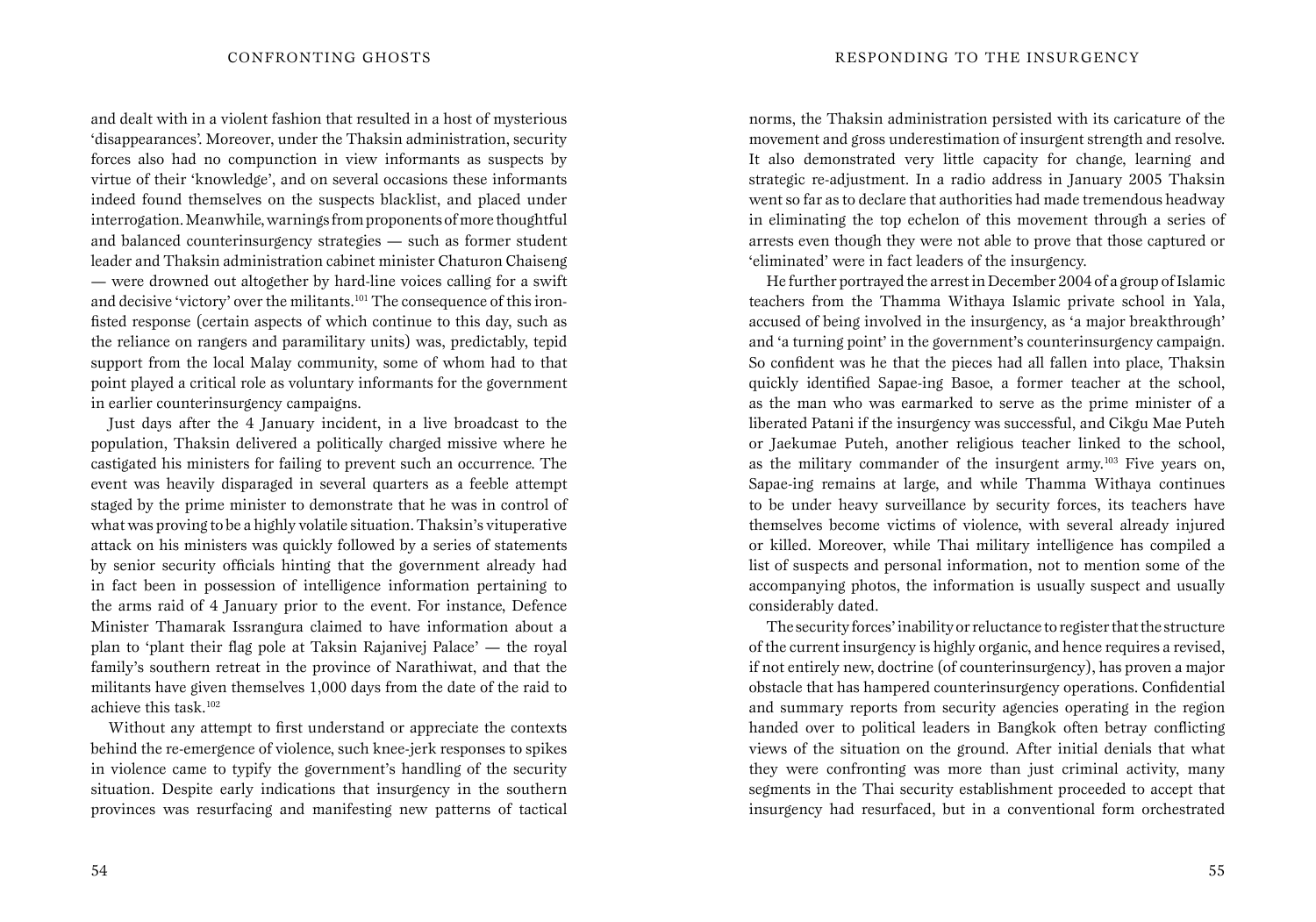and dealt with in a violent fashion that resulted in a host of mysterious 'disappearances'. Moreover, under the Thaksin administration, security forces also had no compunction in view informants as suspects by virtue of their 'knowledge', and on several occasions these informants indeed found themselves on the suspects blacklist, and placed under interrogation. Meanwhile, warnings from proponents of more thoughtful and balanced counterinsurgency strategies — such as former student leader and Thaksin administration cabinet minister Chaturon Chaiseng — were drowned out altogether by hard-line voices calling for a swift and decisive 'victory' over the militants.[101] The consequence of this iron-fisted response (certain aspects of which continue to this day, such as the reliance on rangers and paramilitary units) was, predictably, tepid support from the local Malay community, some of whom had to that point played a critical role as voluntary informants for the government in earlier counterinsurgency campaigns.

Just days after the 4 January incident, in a live broadcast to the population, Thaksin delivered a politically charged missive where he castigated his ministers for failing to prevent such an occurrence. The event was heavily disparaged in several quarters as a feeble attempt staged by the prime minister to demonstrate that he was in control of what was proving to be a highly volatile situation. Thaksin's vituperative attack on his ministers was quickly followed by a series of statements by senior security officials hinting that the government already had in fact been in possession of intelligence information pertaining to the arms raid of 4 January prior to the event. For instance, Defence Minister Thamarak Issrangura claimed to have information about a plan to 'plant their flag pole at Taksin Rajanivej Palace' — the royal family's southern retreat in the province of Narathiwat, and that the militants have given themselves 1,000 days from the date of the raid to achieve this task.[102]

Without any attempt to first understand or appreciate the contexts behind the re-emergence of violence, such knee-jerk responses to spikes in violence came to typify the government's handling of the security situation. Despite early indications that insurgency in the southern provinces was resurfacing and manifesting new patterns of tactical norms, the Thaksin administration persisted with its caricature of the movement and gross underestimation of insurgent strength and resolve. It also demonstrated very little capacity for change, learning and strategic re-adjustment. In a radio address in January 2005 Thaksin went so far as to declare that authorities had made tremendous headway in eliminating the top echelon of this movement through a series of arrests even though they were not able to prove that those captured or 'eliminated' were in fact leaders of the insurgency.

He further portrayed the arrest in December 2004 of a group of Islamic teachers from the Thamma Withaya Islamic private school in Yala, accused of being involved in the insurgency, as 'a major breakthrough' and 'a turning point' in the government's counterinsurgency campaign. So confident was he that the pieces had all fallen into place, Thaksin quickly identified Sapae-ing Basoe, a former teacher at the school, as the man who was earmarked to serve as the prime minister of a liberated Patani if the insurgency was successful, and Cikgu Mae Puteh or Jaekumae Puteh, another religious teacher linked to the school, as the military commander of the insurgent army.[103] Five years on, Sapae-ing remains at large, and while Thamma Withaya continues to be under heavy surveillance by security forces, its teachers have themselves become victims of violence, with several already injured or killed. Moreover, while Thai military intelligence has compiled a list of suspects and personal information, not to mention some of the accompanying photos, the information is usually suspect and usually considerably dated.

The security forces' inability or reluctance to register that the structure of the current insurgency is highly organic, and hence requires a revised, if not entirely new, doctrine (of counterinsurgency), has proven a major obstacle that has hampered counterinsurgency operations. Confidential and summary reports from security agencies operating in the region handed over to political leaders in Bangkok often betray conflicting views of the situation on the ground. After initial denials that what they were confronting was more than just criminal activity, many segments in the Thai security establishment proceeded to accept that insurgency had resurfaced, but in a conventional form orchestrated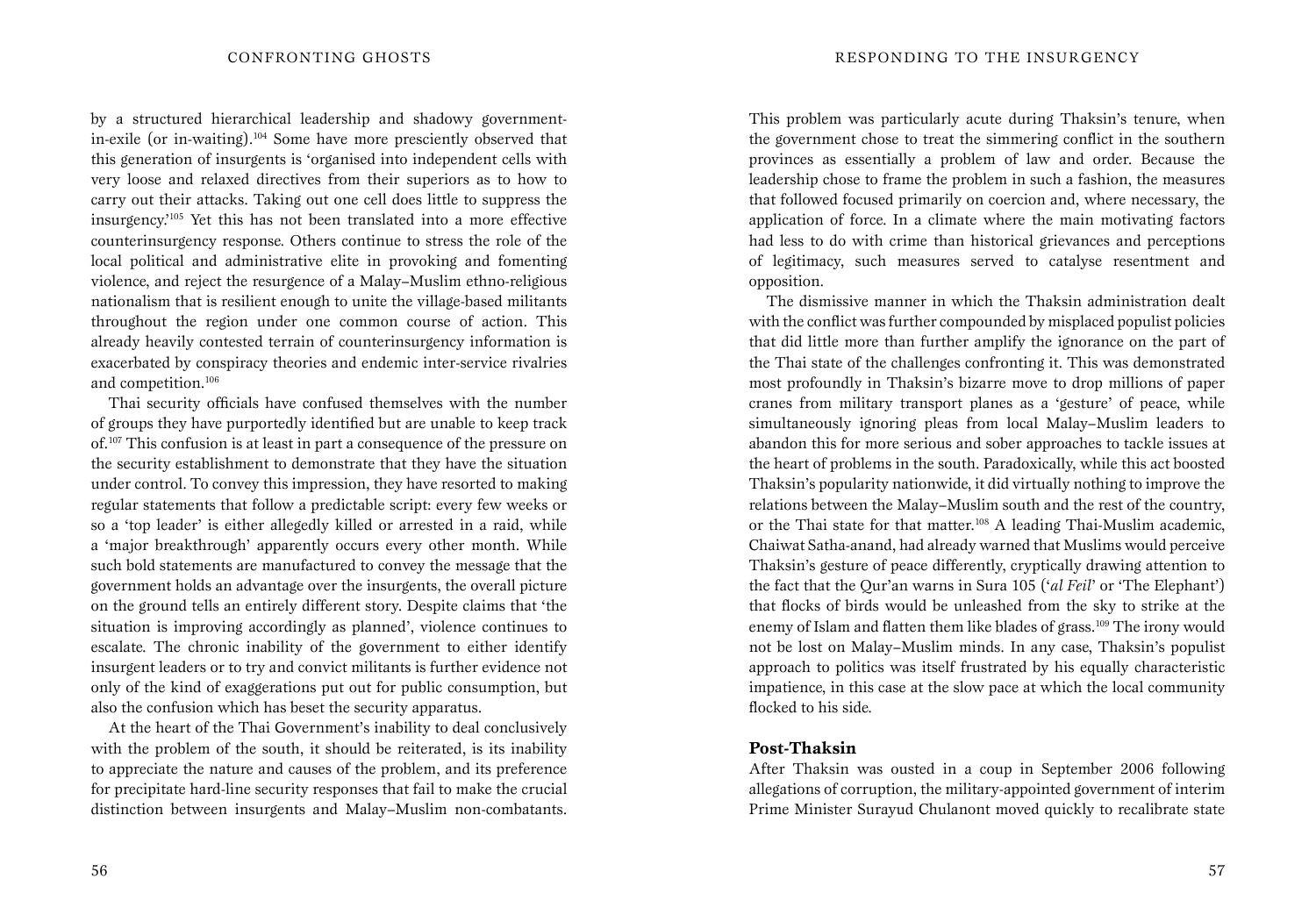by a structured hierarchical leadership and shadowy government-in-exile (or in-waiting).[104] Some have more presciently observed that this generation of insurgents is 'organised into independent cells with very loose and relaxed directives from their superiors as to how to carry out their attacks. Taking out one cell does little to suppress the insurgency.'[105] Yet this has not been translated into a more effective counterinsurgency response. Others continue to stress the role of the local political and administrative elite in provoking and fomenting violence, and reject the resurgence of a Malay–Muslim ethno-religious nationalism that is resilient enough to unite the village-based militants throughout the region under one common course of action. This already heavily contested terrain of counterinsurgency information is exacerbated by conspiracy theories and endemic inter-service rivalries and competition.[106]

Thai security officials have confused themselves with the number of groups they have purportedly identified but are unable to keep track of.[107] This confusion is at least in part a consequence of the pressure on the security establishment to demonstrate that they have the situation under control. To convey this impression, they have resorted to making regular statements that follow a predictable script: every few weeks or so a 'top leader' is either allegedly killed or arrested in a raid, while a 'major breakthrough' apparently occurs every other month. While such bold statements are manufactured to convey the message that the government holds an advantage over the insurgents, the overall picture on the ground tells an entirely different story. Despite claims that 'the situation is improving accordingly as planned', violence continues to escalate. The chronic inability of the government to either identify insurgent leaders or to try and convict militants is further evidence not only of the kind of exaggerations put out for public consumption, but also the confusion which has beset the security apparatus.

At the heart of the Thai Government's inability to deal conclusively with the problem of the south, it should be reiterated, is its inability to appreciate the nature and causes of the problem, and its preference for precipitate hard-line security responses that fail to make the crucial distinction between insurgents and Malay–Muslim non-combatants. This problem was particularly acute during Thaksin's tenure, when the government chose to treat the simmering conflict in the southern provinces as essentially a problem of law and order. Because the leadership chose to frame the problem in such a fashion, the measures that followed focused primarily on coercion and, where necessary, the application of force. In a climate where the main motivating factors had less to do with crime than historical grievances and perceptions of legitimacy, such measures served to catalyse resentment and opposition.

The dismissive manner in which the Thaksin administration dealt with the conflict was further compounded by misplaced populist policies that did little more than further amplify the ignorance on the part of the Thai state of the challenges confronting it. This was demonstrated most profoundly in Thaksin's bizarre move to drop millions of paper cranes from military transport planes as a 'gesture' of peace, while simultaneously ignoring pleas from local Malay–Muslim leaders to abandon this for more serious and sober approaches to tackle issues at the heart of problems in the south. Paradoxically, while this act boosted Thaksin's popularity nationwide, it did virtually nothing to improve the relations between the Malay–Muslim south and the rest of the country, or the Thai state for that matter.[108] A leading Thai-Muslim academic, Chaiwat Satha-anand, had already warned that Muslims would perceive Thaksin's gesture of peace differently, cryptically drawing attention to the fact that the Qur'an warns in Sura 105 ('*al Feil*' or 'The Elephant') that flocks of birds would be unleashed from the sky to strike at the enemy of Islam and flatten them like blades of grass.[109] The irony would not be lost on Malay–Muslim minds. In any case, Thaksin's populist approach to politics was itself frustrated by his equally characteristic impatience, in this case at the slow pace at which the local community flocked to his side.

## Post-Thaksin

After Thaksin was ousted in a coup in September 2006 following allegations of corruption, the military-appointed government of interim Prime Minister Surayud Chulanont moved quickly to recalibrate state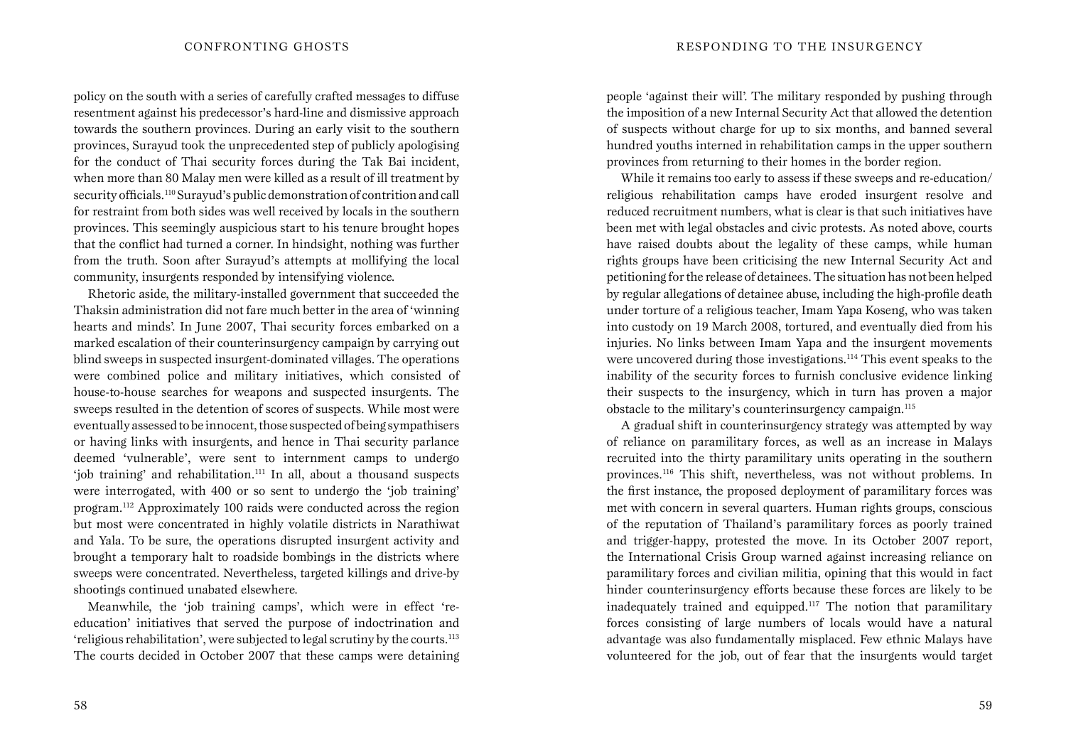policy on the south with a series of carefully crafted messages to diffuse resentment against his predecessor's hard-line and dismissive approach towards the southern provinces. During an early visit to the southern provinces, Surayud took the unprecedented step of publicly apologising for the conduct of Thai security forces during the Tak Bai incident, when more than 80 Malay men were killed as a result of ill treatment by security officials.[110] Surayud's public demonstration of contrition and call for restraint from both sides was well received by locals in the southern provinces. This seemingly auspicious start to his tenure brought hopes that the conflict had turned a corner. In hindsight, nothing was further from the truth. Soon after Surayud's attempts at mollifying the local community, insurgents responded by intensifying violence.

Rhetoric aside, the military-installed government that succeeded the Thaksin administration did not fare much better in the area of 'winning hearts and minds'. In June 2007, Thai security forces embarked on a marked escalation of their counterinsurgency campaign by carrying out blind sweeps in suspected insurgent-dominated villages. The operations were combined police and military initiatives, which consisted of house-to-house searches for weapons and suspected insurgents. The sweeps resulted in the detention of scores of suspects. While most were eventually assessed to be innocent, those suspected of being sympathisers or having links with insurgents, and hence in Thai security parlance deemed 'vulnerable', were sent to internment camps to undergo 'job training' and rehabilitation.[111] In all, about a thousand suspects were interrogated, with 400 or so sent to undergo the 'job training' program.[112] Approximately 100 raids were conducted across the region but most were concentrated in highly volatile districts in Narathiwat and Yala. To be sure, the operations disrupted insurgent activity and brought a temporary halt to roadside bombings in the districts where sweeps were concentrated. Nevertheless, targeted killings and drive-by shootings continued unabated elsewhere.

Meanwhile, the 'job training camps', which were in effect 're-education' initiatives that served the purpose of indoctrination and 'religious rehabilitation', were subjected to legal scrutiny by the courts.[113] The courts decided in October 2007 that these camps were detaining people 'against their will'. The military responded by pushing through the imposition of a new Internal Security Act that allowed the detention of suspects without charge for up to six months, and banned several hundred youths interned in rehabilitation camps in the upper southern provinces from returning to their homes in the border region.

While it remains too early to assess if these sweeps and re-education/religious rehabilitation camps have eroded insurgent resolve and reduced recruitment numbers, what is clear is that such initiatives have been met with legal obstacles and civic protests. As noted above, courts have raised doubts about the legality of these camps, while human rights groups have been criticising the new Internal Security Act and petitioning for the release of detainees. The situation has not been helped by regular allegations of detainee abuse, including the high-profile death under torture of a religious teacher, Imam Yapa Koseng, who was taken into custody on 19 March 2008, tortured, and eventually died from his injuries. No links between Imam Yapa and the insurgent movements were uncovered during those investigations.[114] This event speaks to the inability of the security forces to furnish conclusive evidence linking their suspects to the insurgency, which in turn has proven a major obstacle to the military's counterinsurgency campaign.[115]

A gradual shift in counterinsurgency strategy was attempted by way of reliance on paramilitary forces, as well as an increase in Malays recruited into the thirty paramilitary units operating in the southern provinces.[116] This shift, nevertheless, was not without problems. In the first instance, the proposed deployment of paramilitary forces was met with concern in several quarters. Human rights groups, conscious of the reputation of Thailand's paramilitary forces as poorly trained and trigger-happy, protested the move. In its October 2007 report, the International Crisis Group warned against increasing reliance on paramilitary forces and civilian militia, opining that this would in fact hinder counterinsurgency efforts because these forces are likely to be inadequately trained and equipped.[117] The notion that paramilitary forces consisting of large numbers of locals would have a natural advantage was also fundamentally misplaced. Few ethnic Malays have volunteered for the job, out of fear that the insurgents would target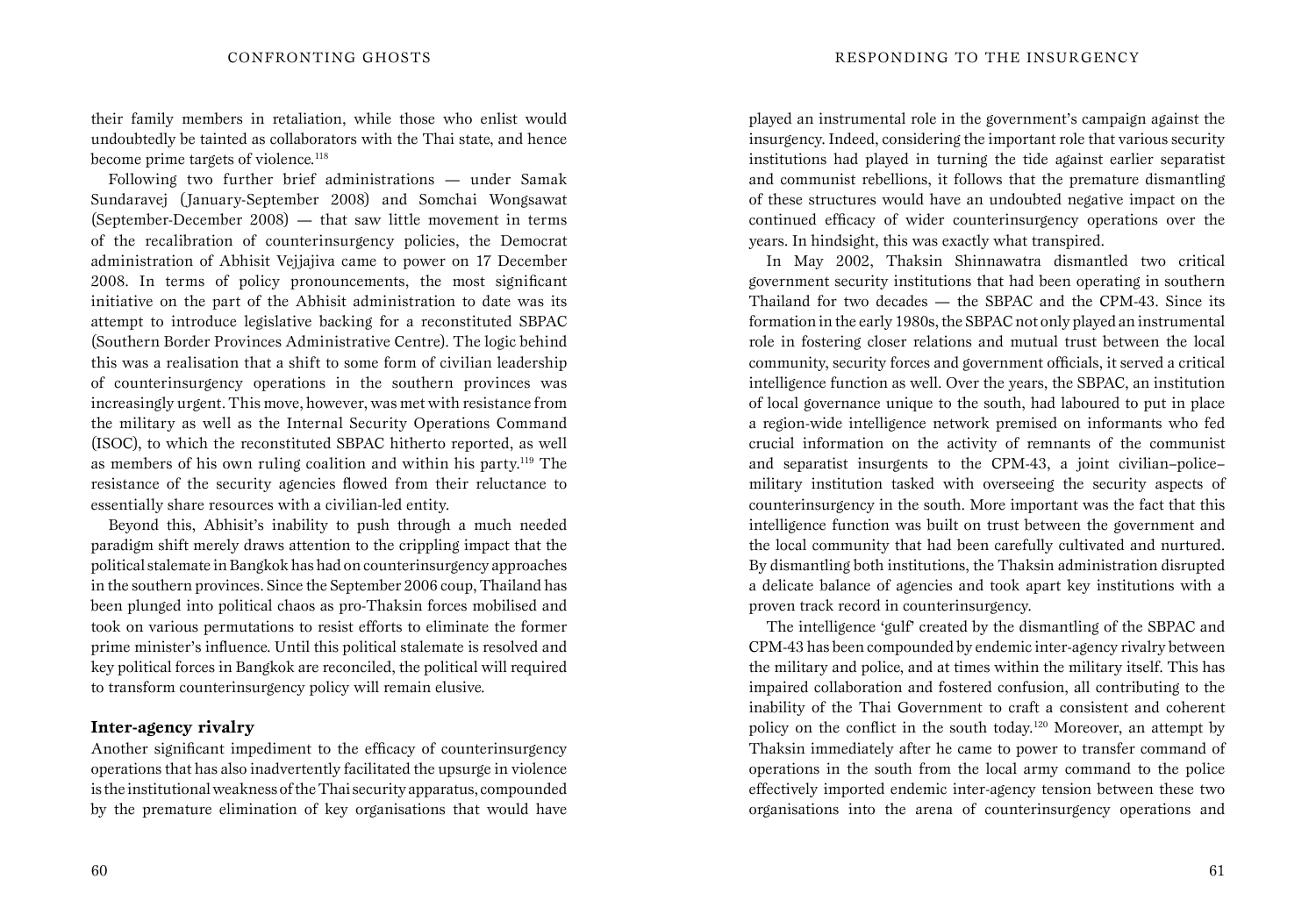their family members in retaliation, while those who enlist would undoubtedly be tainted as collaborators with the Thai state, and hence become prime targets of violence.[118]

Following two further brief administrations — under Samak Sundaravej (January-September 2008) and Somchai Wongsawat (September-December 2008) — that saw little movement in terms of the recalibration of counterinsurgency policies, the Democrat administration of Abhisit Vejjajiva came to power on 17 December 2008. In terms of policy pronouncements, the most significant initiative on the part of the Abhisit administration to date was its attempt to introduce legislative backing for a reconstituted SBPAC (Southern Border Provinces Administrative Centre). The logic behind this was a realisation that a shift to some form of civilian leadership of counterinsurgency operations in the southern provinces was increasingly urgent. This move, however, was met with resistance from the military as well as the Internal Security Operations Command (ISOC), to which the reconstituted SBPAC hitherto reported, as well as members of his own ruling coalition and within his party.[119] The resistance of the security agencies flowed from their reluctance to essentially share resources with a civilian-led entity.

Beyond this, Abhisit's inability to push through a much needed paradigm shift merely draws attention to the crippling impact that the political stalemate in Bangkok has had on counterinsurgency approaches in the southern provinces. Since the September 2006 coup, Thailand has been plunged into political chaos as pro-Thaksin forces mobilised and took on various permutations to resist efforts to eliminate the former prime minister's influence. Until this political stalemate is resolved and key political forces in Bangkok are reconciled, the political will required to transform counterinsurgency policy will remain elusive.

### Inter-agency rivalry

Another significant impediment to the efficacy of counterinsurgency operations that has also inadvertently facilitated the upsurge in violence is the institutional weakness of the Thai security apparatus, compounded by the premature elimination of key organisations that would have played an instrumental role in the government's campaign against the insurgency. Indeed, considering the important role that various security institutions had played in turning the tide against earlier separatist and communist rebellions, it follows that the premature dismantling of these structures would have an undoubted negative impact on the continued efficacy of wider counterinsurgency operations over the years. In hindsight, this was exactly what transpired.

In May 2002, Thaksin Shinnawatra dismantled two critical government security institutions that had been operating in southern Thailand for two decades — the SBPAC and the CPM-43. Since its formation in the early 1980s, the SBPAC not only played an instrumental role in fostering closer relations and mutual trust between the local community, security forces and government officials, it served a critical intelligence function as well. Over the years, the SBPAC, an institution of local governance unique to the south, had laboured to put in place a region-wide intelligence network premised on informants who fed crucial information on the activity of remnants of the communist and separatist insurgents to the CPM-43, a joint civilian–police–military institution tasked with overseeing the security aspects of counterinsurgency in the south. More important was the fact that this intelligence function was built on trust between the government and the local community that had been carefully cultivated and nurtured. By dismantling both institutions, the Thaksin administration disrupted a delicate balance of agencies and took apart key institutions with a proven track record in counterinsurgency.

The intelligence 'gulf' created by the dismantling of the SBPAC and CPM-43 has been compounded by endemic inter-agency rivalry between the military and police, and at times within the military itself. This has impaired collaboration and fostered confusion, all contributing to the inability of the Thai Government to craft a consistent and coherent policy on the conflict in the south today.[120] Moreover, an attempt by Thaksin immediately after he came to power to transfer command of operations in the south from the local army command to the police effectively imported endemic inter-agency tension between these two organisations into the arena of counterinsurgency operations and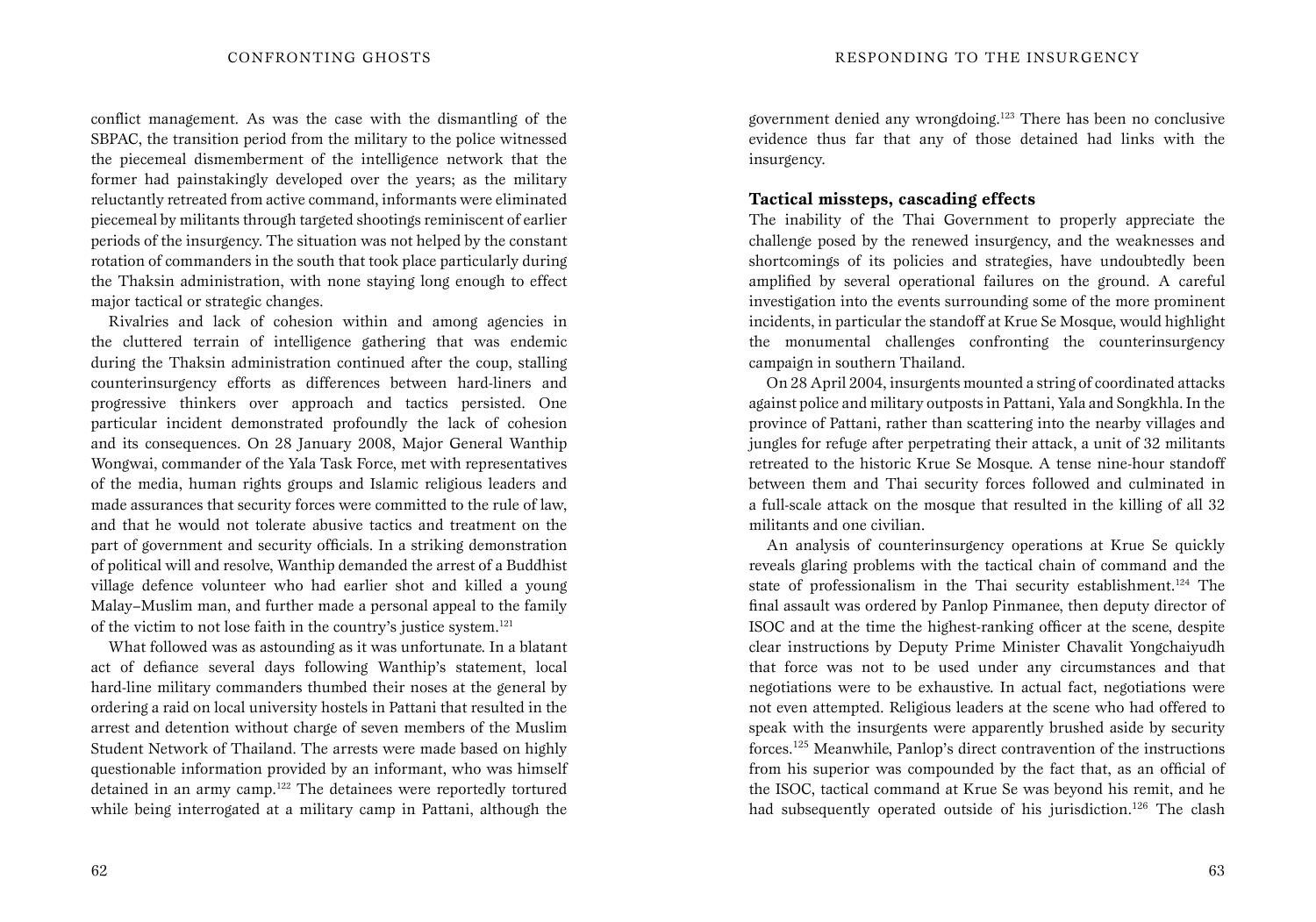conflict management. As was the case with the dismantling of the SBPAC, the transition period from the military to the police witnessed the piecemeal dismemberment of the intelligence network that the former had painstakingly developed over the years; as the military reluctantly retreated from active command, informants were eliminated piecemeal by militants through targeted shootings reminiscent of earlier periods of the insurgency. The situation was not helped by the constant rotation of commanders in the south that took place particularly during the Thaksin administration, with none staying long enough to effect major tactical or strategic changes.

Rivalries and lack of cohesion within and among agencies in the cluttered terrain of intelligence gathering that was endemic during the Thaksin administration continued after the coup, stalling counterinsurgency efforts as differences between hard-liners and progressive thinkers over approach and tactics persisted. One particular incident demonstrated profoundly the lack of cohesion and its consequences. On 28 January 2008, Major General Wanthip Wongwai, commander of the Yala Task Force, met with representatives of the media, human rights groups and Islamic religious leaders and made assurances that security forces were committed to the rule of law, and that he would not tolerate abusive tactics and treatment on the part of government and security officials. In a striking demonstration of political will and resolve, Wanthip demanded the arrest of a Buddhist village defence volunteer who had earlier shot and killed a young Malay–Muslim man, and further made a personal appeal to the family of the victim to not lose faith in the country's justice system.[121]

What followed was as astounding as it was unfortunate. In a blatant act of defiance several days following Wanthip's statement, local hard-line military commanders thumbed their noses at the general by ordering a raid on local university hostels in Pattani that resulted in the arrest and detention without charge of seven members of the Muslim Student Network of Thailand. The arrests were made based on highly questionable information provided by an informant, who was himself detained in an army camp.[122] The detainees were reportedly tortured while being interrogated at a military camp in Pattani, although the government denied any wrongdoing.[123] There has been no conclusive evidence thus far that any of those detained had links with the insurgency.

### Tactical missteps, cascading effects

The inability of the Thai Government to properly appreciate the challenge posed by the renewed insurgency, and the weaknesses and shortcomings of its policies and strategies, have undoubtedly been amplified by several operational failures on the ground. A careful investigation into the events surrounding some of the more prominent incidents, in particular the standoff at Krue Se Mosque, would highlight the monumental challenges confronting the counterinsurgency campaign in southern Thailand.

On 28 April 2004, insurgents mounted a string of coordinated attacks against police and military outposts in Pattani, Yala and Songkhla. In the province of Pattani, rather than scattering into the nearby villages and jungles for refuge after perpetrating their attack, a unit of 32 militants retreated to the historic Krue Se Mosque. A tense nine-hour standoff between them and Thai security forces followed and culminated in a full-scale attack on the mosque that resulted in the killing of all 32 militants and one civilian.

An analysis of counterinsurgency operations at Krue Se quickly reveals glaring problems with the tactical chain of command and the state of professionalism in the Thai security establishment.[124] The final assault was ordered by Panlop Pinmanee, then deputy director of ISOC and at the time the highest-ranking officer at the scene, despite clear instructions by Deputy Prime Minister Chavalit Yongchaiyudh that force was not to be used under any circumstances and that negotiations were to be exhaustive. In actual fact, negotiations were not even attempted. Religious leaders at the scene who had offered to speak with the insurgents were apparently brushed aside by security forces.[125] Meanwhile, Panlop's direct contravention of the instructions from his superior was compounded by the fact that, as an official of the ISOC, tactical command at Krue Se was beyond his remit, and he had subsequently operated outside of his jurisdiction.[126] The clash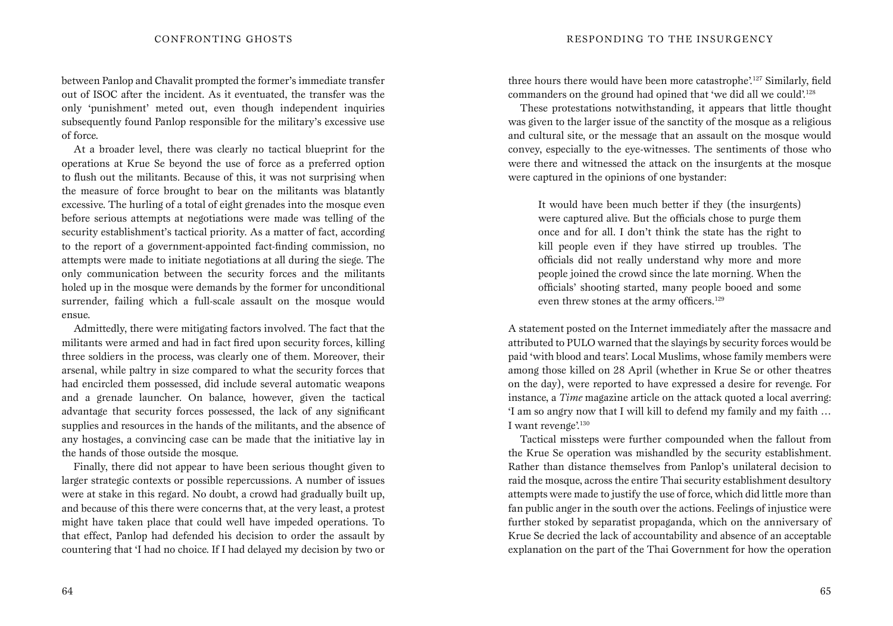between Panlop and Chavalit prompted the former's immediate transfer out of ISOC after the incident. As it eventuated, the transfer was the only 'punishment' meted out, even though independent inquiries subsequently found Panlop responsible for the military's excessive use of force.

At a broader level, there was clearly no tactical blueprint for the operations at Krue Se beyond the use of force as a preferred option to flush out the militants. Because of this, it was not surprising when the measure of force brought to bear on the militants was blatantly excessive. The hurling of a total of eight grenades into the mosque even before serious attempts at negotiations were made was telling of the security establishment's tactical priority. As a matter of fact, according to the report of a government-appointed fact-finding commission, no attempts were made to initiate negotiations at all during the siege. The only communication between the security forces and the militants holed up in the mosque were demands by the former for unconditional surrender, failing which a full-scale assault on the mosque would ensue.

Admittedly, there were mitigating factors involved. The fact that the militants were armed and had in fact fired upon security forces, killing three soldiers in the process, was clearly one of them. Moreover, their arsenal, while paltry in size compared to what the security forces that had encircled them possessed, did include several automatic weapons and a grenade launcher. On balance, however, given the tactical advantage that security forces possessed, the lack of any significant supplies and resources in the hands of the militants, and the absence of any hostages, a convincing case can be made that the initiative lay in the hands of those outside the mosque.

Finally, there did not appear to have been serious thought given to larger strategic contexts or possible repercussions. A number of issues were at stake in this regard. No doubt, a crowd had gradually built up, and because of this there were concerns that, at the very least, a protest might have taken place that could well have impeded operations. To that effect, Panlop had defended his decision to order the assault by countering that 'I had no choice. If I had delayed my decision by two or three hours there would have been more catastrophe'.[127] Similarly, field commanders on the ground had opined that 'we did all we could'.[128]

These protestations notwithstanding, it appears that little thought was given to the larger issue of the sanctity of the mosque as a religious and cultural site, or the message that an assault on the mosque would convey, especially to the eye-witnesses. The sentiments of those who were there and witnessed the attack on the insurgents at the mosque were captured in the opinions of one bystander:

> It would have been much better if they (the insurgents) were captured alive. But the officials chose to purge them once and for all. I don't think the state has the right to kill people even if they have stirred up troubles. The officials did not really understand why more and more people joined the crowd since the late morning. When the officials' shooting started, many people booed and some even threw stones at the army officers.[129]

A statement posted on the Internet immediately after the massacre and attributed to PULO warned that the slayings by security forces would be paid 'with blood and tears'. Local Muslims, whose family members were among those killed on 28 April (whether in Krue Se or other theatres on the day), were reported to have expressed a desire for revenge. For instance, a *Time* magazine article on the attack quoted a local averring: 'I am so angry now that I will kill to defend my family and my faith … I want revenge'.[130]

Tactical missteps were further compounded when the fallout from the Krue Se operation was mishandled by the security establishment. Rather than distance themselves from Panlop's unilateral decision to raid the mosque, across the entire Thai security establishment desultory attempts were made to justify the use of force, which did little more than fan public anger in the south over the actions. Feelings of injustice were further stoked by separatist propaganda, which on the anniversary of Krue Se decried the lack of accountability and absence of an acceptable explanation on the part of the Thai Government for how the operation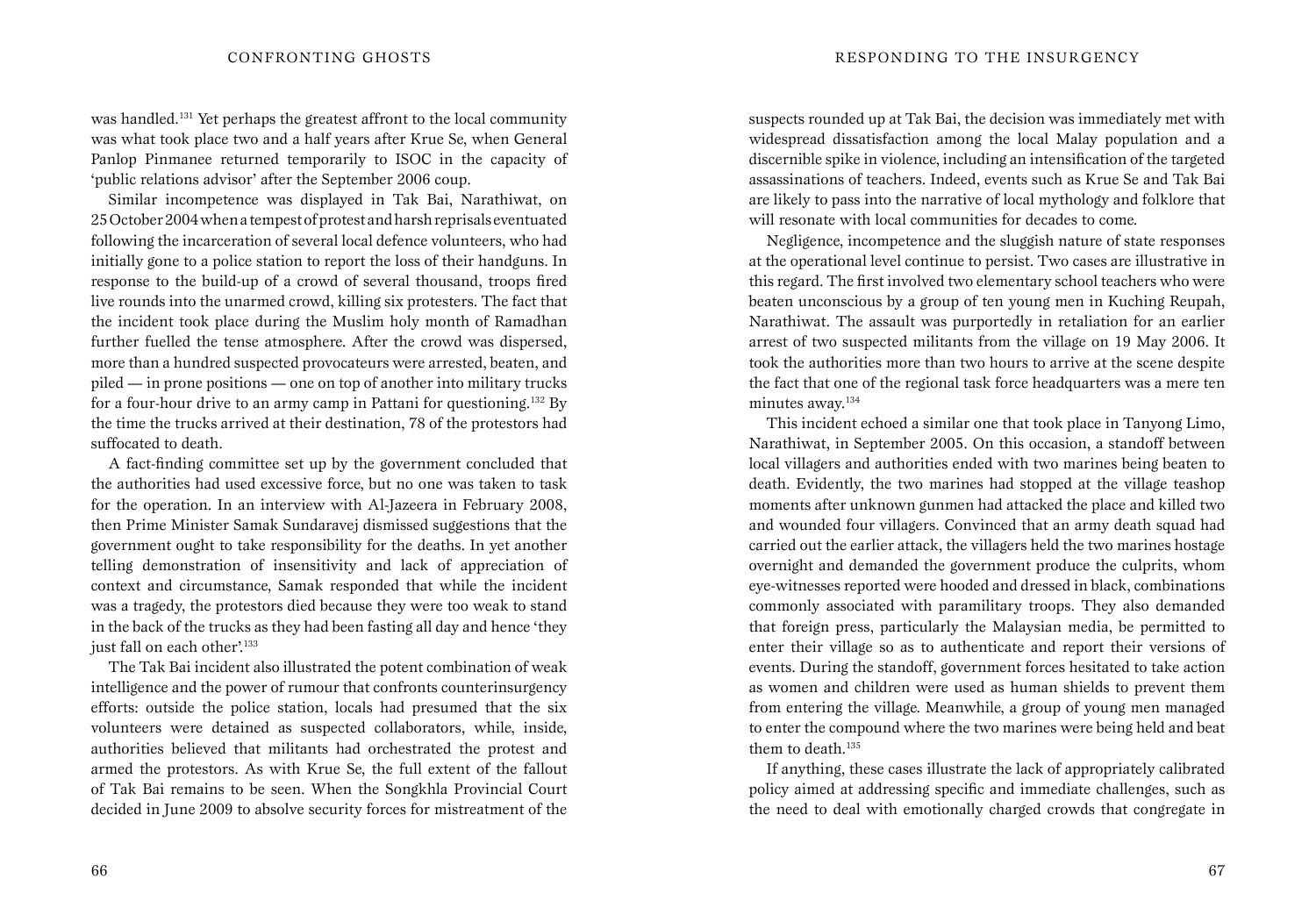was handled.[131] Yet perhaps the greatest affront to the local community was what took place two and a half years after Krue Se, when General Panlop Pinmanee returned temporarily to ISOC in the capacity of 'public relations advisor' after the September 2006 coup.

Similar incompetence was displayed in Tak Bai, Narathiwat, on 25 October 2004 when a tempest of protest and harsh reprisals eventuated following the incarceration of several local defence volunteers, who had initially gone to a police station to report the loss of their handguns. In response to the build-up of a crowd of several thousand, troops fired live rounds into the unarmed crowd, killing six protesters. The fact that the incident took place during the Muslim holy month of Ramadhan further fuelled the tense atmosphere. After the crowd was dispersed, more than a hundred suspected provocateurs were arrested, beaten, and piled — in prone positions — one on top of another into military trucks for a four-hour drive to an army camp in Pattani for questioning.[132] By the time the trucks arrived at their destination, 78 of the protestors had suffocated to death.

A fact-finding committee set up by the government concluded that the authorities had used excessive force, but no one was taken to task for the operation. In an interview with Al-Jazeera in February 2008, then Prime Minister Samak Sundaravej dismissed suggestions that the government ought to take responsibility for the deaths. In yet another telling demonstration of insensitivity and lack of appreciation of context and circumstance, Samak responded that while the incident was a tragedy, the protestors died because they were too weak to stand in the back of the trucks as they had been fasting all day and hence 'they just fall on each other'.[133]

The Tak Bai incident also illustrated the potent combination of weak intelligence and the power of rumour that confronts counterinsurgency efforts: outside the police station, locals had presumed that the six volunteers were detained as suspected collaborators, while, inside, authorities believed that militants had orchestrated the protest and armed the protestors. As with Krue Se, the full extent of the fallout of Tak Bai remains to be seen. When the Songkhla Provincial Court decided in June 2009 to absolve security forces for mistreatment of the suspects rounded up at Tak Bai, the decision was immediately met with widespread dissatisfaction among the local Malay population and a discernible spike in violence, including an intensification of the targeted assassinations of teachers. Indeed, events such as Krue Se and Tak Bai are likely to pass into the narrative of local mythology and folklore that will resonate with local communities for decades to come.

Negligence, incompetence and the sluggish nature of state responses at the operational level continue to persist. Two cases are illustrative in this regard. The first involved two elementary school teachers who were beaten unconscious by a group of ten young men in Kuching Reupah, Narathiwat. The assault was purportedly in retaliation for an earlier arrest of two suspected militants from the village on 19 May 2006. It took the authorities more than two hours to arrive at the scene despite the fact that one of the regional task force headquarters was a mere ten minutes away.[134]

This incident echoed a similar one that took place in Tanyong Limo, Narathiwat, in September 2005. On this occasion, a standoff between local villagers and authorities ended with two marines being beaten to death. Evidently, the two marines had stopped at the village teashop moments after unknown gunmen had attacked the place and killed two and wounded four villagers. Convinced that an army death squad had carried out the earlier attack, the villagers held the two marines hostage overnight and demanded the government produce the culprits, whom eye-witnesses reported were hooded and dressed in black, combinations commonly associated with paramilitary troops. They also demanded that foreign press, particularly the Malaysian media, be permitted to enter their village so as to authenticate and report their versions of events. During the standoff, government forces hesitated to take action as women and children were used as human shields to prevent them from entering the village. Meanwhile, a group of young men managed to enter the compound where the two marines were being held and beat them to death.[135]

If anything, these cases illustrate the lack of appropriately calibrated policy aimed at addressing specific and immediate challenges, such as the need to deal with emotionally charged crowds that congregate in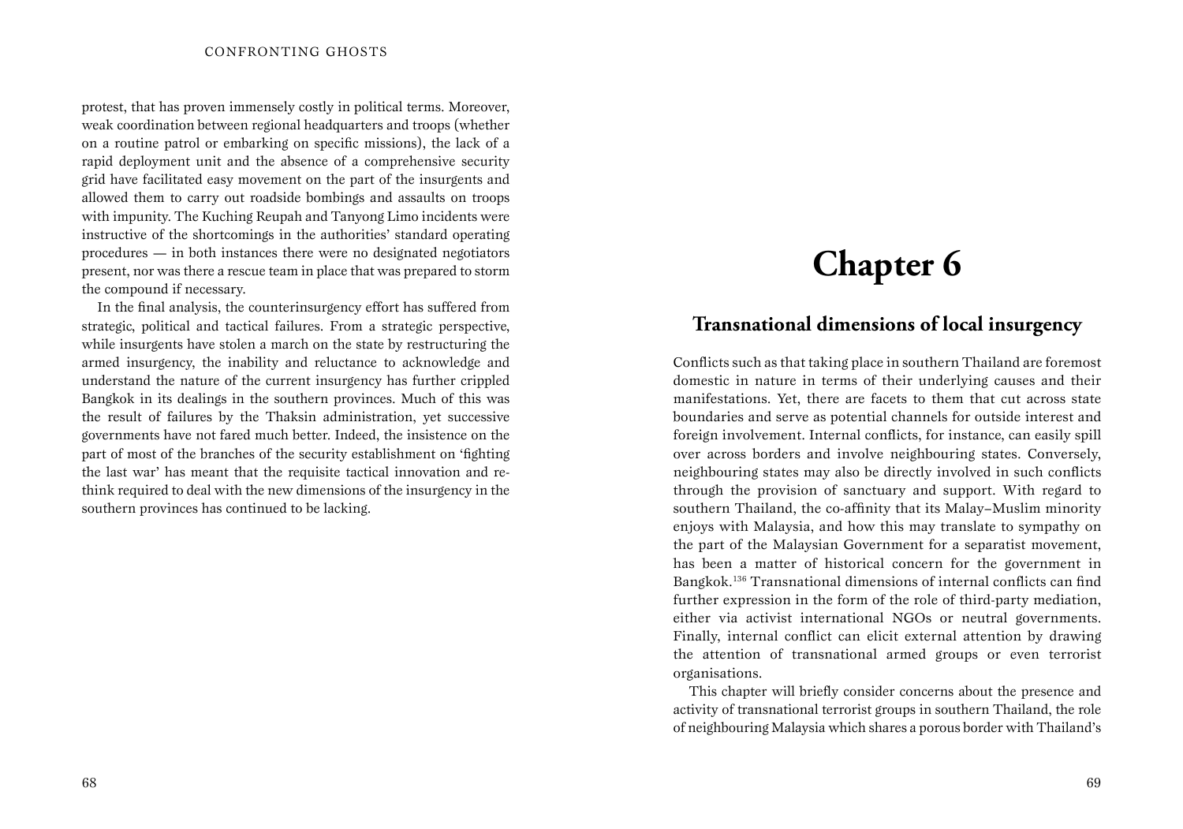protest, that has proven immensely costly in political terms. Moreover, weak coordination between regional headquarters and troops (whether on a routine patrol or embarking on specific missions), the lack of a rapid deployment unit and the absence of a comprehensive security grid have facilitated easy movement on the part of the insurgents and allowed them to carry out roadside bombings and assaults on troops with impunity. The Kuching Reupah and Tanyong Limo incidents were instructive of the shortcomings in the authorities' standard operating procedures — in both instances there were no designated negotiators present, nor was there a rescue team in place that was prepared to storm the compound if necessary.

In the final analysis, the counterinsurgency effort has suffered from strategic, political and tactical failures. From a strategic perspective, while insurgents have stolen a march on the state by restructuring the armed insurgency, the inability and reluctance to acknowledge and understand the nature of the current insurgency has further crippled Bangkok in its dealings in the southern provinces. Much of this was the result of failures by the Thaksin administration, yet successive governments have not fared much better. Indeed, the insistence on the part of most of the branches of the security establishment on 'fighting the last war' has meant that the requisite tactical innovation and re-think required to deal with the new dimensions of the insurgency in the southern provinces has continued to be lacking.

# Chapter 6

## Transnational dimensions of local insurgency

Conflicts such as that taking place in southern Thailand are foremost domestic in nature in terms of their underlying causes and their manifestations. Yet, there are facets to them that cut across state boundaries and serve as potential channels for outside interest and foreign involvement. Internal conflicts, for instance, can easily spill over across borders and involve neighbouring states. Conversely, neighbouring states may also be directly involved in such conflicts through the provision of sanctuary and support. With regard to southern Thailand, the co-affinity that its Malay–Muslim minority enjoys with Malaysia, and how this may translate to sympathy on the part of the Malaysian Government for a separatist movement, has been a matter of historical concern for the government in Bangkok.[136] Transnational dimensions of internal conflicts can find further expression in the form of the role of third-party mediation, either via activist international NGOs or neutral governments. Finally, internal conflict can elicit external attention by drawing the attention of transnational armed groups or even terrorist organisations.

This chapter will briefly consider concerns about the presence and activity of transnational terrorist groups in southern Thailand, the role of neighbouring Malaysia which shares a porous border with Thailand's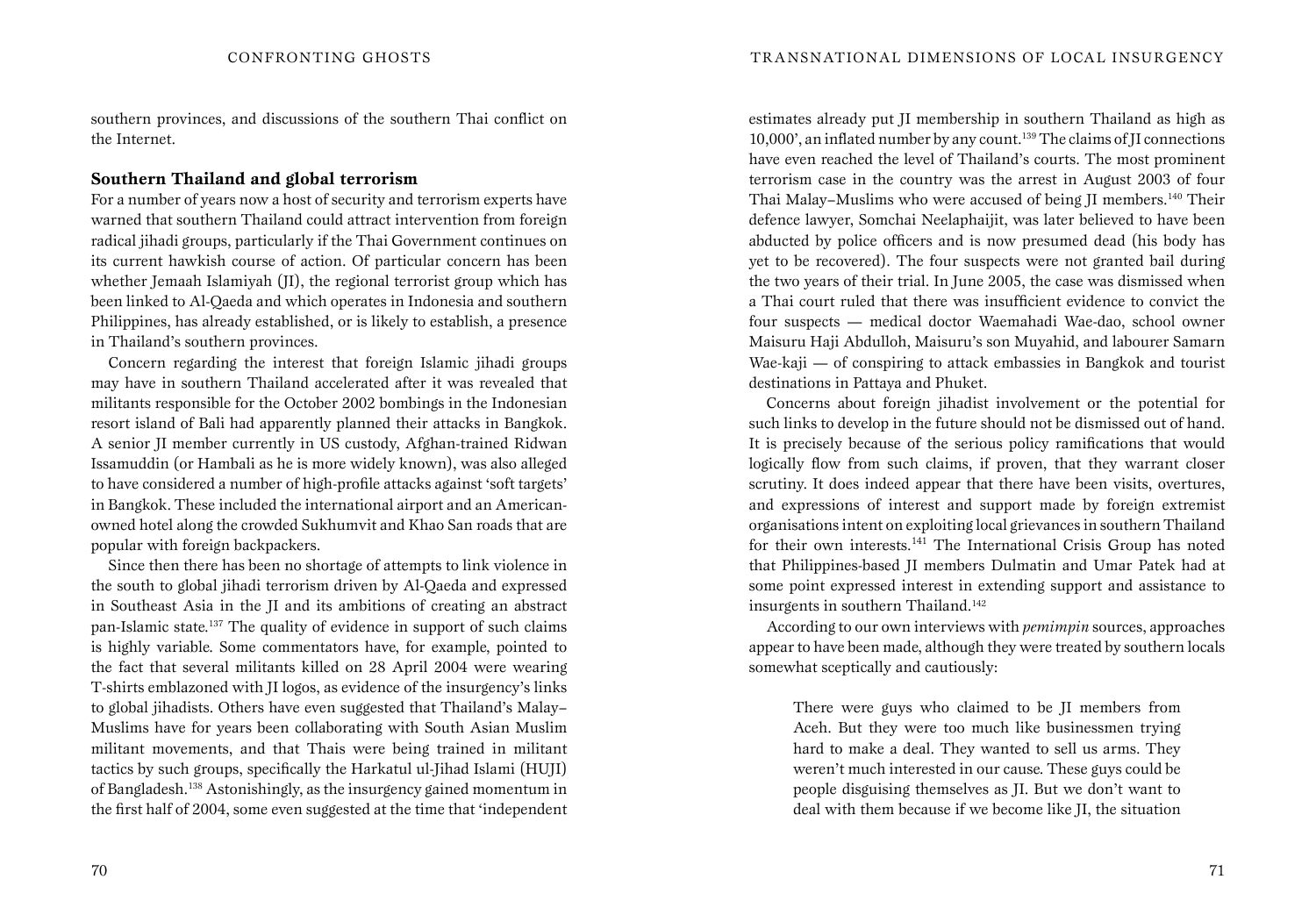southern provinces, and discussions of the southern Thai conflict on the Internet.

## Southern Thailand and global terrorism

For a number of years now a host of security and terrorism experts have warned that southern Thailand could attract intervention from foreign radical jihadi groups, particularly if the Thai Government continues on its current hawkish course of action. Of particular concern has been whether Jemaah Islamiyah (JI), the regional terrorist group which has been linked to Al-Qaeda and which operates in Indonesia and southern Philippines, has already established, or is likely to establish, a presence in Thailand's southern provinces.

Concern regarding the interest that foreign Islamic jihadi groups may have in southern Thailand accelerated after it was revealed that militants responsible for the October 2002 bombings in the Indonesian resort island of Bali had apparently planned their attacks in Bangkok. A senior JI member currently in US custody, Afghan-trained Ridwan Issamuddin (or Hambali as he is more widely known), was also alleged to have considered a number of high-profile attacks against 'soft targets' in Bangkok. These included the international airport and an American-owned hotel along the crowded Sukhumvit and Khao San roads that are popular with foreign backpackers.

Since then there has been no shortage of attempts to link violence in the south to global jihadi terrorism driven by Al-Qaeda and expressed in Southeast Asia in the JI and its ambitions of creating an abstract pan-Islamic state.[137] The quality of evidence in support of such claims is highly variable. Some commentators have, for example, pointed to the fact that several militants killed on 28 April 2004 were wearing T-shirts emblazoned with JI logos, as evidence of the insurgency's links to global jihadists. Others have even suggested that Thailand's Malay–Muslims have for years been collaborating with South Asian Muslim militant movements, and that Thais were being trained in militant tactics by such groups, specifically the Harkatul ul-Jihad Islami (HUJI) of Bangladesh.[138] Astonishingly, as the insurgency gained momentum in the first half of 2004, some even suggested at the time that 'independent estimates already put JI membership in southern Thailand as high as 10,000', an inflated number by any count.[139] The claims of JI connections have even reached the level of Thailand's courts. The most prominent terrorism case in the country was the arrest in August 2003 of four Thai Malay–Muslims who were accused of being JI members.[140] Their defence lawyer, Somchai Neelaphaijit, was later believed to have been abducted by police officers and is now presumed dead (his body has yet to be recovered). The four suspects were not granted bail during the two years of their trial. In June 2005, the case was dismissed when a Thai court ruled that there was insufficient evidence to convict the four suspects — medical doctor Waemahadi Wae-dao, school owner Maisuru Haji Abdulloh, Maisuru's son Muyahid, and labourer Samarn Wae-kaji — of conspiring to attack embassies in Bangkok and tourist destinations in Pattaya and Phuket.

Concerns about foreign jihadist involvement or the potential for such links to develop in the future should not be dismissed out of hand. It is precisely because of the serious policy ramifications that would logically flow from such claims, if proven, that they warrant closer scrutiny. It does indeed appear that there have been visits, overtures, and expressions of interest and support made by foreign extremist organisations intent on exploiting local grievances in southern Thailand for their own interests.[141] The International Crisis Group has noted that Philippines-based JI members Dulmatin and Umar Patek had at some point expressed interest in extending support and assistance to insurgents in southern Thailand.[142]

According to our own interviews with *pemimpin* sources, approaches appear to have been made, although they were treated by southern locals somewhat sceptically and cautiously:

> There were guys who claimed to be JI members from Aceh. But they were too much like businessmen trying hard to make a deal. They wanted to sell us arms. They weren't much interested in our cause. These guys could be people disguising themselves as JI. But we don't want to deal with them because if we become like JI, the situation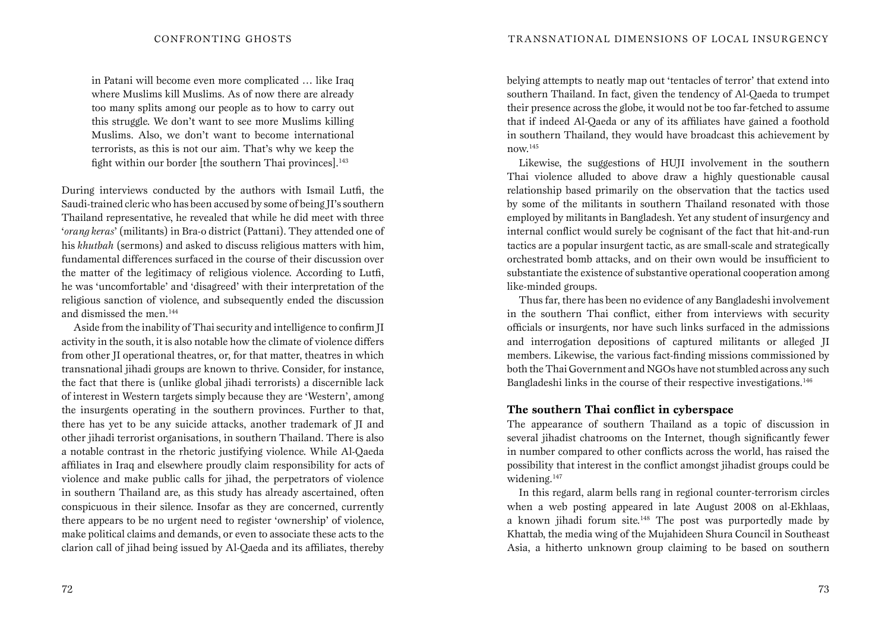in Patani will become even more complicated … like Iraq where Muslims kill Muslims. As of now there are already too many splits among our people as to how to carry out this struggle. We don't want to see more Muslims killing Muslims. Also, we don't want to become international terrorists, as this is not our aim. That's why we keep the fight within our border [the southern Thai provinces].[143]

During interviews conducted by the authors with Ismail Lutfi, the Saudi-trained cleric who has been accused by some of being JI's southern Thailand representative, he revealed that while he did meet with three '*orang keras*' (militants) in Bra-o district (Pattani). They attended one of his *khutbah* (sermons) and asked to discuss religious matters with him, fundamental differences surfaced in the course of their discussion over the matter of the legitimacy of religious violence. According to Lutfi, he was 'uncomfortable' and 'disagreed' with their interpretation of the religious sanction of violence, and subsequently ended the discussion and dismissed the men.[144]

Aside from the inability of Thai security and intelligence to confirm JI activity in the south, it is also notable how the climate of violence differs from other JI operational theatres, or, for that matter, theatres in which transnational jihadi groups are known to thrive. Consider, for instance, the fact that there is (unlike global jihadi terrorists) a discernible lack of interest in Western targets simply because they are 'Western', among the insurgents operating in the southern provinces. Further to that, there has yet to be any suicide attacks, another trademark of JI and other jihadi terrorist organisations, in southern Thailand. There is also a notable contrast in the rhetoric justifying violence. While Al-Qaeda affiliates in Iraq and elsewhere proudly claim responsibility for acts of violence and make public calls for jihad, the perpetrators of violence in southern Thailand are, as this study has already ascertained, often conspicuous in their silence. Insofar as they are concerned, currently there appears to be no urgent need to register 'ownership' of violence, make political claims and demands, or even to associate these acts to the clarion call of jihad being issued by Al-Qaeda and its affiliates, thereby belying attempts to neatly map out 'tentacles of terror' that extend into southern Thailand. In fact, given the tendency of Al-Qaeda to trumpet their presence across the globe, it would not be too far-fetched to assume that if indeed Al-Qaeda or any of its affiliates have gained a foothold in southern Thailand, they would have broadcast this achievement by now.[145]

Likewise, the suggestions of HUJI involvement in the southern Thai violence alluded to above draw a highly questionable causal relationship based primarily on the observation that the tactics used by some of the militants in southern Thailand resonated with those employed by militants in Bangladesh. Yet any student of insurgency and internal conflict would surely be cognisant of the fact that hit-and-run tactics are a popular insurgent tactic, as are small-scale and strategically orchestrated bomb attacks, and on their own would be insufficient to substantiate the existence of substantive operational cooperation among like-minded groups.

Thus far, there has been no evidence of any Bangladeshi involvement in the southern Thai conflict, either from interviews with security officials or insurgents, nor have such links surfaced in the admissions and interrogation depositions of captured militants or alleged JI members. Likewise, the various fact-finding missions commissioned by both the Thai Government and NGOs have not stumbled across any such Bangladeshi links in the course of their respective investigations.[146]

### The southern Thai conflict in cyberspace

The appearance of southern Thailand as a topic of discussion in several jihadist chatrooms on the Internet, though significantly fewer in number compared to other conflicts across the world, has raised the possibility that interest in the conflict amongst jihadist groups could be widening.[147]

In this regard, alarm bells rang in regional counter-terrorism circles when a web posting appeared in late August 2008 on al-Ekhlaas, a known jihadi forum site.[148] The post was purportedly made by Khattab, the media wing of the Mujahideen Shura Council in Southeast Asia, a hitherto unknown group claiming to be based on southern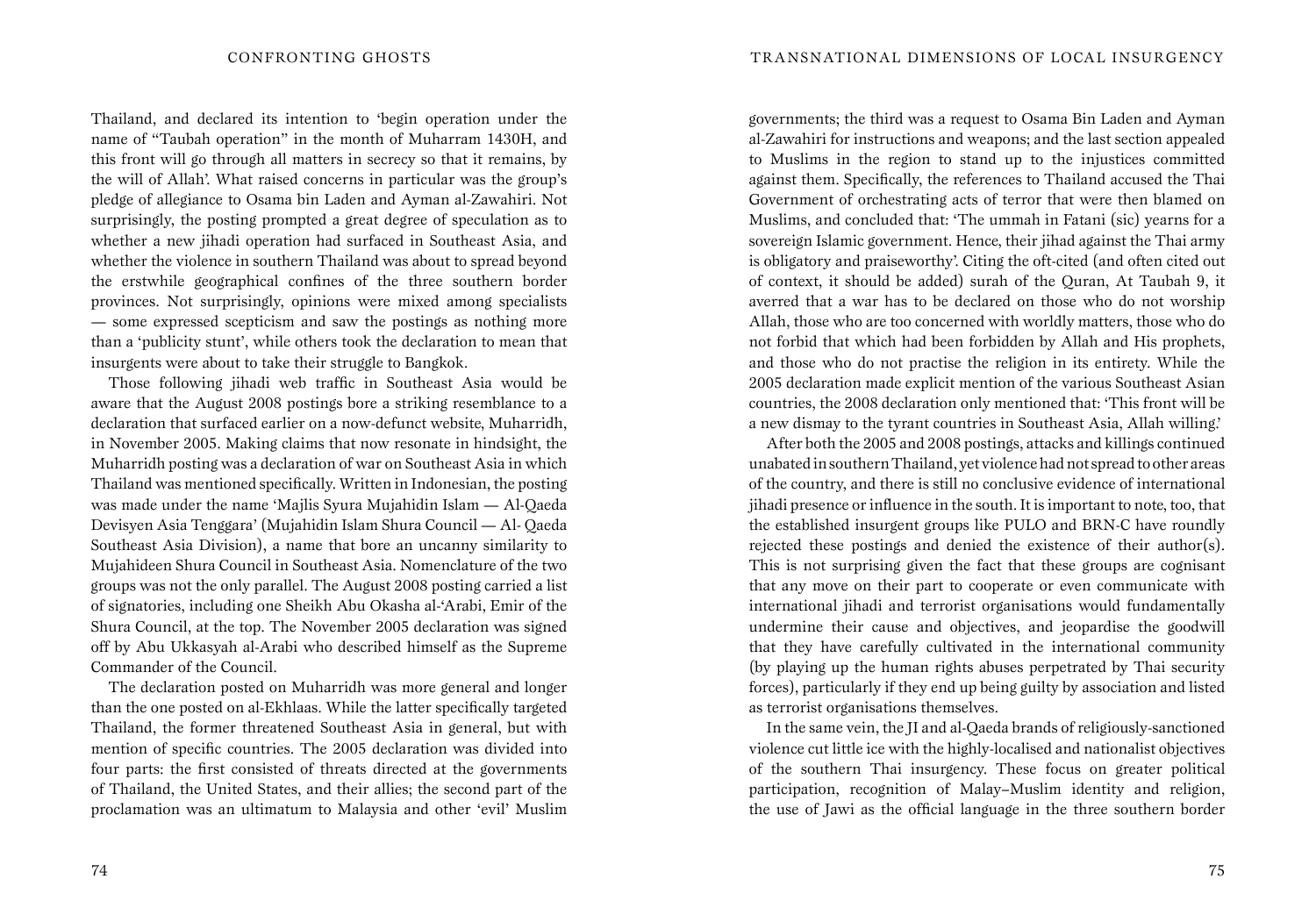Thailand, and declared its intention to 'begin operation under the name of "Taubah operation" in the month of Muharram 1430H, and this front will go through all matters in secrecy so that it remains, by the will of Allah'. What raised concerns in particular was the group's pledge of allegiance to Osama bin Laden and Ayman al-Zawahiri. Not surprisingly, the posting prompted a great degree of speculation as to whether a new jihadi operation had surfaced in Southeast Asia, and whether the violence in southern Thailand was about to spread beyond the erstwhile geographical confines of the three southern border provinces. Not surprisingly, opinions were mixed among specialists — some expressed scepticism and saw the postings as nothing more than a 'publicity stunt', while others took the declaration to mean that insurgents were about to take their struggle to Bangkok.

Those following jihadi web traffic in Southeast Asia would be aware that the August 2008 postings bore a striking resemblance to a declaration that surfaced earlier on a now-defunct website, Muharridh, in November 2005. Making claims that now resonate in hindsight, the Muharridh posting was a declaration of war on Southeast Asia in which Thailand was mentioned specifically. Written in Indonesian, the posting was made under the name 'Majlis Syura Mujahidin Islam — Al-Qaeda Devisyen Asia Tenggara' (Mujahidin Islam Shura Council — Al- Qaeda Southeast Asia Division), a name that bore an uncanny similarity to Mujahideen Shura Council in Southeast Asia. Nomenclature of the two groups was not the only parallel. The August 2008 posting carried a list of signatories, including one Sheikh Abu Okasha al-'Arabi, Emir of the Shura Council, at the top. The November 2005 declaration was signed off by Abu Ukkasyah al-Arabi who described himself as the Supreme Commander of the Council.

The declaration posted on Muharridh was more general and longer than the one posted on al-Ekhlaas. While the latter specifically targeted Thailand, the former threatened Southeast Asia in general, but with mention of specific countries. The 2005 declaration was divided into four parts: the first consisted of threats directed at the governments of Thailand, the United States, and their allies; the second part of the proclamation was an ultimatum to Malaysia and other 'evil' Muslim governments; the third was a request to Osama Bin Laden and Ayman al-Zawahiri for instructions and weapons; and the last section appealed to Muslims in the region to stand up to the injustices committed against them. Specifically, the references to Thailand accused the Thai Government of orchestrating acts of terror that were then blamed on Muslims, and concluded that: 'The ummah in Fatani (sic) yearns for a sovereign Islamic government. Hence, their jihad against the Thai army is obligatory and praiseworthy'. Citing the oft-cited (and often cited out of context, it should be added) surah of the Quran, At Taubah 9, it averred that a war has to be declared on those who do not worship Allah, those who are too concerned with worldly matters, those who do not forbid that which had been forbidden by Allah and His prophets, and those who do not practise the religion in its entirety. While the 2005 declaration made explicit mention of the various Southeast Asian countries, the 2008 declaration only mentioned that: 'This front will be a new dismay to the tyrant countries in Southeast Asia, Allah willing.'

After both the 2005 and 2008 postings, attacks and killings continued unabated in southern Thailand, yet violence had not spread to other areas of the country, and there is still no conclusive evidence of international jihadi presence or influence in the south. It is important to note, too, that the established insurgent groups like PULO and BRN-C have roundly rejected these postings and denied the existence of their author(s). This is not surprising given the fact that these groups are cognisant that any move on their part to cooperate or even communicate with international jihadi and terrorist organisations would fundamentally undermine their cause and objectives, and jeopardise the goodwill that they have carefully cultivated in the international community (by playing up the human rights abuses perpetrated by Thai security forces), particularly if they end up being guilty by association and listed as terrorist organisations themselves.

In the same vein, the JI and al-Qaeda brands of religiously-sanctioned violence cut little ice with the highly-localised and nationalist objectives of the southern Thai insurgency. These focus on greater political participation, recognition of Malay–Muslim identity and religion, the use of Jawi as the official language in the three southern border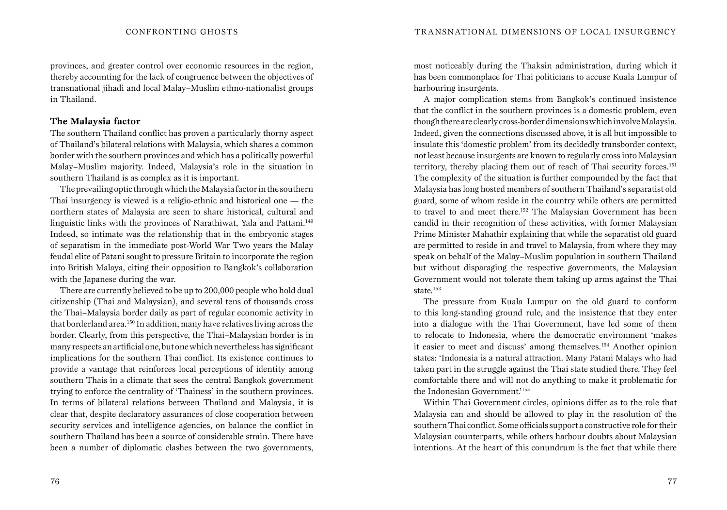provinces, and greater control over economic resources in the region, thereby accounting for the lack of congruence between the objectives of transnational jihadi and local Malay–Muslim ethno-nationalist groups in Thailand.

### The Malaysia factor

The southern Thailand conflict has proven a particularly thorny aspect of Thailand's bilateral relations with Malaysia, which shares a common border with the southern provinces and which has a politically powerful Malay–Muslim majority. Indeed, Malaysia's role in the situation in southern Thailand is as complex as it is important.

The prevailing optic through which the Malaysia factor in the southern Thai insurgency is viewed is a religio-ethnic and historical one — the northern states of Malaysia are seen to share historical, cultural and linguistic links with the provinces of Narathiwat, Yala and Pattani.[149] Indeed, so intimate was the relationship that in the embryonic stages of separatism in the immediate post-World War Two years the Malay feudal elite of Patani sought to pressure Britain to incorporate the region into British Malaya, citing their opposition to Bangkok's collaboration with the Japanese during the war.

There are currently believed to be up to 200,000 people who hold dual citizenship (Thai and Malaysian), and several tens of thousands cross the Thai–Malaysia border daily as part of regular economic activity in that borderland area.[150] In addition, many have relatives living across the border. Clearly, from this perspective, the Thai–Malaysian border is in many respects an artificial one, but one which nevertheless has significant implications for the southern Thai conflict. Its existence continues to provide a vantage that reinforces local perceptions of identity among southern Thais in a climate that sees the central Bangkok government trying to enforce the centrality of 'Thainess' in the southern provinces. In terms of bilateral relations between Thailand and Malaysia, it is clear that, despite declaratory assurances of close cooperation between security services and intelligence agencies, on balance the conflict in southern Thailand has been a source of considerable strain. There have been a number of diplomatic clashes between the two governments, most noticeably during the Thaksin administration, during which it has been commonplace for Thai politicians to accuse Kuala Lumpur of harbouring insurgents.

A major complication stems from Bangkok's continued insistence that the conflict in the southern provinces is a domestic problem, even though there are clearly cross-border dimensions which involve Malaysia. Indeed, given the connections discussed above, it is all but impossible to insulate this 'domestic problem' from its decidedly transborder context, not least because insurgents are known to regularly cross into Malaysian territory, thereby placing them out of reach of Thai security forces.[151] The complexity of the situation is further compounded by the fact that Malaysia has long hosted members of southern Thailand's separatist old guard, some of whom reside in the country while others are permitted to travel to and meet there.[152] The Malaysian Government has been candid in their recognition of these activities, with former Malaysian Prime Minister Mahathir explaining that while the separatist old guard are permitted to reside in and travel to Malaysia, from where they may speak on behalf of the Malay–Muslim population in southern Thailand but without disparaging the respective governments, the Malaysian Government would not tolerate them taking up arms against the Thai state.[153]

The pressure from Kuala Lumpur on the old guard to conform to this long-standing ground rule, and the insistence that they enter into a dialogue with the Thai Government, have led some of them to relocate to Indonesia, where the democratic environment 'makes it easier to meet and discuss' among themselves.[154] Another opinion states: 'Indonesia is a natural attraction. Many Patani Malays who had taken part in the struggle against the Thai state studied there. They feel comfortable there and will not do anything to make it problematic for the Indonesian Government.'[155]

Within Thai Government circles, opinions differ as to the role that Malaysia can and should be allowed to play in the resolution of the southern Thai conflict. Some officials support a constructive role for their Malaysian counterparts, while others harbour doubts about Malaysian intentions. At the heart of this conundrum is the fact that while there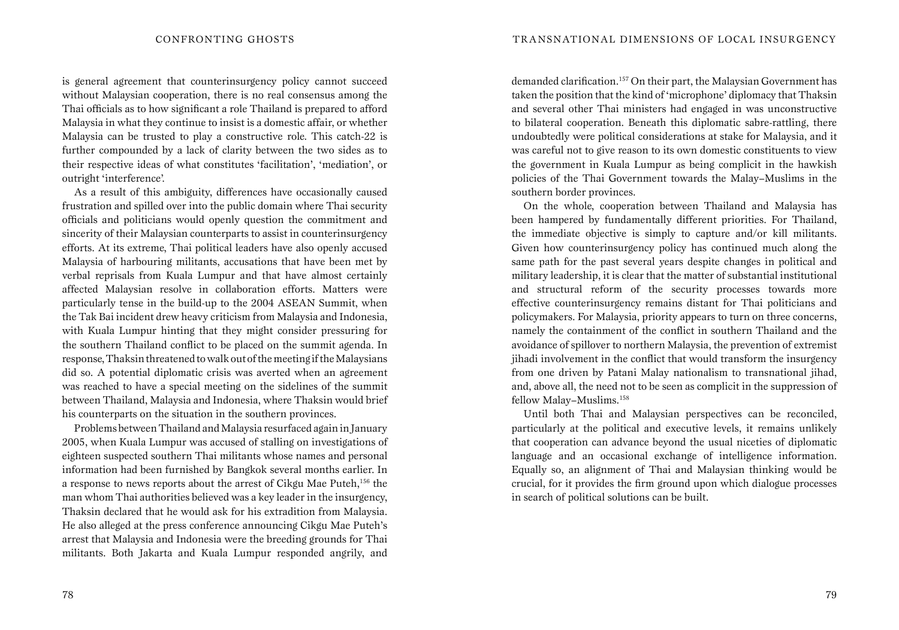is general agreement that counterinsurgency policy cannot succeed without Malaysian cooperation, there is no real consensus among the Thai officials as to how significant a role Thailand is prepared to afford Malaysia in what they continue to insist is a domestic affair, or whether Malaysia can be trusted to play a constructive role. This catch-22 is further compounded by a lack of clarity between the two sides as to their respective ideas of what constitutes 'facilitation', 'mediation', or outright 'interference'.

As a result of this ambiguity, differences have occasionally caused frustration and spilled over into the public domain where Thai security officials and politicians would openly question the commitment and sincerity of their Malaysian counterparts to assist in counterinsurgency efforts. At its extreme, Thai political leaders have also openly accused Malaysia of harbouring militants, accusations that have been met by verbal reprisals from Kuala Lumpur and that have almost certainly affected Malaysian resolve in collaboration efforts. Matters were particularly tense in the build-up to the 2004 ASEAN Summit, when the Tak Bai incident drew heavy criticism from Malaysia and Indonesia, with Kuala Lumpur hinting that they might consider pressuring for the southern Thailand conflict to be placed on the summit agenda. In response, Thaksin threatened to walk out of the meeting if the Malaysians did so. A potential diplomatic crisis was averted when an agreement was reached to have a special meeting on the sidelines of the summit between Thailand, Malaysia and Indonesia, where Thaksin would brief his counterparts on the situation in the southern provinces.

Problems between Thailand and Malaysia resurfaced again in January 2005, when Kuala Lumpur was accused of stalling on investigations of eighteen suspected southern Thai militants whose names and personal information had been furnished by Bangkok several months earlier. In a response to news reports about the arrest of Cikgu Mae Puteh,[156] the man whom Thai authorities believed was a key leader in the insurgency, Thaksin declared that he would ask for his extradition from Malaysia. He also alleged at the press conference announcing Cikgu Mae Puteh's arrest that Malaysia and Indonesia were the breeding grounds for Thai militants. Both Jakarta and Kuala Lumpur responded angrily, and demanded clarification.[157] On their part, the Malaysian Government has taken the position that the kind of 'microphone' diplomacy that Thaksin and several other Thai ministers had engaged in was unconstructive to bilateral cooperation. Beneath this diplomatic sabre-rattling, there undoubtedly were political considerations at stake for Malaysia, and it was careful not to give reason to its own domestic constituents to view the government in Kuala Lumpur as being complicit in the hawkish policies of the Thai Government towards the Malay–Muslims in the southern border provinces.

On the whole, cooperation between Thailand and Malaysia has been hampered by fundamentally different priorities. For Thailand, the immediate objective is simply to capture and/or kill militants. Given how counterinsurgency policy has continued much along the same path for the past several years despite changes in political and military leadership, it is clear that the matter of substantial institutional and structural reform of the security processes towards more effective counterinsurgency remains distant for Thai politicians and policymakers. For Malaysia, priority appears to turn on three concerns, namely the containment of the conflict in southern Thailand and the avoidance of spillover to northern Malaysia, the prevention of extremist jihadi involvement in the conflict that would transform the insurgency from one driven by Patani Malay nationalism to transnational jihad, and, above all, the need not to be seen as complicit in the suppression of fellow Malay–Muslims.[158]

Until both Thai and Malaysian perspectives can be reconciled, particularly at the political and executive levels, it remains unlikely that cooperation can advance beyond the usual niceties of diplomatic language and an occasional exchange of intelligence information. Equally so, an alignment of Thai and Malaysian thinking would be crucial, for it provides the firm ground upon which dialogue processes in search of political solutions can be built.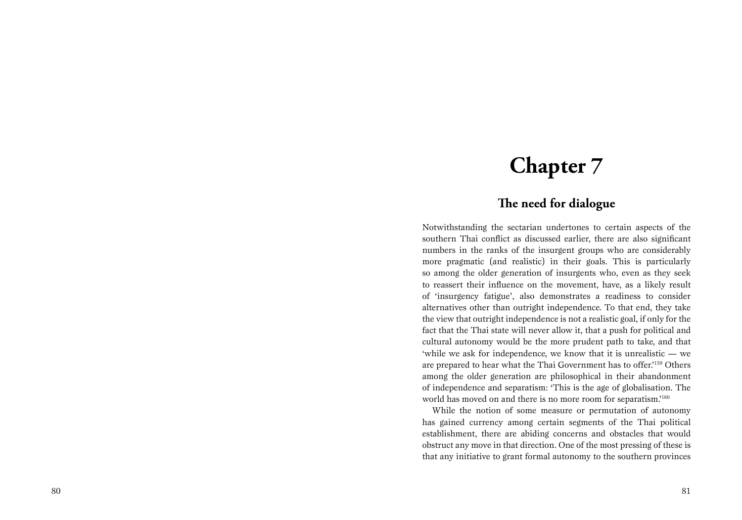# Chapter 7

## The need for dialogue

Notwithstanding the sectarian undertones to certain aspects of the southern Thai conflict as discussed earlier, there are also significant numbers in the ranks of the insurgent groups who are considerably more pragmatic (and realistic) in their goals. This is particularly so among the older generation of insurgents who, even as they seek to reassert their influence on the movement, have, as a likely result of 'insurgency fatigue', also demonstrates a readiness to consider alternatives other than outright independence. To that end, they take the view that outright independence is not a realistic goal, if only for the fact that the Thai state will never allow it, that a push for political and cultural autonomy would be the more prudent path to take, and that 'while we ask for independence, we know that it is unrealistic — we are prepared to hear what the Thai Government has to offer.'[159] Others among the older generation are philosophical in their abandonment of independence and separatism: 'This is the age of globalisation. The world has moved on and there is no more room for separatism.'[160]

While the notion of some measure or permutation of autonomy has gained currency among certain segments of the Thai political establishment, there are abiding concerns and obstacles that would obstruct any move in that direction. One of the most pressing of these is that any initiative to grant formal autonomy to the southern provinces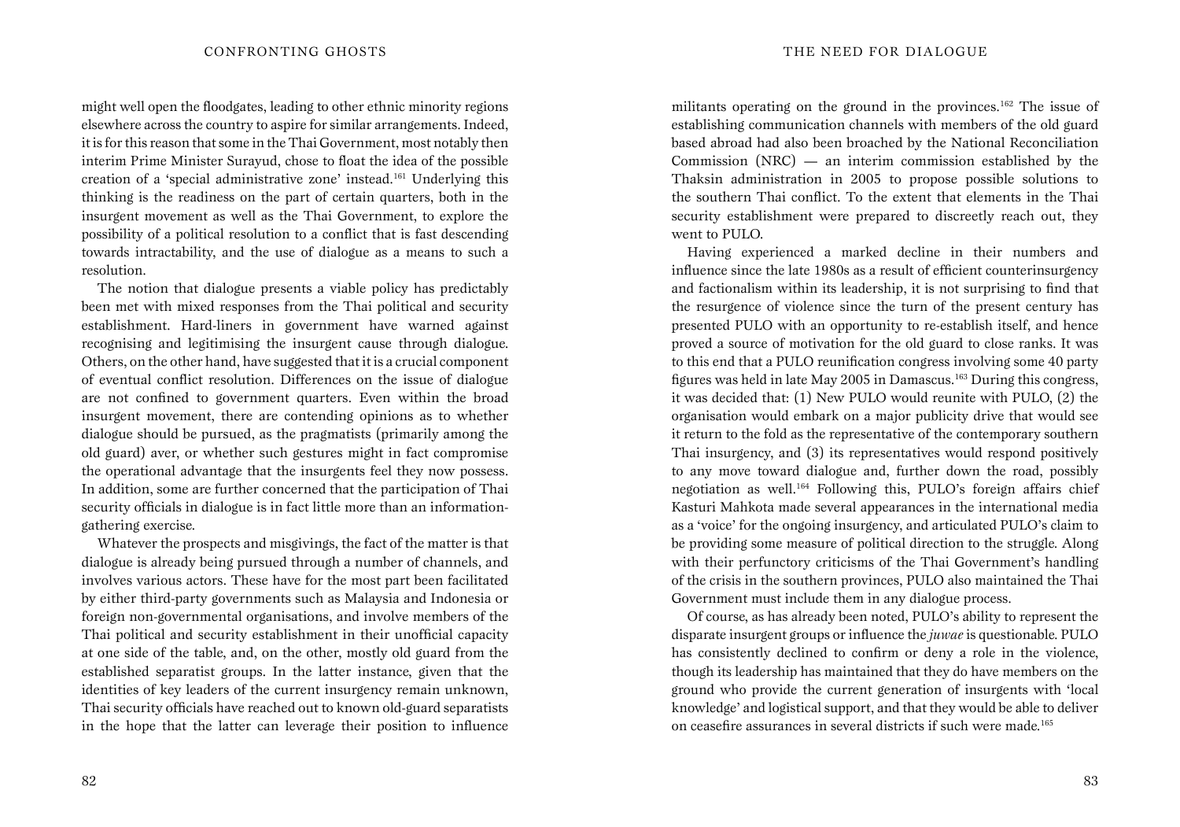might well open the floodgates, leading to other ethnic minority regions elsewhere across the country to aspire for similar arrangements. Indeed, it is for this reason that some in the Thai Government, most notably then interim Prime Minister Surayud, chose to float the idea of the possible creation of a 'special administrative zone' instead.[161] Underlying this thinking is the readiness on the part of certain quarters, both in the insurgent movement as well as the Thai Government, to explore the possibility of a political resolution to a conflict that is fast descending towards intractability, and the use of dialogue as a means to such a resolution.

The notion that dialogue presents a viable policy has predictably been met with mixed responses from the Thai political and security establishment. Hard-liners in government have warned against recognising and legitimising the insurgent cause through dialogue. Others, on the other hand, have suggested that it is a crucial component of eventual conflict resolution. Differences on the issue of dialogue are not confined to government quarters. Even within the broad insurgent movement, there are contending opinions as to whether dialogue should be pursued, as the pragmatists (primarily among the old guard) aver, or whether such gestures might in fact compromise the operational advantage that the insurgents feel they now possess. In addition, some are further concerned that the participation of Thai security officials in dialogue is in fact little more than an information-gathering exercise.

Whatever the prospects and misgivings, the fact of the matter is that dialogue is already being pursued through a number of channels, and involves various actors. These have for the most part been facilitated by either third-party governments such as Malaysia and Indonesia or foreign non-governmental organisations, and involve members of the Thai political and security establishment in their unofficial capacity at one side of the table, and, on the other, mostly old guard from the established separatist groups. In the latter instance, given that the identities of key leaders of the current insurgency remain unknown, Thai security officials have reached out to known old-guard separatists in the hope that the latter can leverage their position to influence militants operating on the ground in the provinces.[162] The issue of establishing communication channels with members of the old guard based abroad had also been broached by the National Reconciliation Commission (NRC) — an interim commission established by the Thaksin administration in 2005 to propose possible solutions to the southern Thai conflict. To the extent that elements in the Thai security establishment were prepared to discreetly reach out, they went to PULO.

Having experienced a marked decline in their numbers and influence since the late 1980s as a result of efficient counterinsurgency and factionalism within its leadership, it is not surprising to find that the resurgence of violence since the turn of the present century has presented PULO with an opportunity to re-establish itself, and hence proved a source of motivation for the old guard to close ranks. It was to this end that a PULO reunification congress involving some 40 party figures was held in late May 2005 in Damascus.[163] During this congress, it was decided that: (1) New PULO would reunite with PULO, (2) the organisation would embark on a major publicity drive that would see it return to the fold as the representative of the contemporary southern Thai insurgency, and (3) its representatives would respond positively to any move toward dialogue and, further down the road, possibly negotiation as well.[164] Following this, PULO's foreign affairs chief Kasturi Mahkota made several appearances in the international media as a 'voice' for the ongoing insurgency, and articulated PULO's claim to be providing some measure of political direction to the struggle. Along with their perfunctory criticisms of the Thai Government's handling of the crisis in the southern provinces, PULO also maintained the Thai Government must include them in any dialogue process.

Of course, as has already been noted, PULO's ability to represent the disparate insurgent groups or influence the *juwae* is questionable. PULO has consistently declined to confirm or deny a role in the violence, though its leadership has maintained that they do have members on the ground who provide the current generation of insurgents with 'local knowledge' and logistical support, and that they would be able to deliver on ceasefire assurances in several districts if such were made.[165]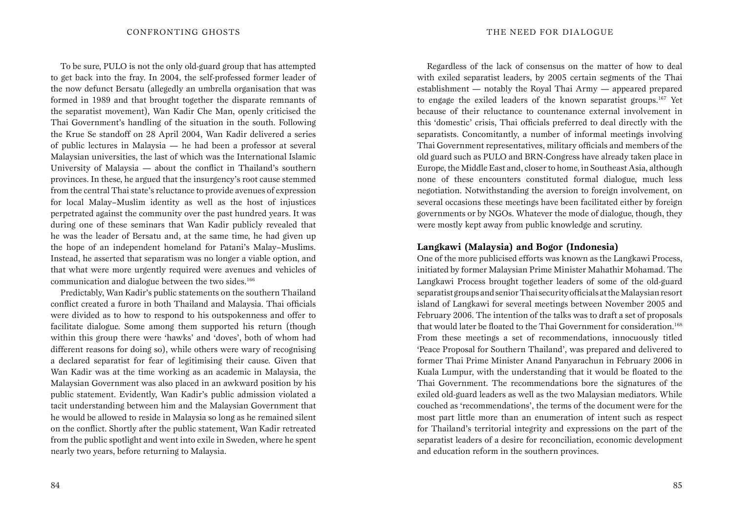To be sure, PULO is not the only old-guard group that has attempted to get back into the fray. In 2004, the self-professed former leader of the now defunct Bersatu (allegedly an umbrella organisation that was formed in 1989 and that brought together the disparate remnants of the separatist movement), Wan Kadir Che Man, openly criticised the Thai Government's handling of the situation in the south. Following the Krue Se standoff on 28 April 2004, Wan Kadir delivered a series of public lectures in Malaysia — he had been a professor at several Malaysian universities, the last of which was the International Islamic University of Malaysia — about the conflict in Thailand's southern provinces. In these, he argued that the insurgency's root cause stemmed from the central Thai state's reluctance to provide avenues of expression for local Malay–Muslim identity as well as the host of injustices perpetrated against the community over the past hundred years. It was during one of these seminars that Wan Kadir publicly revealed that he was the leader of Bersatu and, at the same time, he had given up the hope of an independent homeland for Patani's Malay–Muslims. Instead, he asserted that separatism was no longer a viable option, and that what were more urgently required were avenues and vehicles of communication and dialogue between the two sides.[166]

Predictably, Wan Kadir's public statements on the southern Thailand conflict created a furore in both Thailand and Malaysia. Thai officials were divided as to how to respond to his outspokenness and offer to facilitate dialogue. Some among them supported his return (though within this group there were 'hawks' and 'doves', both of whom had different reasons for doing so), while others were wary of recognising a declared separatist for fear of legitimising their cause. Given that Wan Kadir was at the time working as an academic in Malaysia, the Malaysian Government was also placed in an awkward position by his public statement. Evidently, Wan Kadir's public admission violated a tacit understanding between him and the Malaysian Government that he would be allowed to reside in Malaysia so long as he remained silent on the conflict. Shortly after the public statement, Wan Kadir retreated from the public spotlight and went into exile in Sweden, where he spent nearly two years, before returning to Malaysia.

Regardless of the lack of consensus on the matter of how to deal with exiled separatist leaders, by 2005 certain segments of the Thai establishment — notably the Royal Thai Army — appeared prepared to engage the exiled leaders of the known separatist groups.[167] Yet because of their reluctance to countenance external involvement in this 'domestic' crisis, Thai officials preferred to deal directly with the separatists. Concomitantly, a number of informal meetings involving Thai Government representatives, military officials and members of the old guard such as PULO and BRN-Congress have already taken place in Europe, the Middle East and, closer to home, in Southeast Asia, although none of these encounters constituted formal dialogue, much less negotiation. Notwithstanding the aversion to foreign involvement, on several occasions these meetings have been facilitated either by foreign governments or by NGOs. Whatever the mode of dialogue, though, they were mostly kept away from public knowledge and scrutiny.

### Langkawi (Malaysia) and Bogor (Indonesia)

One of the more publicised efforts was known as the Langkawi Process, initiated by former Malaysian Prime Minister Mahathir Mohamad. The Langkawi Process brought together leaders of some of the old-guard separatist groups and senior Thai security officials at the Malaysian resort island of Langkawi for several meetings between November 2005 and February 2006. The intention of the talks was to draft a set of proposals that would later be floated to the Thai Government for consideration.[168] From these meetings a set of recommendations, innocuously titled 'Peace Proposal for Southern Thailand', was prepared and delivered to former Thai Prime Minister Anand Panyarachun in February 2006 in Kuala Lumpur, with the understanding that it would be floated to the Thai Government. The recommendations bore the signatures of the exiled old-guard leaders as well as the two Malaysian mediators. While couched as 'recommendations', the terms of the document were for the most part little more than an enumeration of intent such as respect for Thailand's territorial integrity and expressions on the part of the separatist leaders of a desire for reconciliation, economic development and education reform in the southern provinces.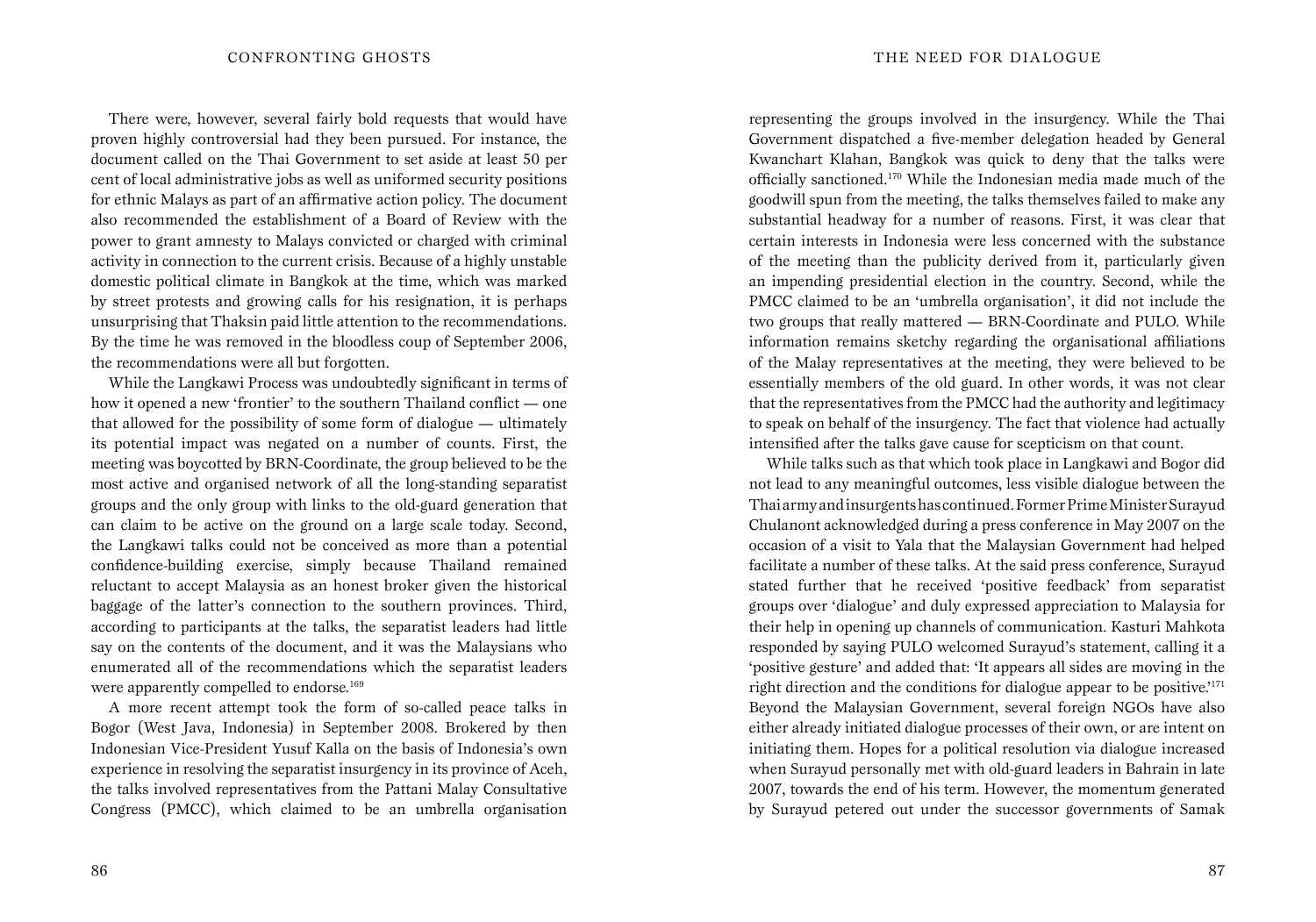There were, however, several fairly bold requests that would have proven highly controversial had they been pursued. For instance, the document called on the Thai Government to set aside at least 50 per cent of local administrative jobs as well as uniformed security positions for ethnic Malays as part of an affirmative action policy. The document also recommended the establishment of a Board of Review with the power to grant amnesty to Malays convicted or charged with criminal activity in connection to the current crisis. Because of a highly unstable domestic political climate in Bangkok at the time, which was marked by street protests and growing calls for his resignation, it is perhaps unsurprising that Thaksin paid little attention to the recommendations. By the time he was removed in the bloodless coup of September 2006, the recommendations were all but forgotten.

While the Langkawi Process was undoubtedly significant in terms of how it opened a new 'frontier' to the southern Thailand conflict — one that allowed for the possibility of some form of dialogue — ultimately its potential impact was negated on a number of counts. First, the meeting was boycotted by BRN-Coordinate, the group believed to be the most active and organised network of all the long-standing separatist groups and the only group with links to the old-guard generation that can claim to be active on the ground on a large scale today. Second, the Langkawi talks could not be conceived as more than a potential confidence-building exercise, simply because Thailand remained reluctant to accept Malaysia as an honest broker given the historical baggage of the latter's connection to the southern provinces. Third, according to participants at the talks, the separatist leaders had little say on the contents of the document, and it was the Malaysians who enumerated all of the recommendations which the separatist leaders were apparently compelled to endorse.[169]

A more recent attempt took the form of so-called peace talks in Bogor (West Java, Indonesia) in September 2008. Brokered by then Indonesian Vice-President Yusuf Kalla on the basis of Indonesia's own experience in resolving the separatist insurgency in its province of Aceh, the talks involved representatives from the Pattani Malay Consultative Congress (PMCC), which claimed to be an umbrella organisation representing the groups involved in the insurgency. While the Thai Government dispatched a five-member delegation headed by General Kwanchart Klahan, Bangkok was quick to deny that the talks were officially sanctioned.[170] While the Indonesian media made much of the goodwill spun from the meeting, the talks themselves failed to make any substantial headway for a number of reasons. First, it was clear that certain interests in Indonesia were less concerned with the substance of the meeting than the publicity derived from it, particularly given an impending presidential election in the country. Second, while the PMCC claimed to be an 'umbrella organisation', it did not include the two groups that really mattered — BRN-Coordinate and PULO. While information remains sketchy regarding the organisational affiliations of the Malay representatives at the meeting, they were believed to be essentially members of the old guard. In other words, it was not clear that the representatives from the PMCC had the authority and legitimacy to speak on behalf of the insurgency. The fact that violence had actually intensified after the talks gave cause for scepticism on that count.

While talks such as that which took place in Langkawi and Bogor did not lead to any meaningful outcomes, less visible dialogue between the Thai army and insurgents has continued. Former Prime Minister Surayud Chulanont acknowledged during a press conference in May 2007 on the occasion of a visit to Yala that the Malaysian Government had helped facilitate a number of these talks. At the said press conference, Surayud stated further that he received 'positive feedback' from separatist groups over 'dialogue' and duly expressed appreciation to Malaysia for their help in opening up channels of communication. Kasturi Mahkota responded by saying PULO welcomed Surayud's statement, calling it a 'positive gesture' and added that: 'It appears all sides are moving in the right direction and the conditions for dialogue appear to be positive.'[171] Beyond the Malaysian Government, several foreign NGOs have also either already initiated dialogue processes of their own, or are intent on initiating them. Hopes for a political resolution via dialogue increased when Surayud personally met with old-guard leaders in Bahrain in late 2007, towards the end of his term. However, the momentum generated by Surayud petered out under the successor governments of Samak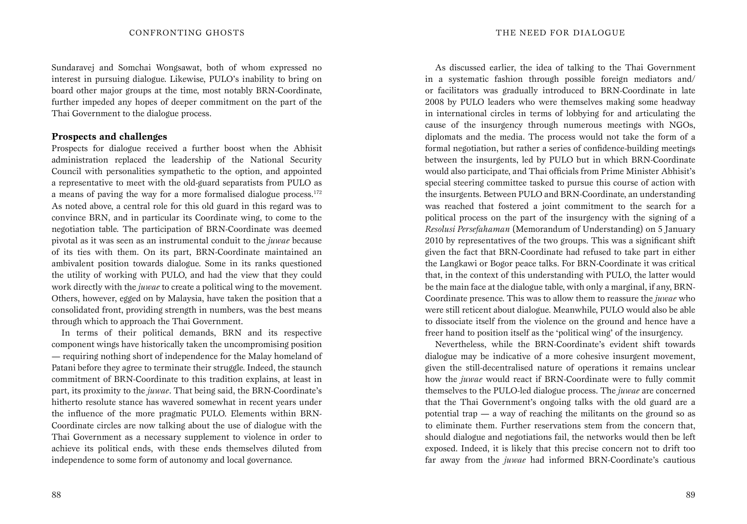Sundaravej and Somchai Wongsawat, both of whom expressed no interest in pursuing dialogue. Likewise, PULO's inability to bring on board other major groups at the time, most notably BRN-Coordinate, further impeded any hopes of deeper commitment on the part of the Thai Government to the dialogue process.

## Prospects and challenges

Prospects for dialogue received a further boost when the Abhisit administration replaced the leadership of the National Security Council with personalities sympathetic to the option, and appointed a representative to meet with the old-guard separatists from PULO as a means of paving the way for a more formalised dialogue process.[172] As noted above, a central role for this old guard in this regard was to convince BRN, and in particular its Coordinate wing, to come to the negotiation table. The participation of BRN-Coordinate was deemed pivotal as it was seen as an instrumental conduit to the *juwae* because of its ties with them. On its part, BRN-Coordinate maintained an ambivalent position towards dialogue. Some in its ranks questioned the utility of working with PULO, and had the view that they could work directly with the *juwae* to create a political wing to the movement. Others, however, egged on by Malaysia, have taken the position that a consolidated front, providing strength in numbers, was the best means through which to approach the Thai Government.

In terms of their political demands, BRN and its respective component wings have historically taken the uncompromising position — requiring nothing short of independence for the Malay homeland of Patani before they agree to terminate their struggle. Indeed, the staunch commitment of BRN-Coordinate to this tradition explains, at least in part, its proximity to the *juwae*. That being said, the BRN-Coordinate's hitherto resolute stance has wavered somewhat in recent years under the influence of the more pragmatic PULO. Elements within BRN-Coordinate circles are now talking about the use of dialogue with the Thai Government as a necessary supplement to violence in order to achieve its political ends, with these ends themselves diluted from independence to some form of autonomy and local governance.

As discussed earlier, the idea of talking to the Thai Government in a systematic fashion through possible foreign mediators and/or facilitators was gradually introduced to BRN-Coordinate in late 2008 by PULO leaders who were themselves making some headway in international circles in terms of lobbying for and articulating the cause of the insurgency through numerous meetings with NGOs, diplomats and the media. The process would not take the form of a formal negotiation, but rather a series of confidence-building meetings between the insurgents, led by PULO but in which BRN-Coordinate would also participate, and Thai officials from Prime Minister Abhisit's special steering committee tasked to pursue this course of action with the insurgents. Between PULO and BRN-Coordinate, an understanding was reached that fostered a joint commitment to the search for a political process on the part of the insurgency with the signing of a *Resolusi Persefahaman* (Memorandum of Understanding) on 5 January 2010 by representatives of the two groups. This was a significant shift given the fact that BRN-Coordinate had refused to take part in either the Langkawi or Bogor peace talks. For BRN-Coordinate it was critical that, in the context of this understanding with PULO, the latter would be the main face at the dialogue table, with only a marginal, if any, BRN-Coordinate presence. This was to allow them to reassure the *juwae* who were still reticent about dialogue. Meanwhile, PULO would also be able to dissociate itself from the violence on the ground and hence have a freer hand to position itself as the 'political wing' of the insurgency.

Nevertheless, while the BRN-Coordinate's evident shift towards dialogue may be indicative of a more cohesive insurgent movement, given the still-decentralised nature of operations it remains unclear how the *juwae* would react if BRN-Coordinate were to fully commit themselves to the PULO-led dialogue process. The *juwae* are concerned that the Thai Government's ongoing talks with the old guard are a potential trap — a way of reaching the militants on the ground so as to eliminate them. Further reservations stem from the concern that, should dialogue and negotiations fail, the networks would then be left exposed. Indeed, it is likely that this precise concern not to drift too far away from the *juwae* had informed BRN-Coordinate's cautious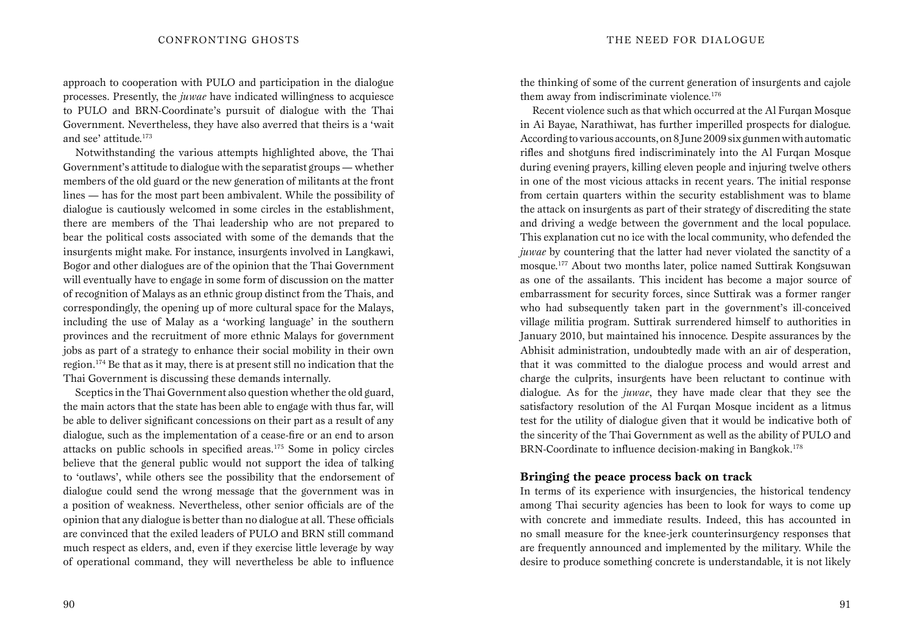approach to cooperation with PULO and participation in the dialogue processes. Presently, the *juwae* have indicated willingness to acquiesce to PULO and BRN-Coordinate's pursuit of dialogue with the Thai Government. Nevertheless, they have also averred that theirs is a 'wait and see' attitude.[173]

Notwithstanding the various attempts highlighted above, the Thai Government's attitude to dialogue with the separatist groups — whether members of the old guard or the new generation of militants at the front lines — has for the most part been ambivalent. While the possibility of dialogue is cautiously welcomed in some circles in the establishment, there are members of the Thai leadership who are not prepared to bear the political costs associated with some of the demands that the insurgents might make. For instance, insurgents involved in Langkawi, Bogor and other dialogues are of the opinion that the Thai Government will eventually have to engage in some form of discussion on the matter of recognition of Malays as an ethnic group distinct from the Thais, and correspondingly, the opening up of more cultural space for the Malays, including the use of Malay as a 'working language' in the southern provinces and the recruitment of more ethnic Malays for government jobs as part of a strategy to enhance their social mobility in their own region.[174] Be that as it may, there is at present still no indication that the Thai Government is discussing these demands internally.

Sceptics in the Thai Government also question whether the old guard, the main actors that the state has been able to engage with thus far, will be able to deliver significant concessions on their part as a result of any dialogue, such as the implementation of a cease-fire or an end to arson attacks on public schools in specified areas.[175] Some in policy circles believe that the general public would not support the idea of talking to 'outlaws', while others see the possibility that the endorsement of dialogue could send the wrong message that the government was in a position of weakness. Nevertheless, other senior officials are of the opinion that any dialogue is better than no dialogue at all. These officials are convinced that the exiled leaders of PULO and BRN still command much respect as elders, and, even if they exercise little leverage by way of operational command, they will nevertheless be able to influence the thinking of some of the current generation of insurgents and cajole them away from indiscriminate violence.[176]

Recent violence such as that which occurred at the Al Furqan Mosque in Ai Bayae, Narathiwat, has further imperilled prospects for dialogue. According to various accounts, on 8 June 2009 six gunmen with automatic rifles and shotguns fired indiscriminately into the Al Furqan Mosque during evening prayers, killing eleven people and injuring twelve others in one of the most vicious attacks in recent years. The initial response from certain quarters within the security establishment was to blame the attack on insurgents as part of their strategy of discrediting the state and driving a wedge between the government and the local populace. This explanation cut no ice with the local community, who defended the *juwae* by countering that the latter had never violated the sanctity of a mosque.[177] About two months later, police named Suttirak Kongsuwan as one of the assailants. This incident has become a major source of embarrassment for security forces, since Suttirak was a former ranger who had subsequently taken part in the government's ill-conceived village militia program. Suttirak surrendered himself to authorities in January 2010, but maintained his innocence. Despite assurances by the Abhisit administration, undoubtedly made with an air of desperation, that it was committed to the dialogue process and would arrest and charge the culprits, insurgents have been reluctant to continue with dialogue. As for the *juwae*, they have made clear that they see the satisfactory resolution of the Al Furqan Mosque incident as a litmus test for the utility of dialogue given that it would be indicative both of the sincerity of the Thai Government as well as the ability of PULO and BRN-Coordinate to influence decision-making in Bangkok.[178]

### Bringing the peace process back on track

In terms of its experience with insurgencies, the historical tendency among Thai security agencies has been to look for ways to come up with concrete and immediate results. Indeed, this has accounted in no small measure for the knee-jerk counterinsurgency responses that are frequently announced and implemented by the military. While the desire to produce something concrete is understandable, it is not likely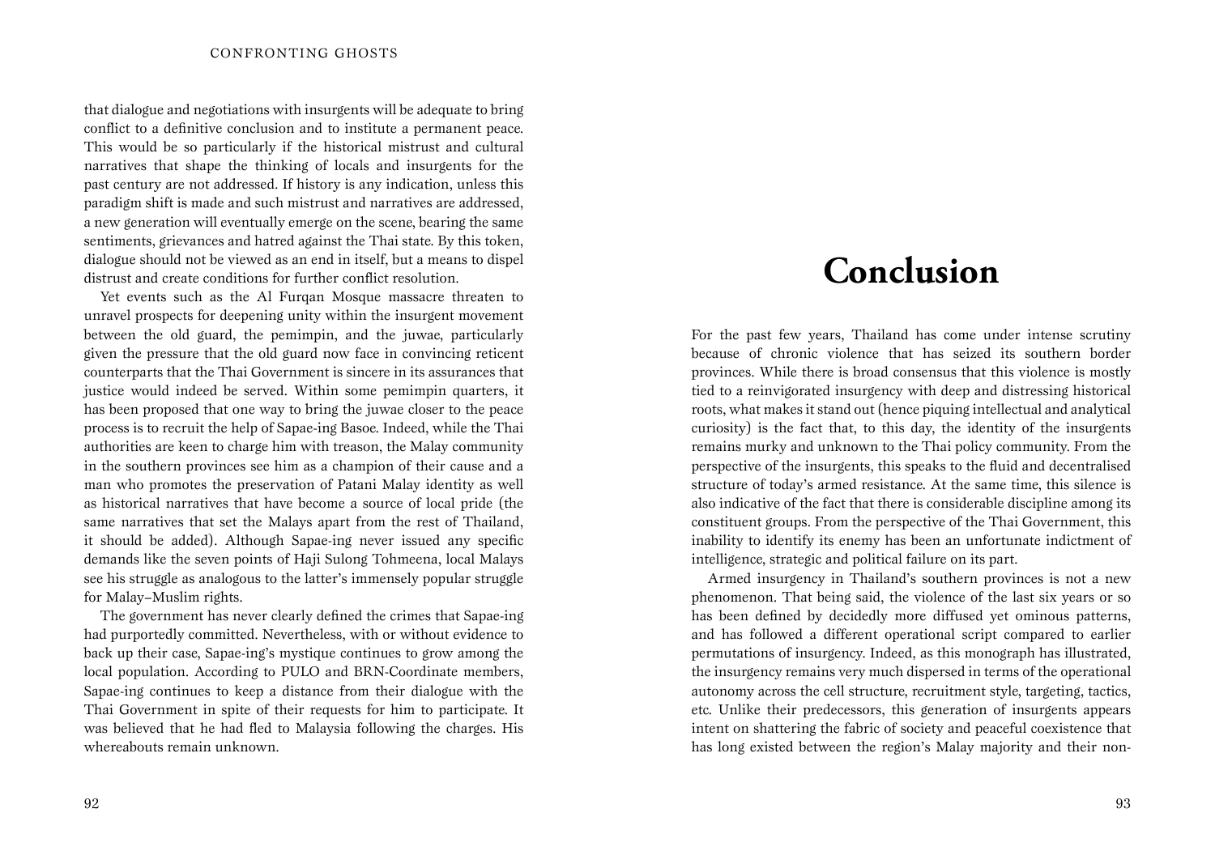that dialogue and negotiations with insurgents will be adequate to bring conflict to a definitive conclusion and to institute a permanent peace. This would be so particularly if the historical mistrust and cultural narratives that shape the thinking of locals and insurgents for the past century are not addressed. If history is any indication, unless this paradigm shift is made and such mistrust and narratives are addressed, a new generation will eventually emerge on the scene, bearing the same sentiments, grievances and hatred against the Thai state. By this token, dialogue should not be viewed as an end in itself, but a means to dispel distrust and create conditions for further conflict resolution.

Yet events such as the Al Furqan Mosque massacre threaten to unravel prospects for deepening unity within the insurgent movement between the old guard, the pemimpin, and the juwae, particularly given the pressure that the old guard now face in convincing reticent counterparts that the Thai Government is sincere in its assurances that justice would indeed be served. Within some pemimpin quarters, it has been proposed that one way to bring the juwae closer to the peace process is to recruit the help of Sapae-ing Basoe. Indeed, while the Thai authorities are keen to charge him with treason, the Malay community in the southern provinces see him as a champion of their cause and a man who promotes the preservation of Patani Malay identity as well as historical narratives that have become a source of local pride (the same narratives that set the Malays apart from the rest of Thailand, it should be added). Although Sapae-ing never issued any specific demands like the seven points of Haji Sulong Tohmeena, local Malays see his struggle as analogous to the latter's immensely popular struggle for Malay–Muslim rights.

The government has never clearly defined the crimes that Sapae-ing had purportedly committed. Nevertheless, with or without evidence to back up their case, Sapae-ing's mystique continues to grow among the local population. According to PULO and BRN-Coordinate members, Sapae-ing continues to keep a distance from their dialogue with the Thai Government in spite of their requests for him to participate. It was believed that he had fled to Malaysia following the charges. His whereabouts remain unknown.

# Conclusion

For the past few years, Thailand has come under intense scrutiny because of chronic violence that has seized its southern border provinces. While there is broad consensus that this violence is mostly tied to a reinvigorated insurgency with deep and distressing historical roots, what makes it stand out (hence piquing intellectual and analytical curiosity) is the fact that, to this day, the identity of the insurgents remains murky and unknown to the Thai policy community. From the perspective of the insurgents, this speaks to the fluid and decentralised structure of today's armed resistance. At the same time, this silence is also indicative of the fact that there is considerable discipline among its constituent groups. From the perspective of the Thai Government, this inability to identify its enemy has been an unfortunate indictment of intelligence, strategic and political failure on its part.

Armed insurgency in Thailand's southern provinces is not a new phenomenon. That being said, the violence of the last six years or so has been defined by decidedly more diffused yet ominous patterns, and has followed a different operational script compared to earlier permutations of insurgency. Indeed, as this monograph has illustrated, the insurgency remains very much dispersed in terms of the operational autonomy across the cell structure, recruitment style, targeting, tactics, etc. Unlike their predecessors, this generation of insurgents appears intent on shattering the fabric of society and peaceful coexistence that has long existed between the region's Malay majority and their non-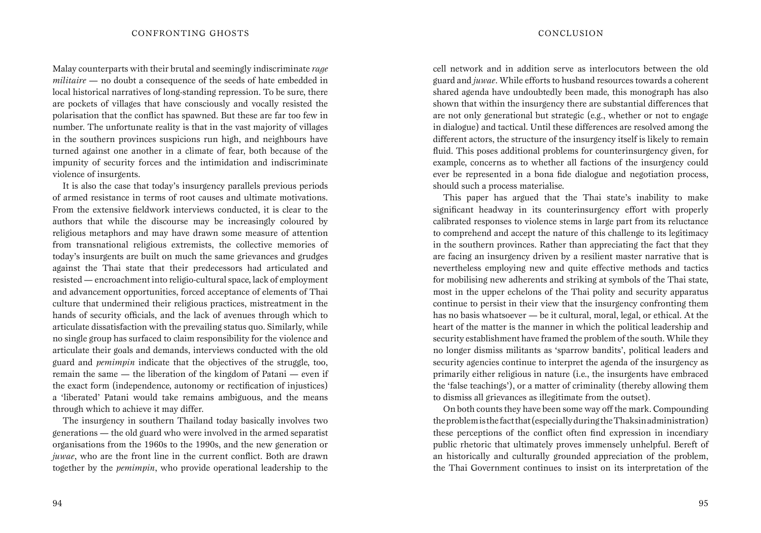Malay counterparts with their brutal and seemingly indiscriminate *rage militaire* — no doubt a consequence of the seeds of hate embedded in local historical narratives of long-standing repression. To be sure, there are pockets of villages that have consciously and vocally resisted the polarisation that the conflict has spawned. But these are far too few in number. The unfortunate reality is that in the vast majority of villages in the southern provinces suspicions run high, and neighbours have turned against one another in a climate of fear, both because of the impunity of security forces and the intimidation and indiscriminate violence of insurgents.

It is also the case that today's insurgency parallels previous periods of armed resistance in terms of root causes and ultimate motivations. From the extensive fieldwork interviews conducted, it is clear to the authors that while the discourse may be increasingly coloured by religious metaphors and may have drawn some measure of attention from transnational religious extremists, the collective memories of today's insurgents are built on much the same grievances and grudges against the Thai state that their predecessors had articulated and resisted — encroachment into religio-cultural space, lack of employment and advancement opportunities, forced acceptance of elements of Thai culture that undermined their religious practices, mistreatment in the hands of security officials, and the lack of avenues through which to articulate dissatisfaction with the prevailing status quo. Similarly, while no single group has surfaced to claim responsibility for the violence and articulate their goals and demands, interviews conducted with the old guard and *pemimpin* indicate that the objectives of the struggle, too, remain the same — the liberation of the kingdom of Patani — even if the exact form (independence, autonomy or rectification of injustices) a 'liberated' Patani would take remains ambiguous, and the means through which to achieve it may differ.

The insurgency in southern Thailand today basically involves two generations — the old guard who were involved in the armed separatist organisations from the 1960s to the 1990s, and the new generation or *juwae*, who are the front line in the current conflict. Both are drawn together by the *pemimpin*, who provide operational leadership to the cell network and in addition serve as interlocutors between the old guard and *juwae*. While efforts to husband resources towards a coherent shared agenda have undoubtedly been made, this monograph has also shown that within the insurgency there are substantial differences that are not only generational but strategic (e.g., whether or not to engage in dialogue) and tactical. Until these differences are resolved among the different actors, the structure of the insurgency itself is likely to remain fluid. This poses additional problems for counterinsurgency given, for example, concerns as to whether all factions of the insurgency could ever be represented in a bona fide dialogue and negotiation process, should such a process materialise.

This paper has argued that the Thai state's inability to make significant headway in its counterinsurgency effort with properly calibrated responses to violence stems in large part from its reluctance to comprehend and accept the nature of this challenge to its legitimacy in the southern provinces. Rather than appreciating the fact that they are facing an insurgency driven by a resilient master narrative that is nevertheless employing new and quite effective methods and tactics for mobilising new adherents and striking at symbols of the Thai state, most in the upper echelons of the Thai polity and security apparatus continue to persist in their view that the insurgency confronting them has no basis whatsoever — be it cultural, moral, legal, or ethical. At the heart of the matter is the manner in which the political leadership and security establishment have framed the problem of the south. While they no longer dismiss militants as 'sparrow bandits', political leaders and security agencies continue to interpret the agenda of the insurgency as primarily either religious in nature (i.e., the insurgents have embraced the 'false teachings'), or a matter of criminality (thereby allowing them to dismiss all grievances as illegitimate from the outset).

On both counts they have been some way off the mark. Compounding the problem is the fact that (especially during the Thaksin administration) these perceptions of the conflict often find expression in incendiary public rhetoric that ultimately proves immensely unhelpful. Bereft of an historically and culturally grounded appreciation of the problem, the Thai Government continues to insist on its interpretation of the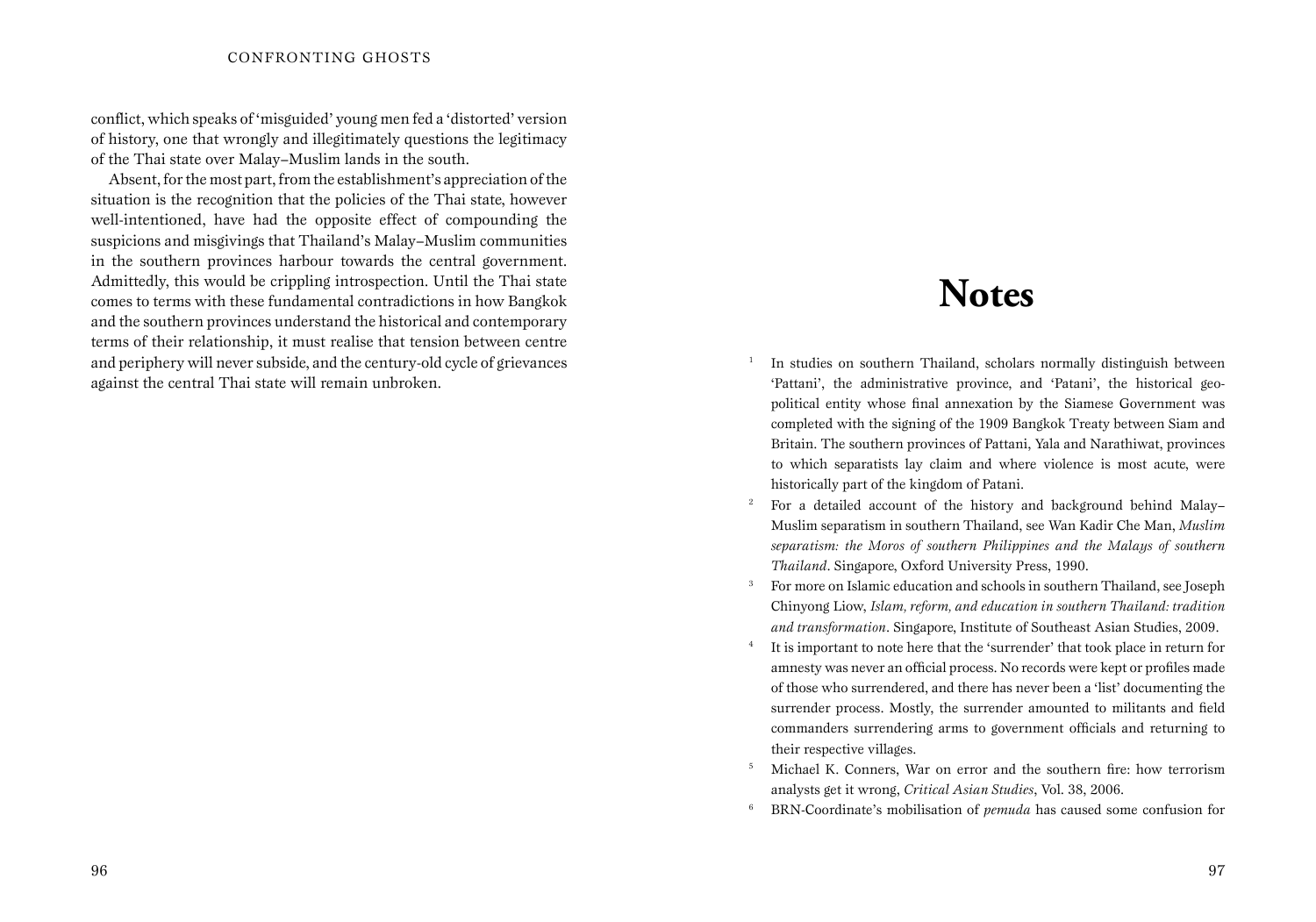conflict, which speaks of 'misguided' young men fed a 'distorted' version of history, one that wrongly and illegitimately questions the legitimacy of the Thai state over Malay–Muslim lands in the south.

Absent, for the most part, from the establishment's appreciation of the situation is the recognition that the policies of the Thai state, however well-intentioned, have had the opposite effect of compounding the suspicions and misgivings that Thailand's Malay–Muslim communities in the southern provinces harbour towards the central government. Admittedly, this would be crippling introspection. Until the Thai state comes to terms with these fundamental contradictions in how Bangkok and the southern provinces understand the historical and contemporary terms of their relationship, it must realise that tension between centre and periphery will never subside, and the century-old cycle of grievances against the central Thai state will remain unbroken.

# Notes

1. In studies on southern Thailand, scholars normally distinguish between 'Pattani', the administrative province, and 'Patani', the historical geo-political entity whose final annexation by the Siamese Government was completed with the signing of the 1909 Bangkok Treaty between Siam and Britain. The southern provinces of Pattani, Yala and Narathiwat, provinces to which separatists lay claim and where violence is most acute, were historically part of the kingdom of Patani.
2. For a detailed account of the history and background behind Malay–Muslim separatism in southern Thailand, see Wan Kadir Che Man, *Muslim separatism: the Moros of southern Philippines and the Malays of southern Thailand*. Singapore, Oxford University Press, 1990.
3. For more on Islamic education and schools in southern Thailand, see Joseph Chinyong Liow, *Islam, reform, and education in southern Thailand: tradition and transformation*. Singapore, Institute of Southeast Asian Studies, 2009.
4. It is important to note here that the 'surrender' that took place in return for amnesty was never an official process. No records were kept or profiles made of those who surrendered, and there has never been a 'list' documenting the surrender process. Mostly, the surrender amounted to militants and field commanders surrendering arms to government officials and returning to their respective villages.
5. Michael K. Conners, War on error and the southern fire: how terrorism analysts get it wrong, *Critical Asian Studies*, Vol. 38, 2006.
6. BRN-Coordinate's mobilisation of *pemuda* has caused some confusion for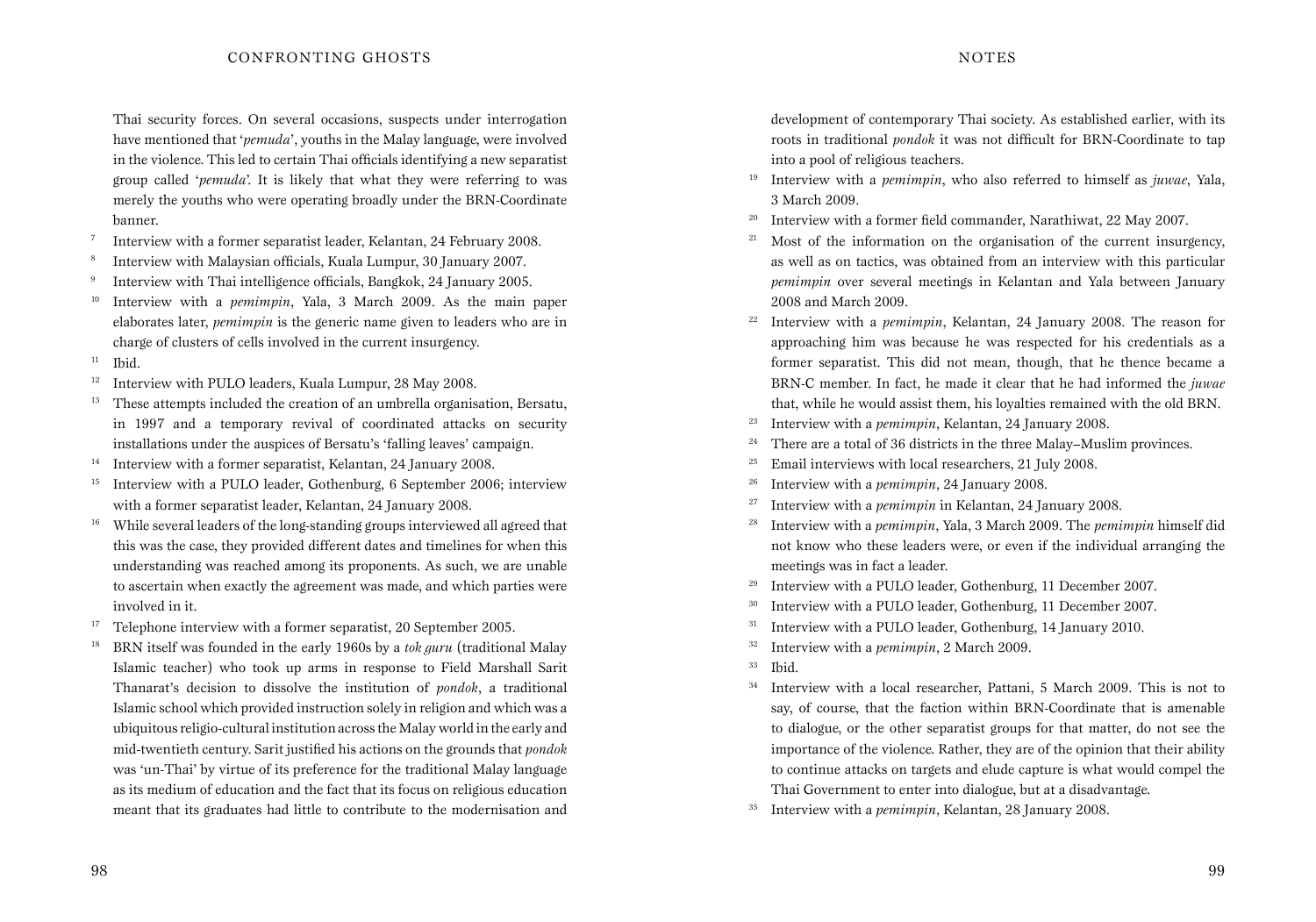Thai security forces. On several occasions, suspects under interrogation have mentioned that '*pemuda*', youths in the Malay language, were involved in the violence. This led to certain Thai officials identifying a new separatist group called '*pemuda*'. It is likely that what they were referring to was merely the youths who were operating broadly under the BRN-Coordinate banner.

7. Interview with a former separatist leader, Kelantan, 24 February 2008.
8. Interview with Malaysian officials, Kuala Lumpur, 30 January 2007.
9. Interview with Thai intelligence officials, Bangkok, 24 January 2005.
10. Interview with a *pemimpin*, Yala, 3 March 2009. As the main paper elaborates later, *pemimpin* is the generic name given to leaders who are in charge of clusters of cells involved in the current insurgency.
11. Ibid.
12. Interview with PULO leaders, Kuala Lumpur, 28 May 2008.
13. These attempts included the creation of an umbrella organisation, Bersatu, in 1997 and a temporary revival of coordinated attacks on security installations under the auspices of Bersatu's 'falling leaves' campaign.
14. Interview with a former separatist, Kelantan, 24 January 2008.
15. Interview with a PULO leader, Gothenburg, 6 September 2006; interview with a former separatist leader, Kelantan, 24 January 2008.
16. While several leaders of the long-standing groups interviewed all agreed that this was the case, they provided different dates and timelines for when this understanding was reached among its proponents. As such, we are unable to ascertain when exactly the agreement was made, and which parties were involved in it.
17. Telephone interview with a former separatist, 20 September 2005.
18. BRN itself was founded in the early 1960s by a *tok guru* (traditional Malay Islamic teacher) who took up arms in response to Field Marshall Sarit Thanarat's decision to dissolve the institution of *pondok*, a traditional Islamic school which provided instruction solely in religion and which was a ubiquitous religio-cultural institution across the Malay world in the early and mid-twentieth century. Sarit justified his actions on the grounds that *pondok* was 'un-Thai' by virtue of its preference for the traditional Malay language as its medium of education and the fact that its focus on religious education meant that its graduates had little to contribute to the modernisation and development of contemporary Thai society. As established earlier, with its roots in traditional *pondok* it was not difficult for BRN-Coordinate to tap into a pool of religious teachers.
19. Interview with a *pemimpin*, who also referred to himself as *juwae*, Yala, 3 March 2009.
20. Interview with a former field commander, Narathiwat, 22 May 2007.
21. Most of the information on the organisation of the current insurgency, as well as on tactics, was obtained from an interview with this particular *pemimpin* over several meetings in Kelantan and Yala between January 2008 and March 2009.
22. Interview with a *pemimpin*, Kelantan, 24 January 2008. The reason for approaching him was because he was respected for his credentials as a former separatist. This did not mean, though, that he thence became a BRN-C member. In fact, he made it clear that he had informed the *juwae* that, while he would assist them, his loyalties remained with the old BRN.
23. Interview with a *pemimpin*, Kelantan, 24 January 2008.
24. There are a total of 36 districts in the three Malay–Muslim provinces.
25. Email interviews with local researchers, 21 July 2008.
26. Interview with a *pemimpin*, 24 January 2008.
27. Interview with a *pemimpin* in Kelantan, 24 January 2008.
28. Interview with a *pemimpin*, Yala, 3 March 2009. The *pemimpin* himself did not know who these leaders were, or even if the individual arranging the meetings was in fact a leader.
29. Interview with a PULO leader, Gothenburg, 11 December 2007.
30. Interview with a PULO leader, Gothenburg, 11 December 2007.
31. Interview with a PULO leader, Gothenburg, 14 January 2010.
32. Interview with a *pemimpin*, 2 March 2009.
33. Ibid.
34. Interview with a local researcher, Pattani, 5 March 2009. This is not to say, of course, that the faction within BRN-Coordinate that is amenable to dialogue, or the other separatist groups for that matter, do not see the importance of the violence. Rather, they are of the opinion that their ability to continue attacks on targets and elude capture is what would compel the Thai Government to enter into dialogue, but at a disadvantage.
35. Interview with a *pemimpin*, Kelantan, 28 January 2008.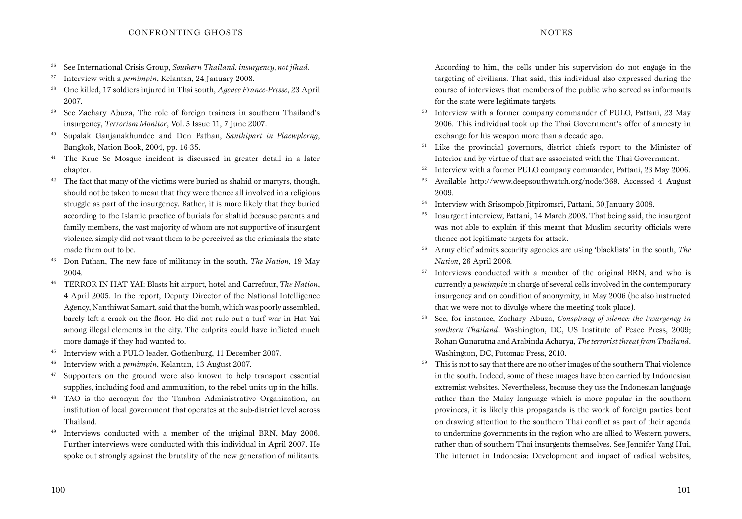[36] See International Crisis Group, *Southern Thailand: insurgency, not jihad*.

[37] Interview with a *pemimpin*, Kelantan, 24 January 2008.

[38] One killed, 17 soldiers injured in Thai south, *Agence France-Presse*, 23 April 2007.

[39] See Zachary Abuza, The role of foreign trainers in southern Thailand's insurgency, *Terrorism Monitor*, Vol. 5 Issue 11, 7 June 2007.

[40] Supalak Ganjanakhundee and Don Pathan, *Santhipart in Plaewplerng*, Bangkok, Nation Book, 2004, pp. 16-35.

[41] The Krue Se Mosque incident is discussed in greater detail in a later chapter.

[42] The fact that many of the victims were buried as shahid or martyrs, though, should not be taken to mean that they were thence all involved in a religious struggle as part of the insurgency. Rather, it is more likely that they buried according to the Islamic practice of burials for shahid because parents and family members, the vast majority of whom are not supportive of insurgent violence, simply did not want them to be perceived as the criminals the state made them out to be.

[43] Don Pathan, The new face of militancy in the south, *The Nation*, 19 May 2004.

[44] TERROR IN HAT YAI: Blasts hit airport, hotel and Carrefour, *The Nation*, 4 April 2005. In the report, Deputy Director of the National Intelligence Agency, Nanthiwat Samart, said that the bomb, which was poorly assembled, barely left a crack on the floor. He did not rule out a turf war in Hat Yai among illegal elements in the city. The culprits could have inflicted much more damage if they had wanted to.

[45] Interview with a PULO leader, Gothenburg, 11 December 2007.

[46] Interview with a *pemimpin*, Kelantan, 13 August 2007.

[47] Supporters on the ground were also known to help transport essential supplies, including food and ammunition, to the rebel units up in the hills.

[48] TAO is the acronym for the Tambon Administrative Organization, an institution of local government that operates at the sub-district level across Thailand.

[49] Interviews conducted with a member of the original BRN, May 2006. Further interviews were conducted with this individual in April 2007. He spoke out strongly against the brutality of the new generation of militants. According to him, the cells under his supervision do not engage in the targeting of civilians. That said, this individual also expressed during the course of interviews that members of the public who served as informants for the state were legitimate targets.

[50] Interview with a former company commander of PULO, Pattani, 23 May 2006. This individual took up the Thai Government's offer of amnesty in exchange for his weapon more than a decade ago.

[51] Like the provincial governors, district chiefs report to the Minister of Interior and by virtue of that are associated with the Thai Government.

[52] Interview with a former PULO company commander, Pattani, 23 May 2006.

[53] Available http://www.deepsouthwatch.org/node/369. Accessed 4 August 2009.

[54] Interview with Srisompob Jitpiromsri, Pattani, 30 January 2008.

[55] Insurgent interview, Pattani, 14 March 2008. That being said, the insurgent was not able to explain if this meant that Muslim security officials were thence not legitimate targets for attack.

[56] Army chief admits security agencies are using 'blacklists' in the south, *The Nation*, 26 April 2006.

[57] Interviews conducted with a member of the original BRN, and who is currently a *pemimpin* in charge of several cells involved in the contemporary insurgency and on condition of anonymity, in May 2006 (he also instructed that we were not to divulge where the meeting took place).

[58] See, for instance, Zachary Abuza, *Conspiracy of silence: the insurgency in southern Thailand*. Washington, DC, US Institute of Peace Press, 2009; Rohan Gunaratna and Arabinda Acharya, *The terrorist threat from Thailand*. Washington, DC, Potomac Press, 2010.

[59] This is not to say that there are no other images of the southern Thai violence in the south. Indeed, some of these images have been carried by Indonesian extremist websites. Nevertheless, because they use the Indonesian language rather than the Malay language which is more popular in the southern provinces, it is likely this propaganda is the work of foreign parties bent on drawing attention to the southern Thai conflict as part of their agenda to undermine governments in the region who are allied to Western powers, rather than of southern Thai insurgents themselves. See Jennifer Yang Hui, The internet in Indonesia: Development and impact of radical websites,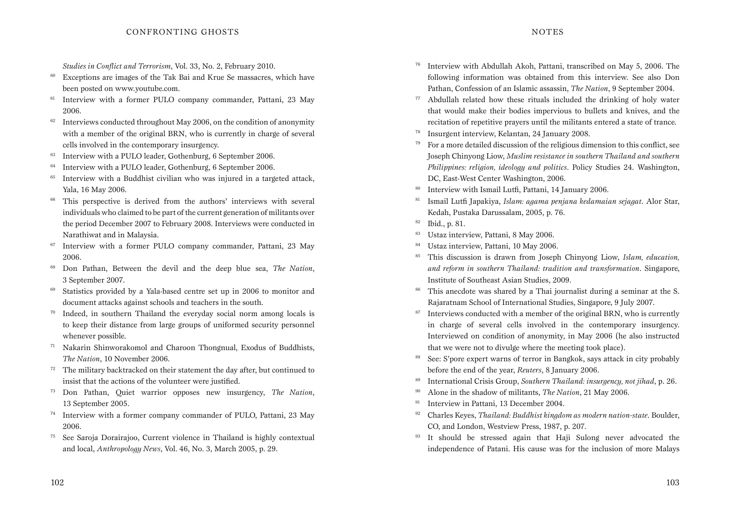*Studies in Conflict and Terrorism*, Vol. 33, No. 2, February 2010.

[60] Exceptions are images of the Tak Bai and Krue Se massacres, which have been posted on www.youtube.com.

[61] Interview with a former PULO company commander, Pattani, 23 May 2006.

[62] Interviews conducted throughout May 2006, on the condition of anonymity with a member of the original BRN, who is currently in charge of several cells involved in the contemporary insurgency.

[63] Interview with a PULO leader, Gothenburg, 6 September 2006.

[64] Interview with a PULO leader, Gothenburg, 6 September 2006.

[65] Interview with a Buddhist civilian who was injured in a targeted attack, Yala, 16 May 2006.

[66] This perspective is derived from the authors' interviews with several individuals who claimed to be part of the current generation of militants over the period December 2007 to February 2008. Interviews were conducted in Narathiwat and in Malaysia.

[67] Interview with a former PULO company commander, Pattani, 23 May 2006.

[68] Don Pathan, Between the devil and the deep blue sea, *The Nation*, 3 September 2007.

[69] Statistics provided by a Yala-based centre set up in 2006 to monitor and document attacks against schools and teachers in the south.

[70] Indeed, in southern Thailand the everyday social norm among locals is to keep their distance from large groups of uniformed security personnel whenever possible.

[71] Nakarin Shinworakomol and Charoon Thongnual, Exodus of Buddhists, *The Nation*, 10 November 2006.

[72] The military backtracked on their statement the day after, but continued to insist that the actions of the volunteer were justified.

[73] Don Pathan, Quiet warrior opposes new insurgency, *The Nation*, 13 September 2005.

[74] Interview with a former company commander of PULO, Pattani, 23 May 2006.

[75] See Saroja Dorairajoo, Current violence in Thailand is highly contextual and local, *Anthropology News*, Vol. 46, No. 3, March 2005, p. 29.

[76] Interview with Abdullah Akoh, Pattani, transcribed on May 5, 2006. The following information was obtained from this interview. See also Don Pathan, Confession of an Islamic assassin, *The Nation*, 9 September 2004.

[77] Abdullah related how these rituals included the drinking of holy water that would make their bodies impervious to bullets and knives, and the recitation of repetitive prayers until the militants entered a state of trance.

[78] Insurgent interview, Kelantan, 24 January 2008.

[79] For a more detailed discussion of the religious dimension to this conflict, see Joseph Chinyong Liow, *Muslim resistance in southern Thailand and southern Philippines: religion, ideology and politics*. Policy Studies 24. Washington, DC, East-West Center Washington, 2006.

[80] Interview with Ismail Lutfi, Pattani, 14 January 2006.

[81] Ismail Lutfi Japakiya, *Islam: agama penjana kedamaian sejagat*. Alor Star, Kedah, Pustaka Darussalam, 2005, p. 76.

[82] Ibid., p. 81.

[83] Ustaz interview, Pattani, 8 May 2006.

[84] Ustaz interview, Pattani, 10 May 2006.

[85] This discussion is drawn from Joseph Chinyong Liow, *Islam, education, and reform in southern Thailand: tradition and transformation*. Singapore, Institute of Southeast Asian Studies, 2009.

[86] This anecdote was shared by a Thai journalist during a seminar at the S. Rajaratnam School of International Studies, Singapore, 9 July 2007.

[87] Interviews conducted with a member of the original BRN, who is currently in charge of several cells involved in the contemporary insurgency. Interviewed on condition of anonymity, in May 2006 (he also instructed that we were not to divulge where the meeting took place).

[88] See: S'pore expert warns of terror in Bangkok, says attack in city probably before the end of the year, *Reuters*, 8 January 2006.

[89] International Crisis Group, *Southern Thailand: insurgency, not jihad*, p. 26.

[90] Alone in the shadow of militants, *The Nation*, 21 May 2006.

[91] Interview in Pattani, 13 December 2004.

[92] Charles Keyes, *Thailand: Buddhist kingdom as modern nation-state*. Boulder, CO, and London, Westview Press, 1987, p. 207.

[93] It should be stressed again that Haji Sulong never advocated the independence of Patani. His cause was for the inclusion of more Malays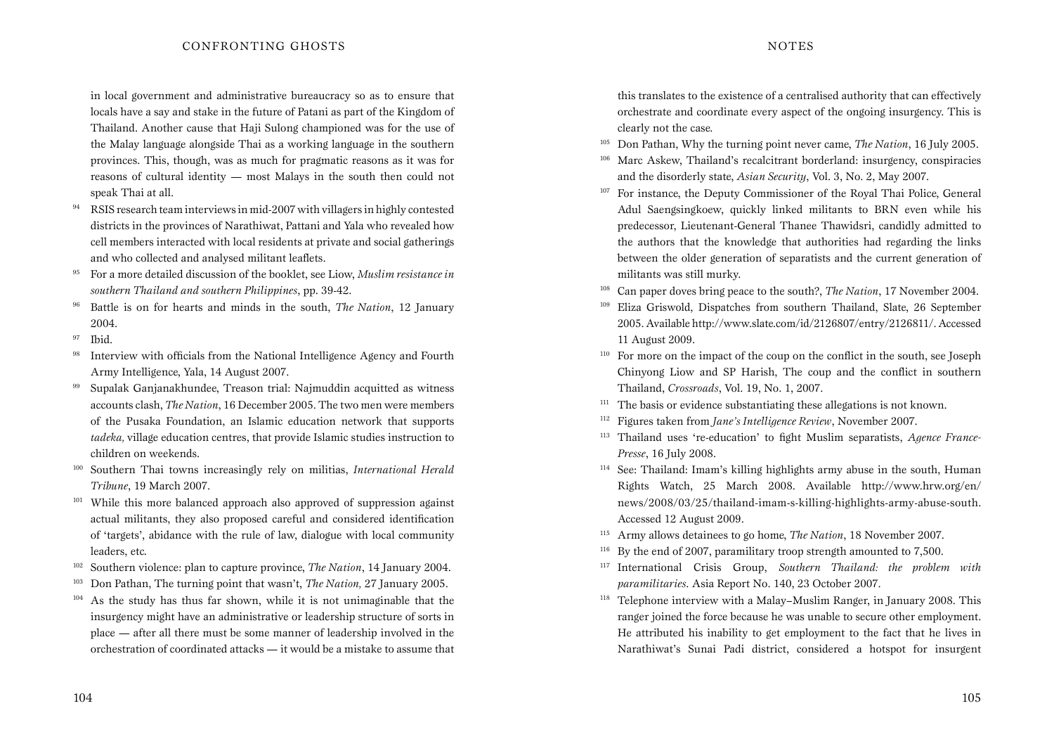in local government and administrative bureaucracy so as to ensure that locals have a say and stake in the future of Patani as part of the Kingdom of Thailand. Another cause that Haji Sulong championed was for the use of the Malay language alongside Thai as a working language in the southern provinces. This, though, was as much for pragmatic reasons as it was for reasons of cultural identity — most Malays in the south then could not speak Thai at all.

[94] RSIS research team interviews in mid-2007 with villagers in highly contested districts in the provinces of Narathiwat, Pattani and Yala who revealed how cell members interacted with local residents at private and social gatherings and who collected and analysed militant leaflets.

[95] For a more detailed discussion of the booklet, see Liow, *Muslim resistance in southern Thailand and southern Philippines*, pp. 39-42.

[96] Battle is on for hearts and minds in the south, *The Nation*, 12 January 2004.

[97] Ibid.

[98] Interview with officials from the National Intelligence Agency and Fourth Army Intelligence, Yala, 14 August 2007.

[99] Supalak Ganjanakhundee, Treason trial: Najmuddin acquitted as witness accounts clash, *The Nation*, 16 December 2005. The two men were members of the Pusaka Foundation, an Islamic education network that supports *tadeka,* village education centres, that provide Islamic studies instruction to children on weekends.

[100] Southern Thai towns increasingly rely on militias, *International Herald Tribune*, 19 March 2007.

[101] While this more balanced approach also approved of suppression against actual militants, they also proposed careful and considered identification of 'targets', abidance with the rule of law, dialogue with local community leaders, etc.

[102] Southern violence: plan to capture province, *The Nation*, 14 January 2004.

[103] Don Pathan, The turning point that wasn't, *The Nation,* 27 January 2005.

[104] As the study has thus far shown, while it is not unimaginable that the insurgency might have an administrative or leadership structure of sorts in place — after all there must be some manner of leadership involved in the orchestration of coordinated attacks — it would be a mistake to assume that this translates to the existence of a centralised authority that can effectively orchestrate and coordinate every aspect of the ongoing insurgency. This is clearly not the case.

[105] Don Pathan, Why the turning point never came, *The Nation*, 16 July 2005.

[106] Marc Askew, Thailand's recalcitrant borderland: insurgency, conspiracies and the disorderly state, *Asian Security*, Vol. 3, No. 2, May 2007.

[107] For instance, the Deputy Commissioner of the Royal Thai Police, General Adul Saengsingkoew, quickly linked militants to BRN even while his predecessor, Lieutenant-General Thanee Thawidsri, candidly admitted to the authors that the knowledge that authorities had regarding the links between the older generation of separatists and the current generation of militants was still murky.

[108] Can paper doves bring peace to the south?, *The Nation*, 17 November 2004.

[109] Eliza Griswold, Dispatches from southern Thailand, Slate, 26 September 2005. Available http://www.slate.com/id/2126807/entry/2126811/. Accessed 11 August 2009.

[110] For more on the impact of the coup on the conflict in the south, see Joseph Chinyong Liow and SP Harish, The coup and the conflict in southern Thailand, *Crossroads*, Vol. 19, No. 1, 2007.

[111] The basis or evidence substantiating these allegations is not known.

[112] Figures taken from *Jane's Intelligence Review*, November 2007.

[113] Thailand uses 're-education' to fight Muslim separatists, *Agence France-Presse*, 16 July 2008.

[114] See: Thailand: Imam's killing highlights army abuse in the south, Human Rights Watch, 25 March 2008. Available http://www.hrw.org/en/news/2008/03/25/thailand-imam-s-killing-highlights-army-abuse-south. Accessed 12 August 2009.

[115] Army allows detainees to go home, *The Nation*, 18 November 2007.

[116] By the end of 2007, paramilitary troop strength amounted to 7,500.

[117] International Crisis Group, *Southern Thailand: the problem with paramilitaries*. Asia Report No. 140, 23 October 2007.

[118] Telephone interview with a Malay–Muslim Ranger, in January 2008. This ranger joined the force because he was unable to secure other employment. He attributed his inability to get employment to the fact that he lives in Narathiwat's Sunai Padi district, considered a hotspot for insurgent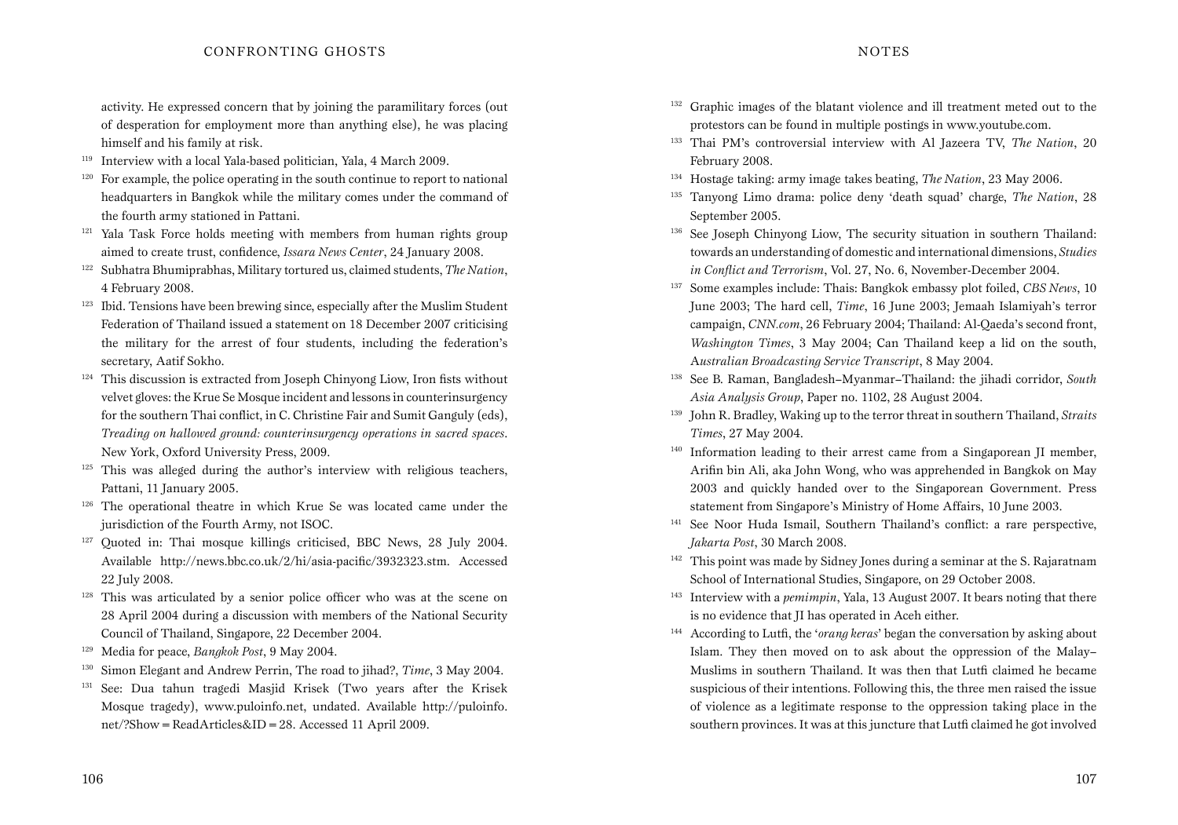activity. He expressed concern that by joining the paramilitary forces (out of desperation for employment more than anything else), he was placing himself and his family at risk.

[119] Interview with a local Yala-based politician, Yala, 4 March 2009.

[120] For example, the police operating in the south continue to report to national headquarters in Bangkok while the military comes under the command of the fourth army stationed in Pattani.

[121] Yala Task Force holds meeting with members from human rights group aimed to create trust, confidence, *Issara News Center*, 24 January 2008.

[122] Subhatra Bhumiprabhas, Military tortured us, claimed students, *The Nation*, 4 February 2008.

[123] Ibid. Tensions have been brewing since, especially after the Muslim Student Federation of Thailand issued a statement on 18 December 2007 criticising the military for the arrest of four students, including the federation's secretary, Aatif Sokho.

[124] This discussion is extracted from Joseph Chinyong Liow, Iron fists without velvet gloves: the Krue Se Mosque incident and lessons in counterinsurgency for the southern Thai conflict, in C. Christine Fair and Sumit Ganguly (eds), *Treading on hallowed ground: counterinsurgency operations in sacred spaces*. New York, Oxford University Press, 2009.

[125] This was alleged during the author's interview with religious teachers, Pattani, 11 January 2005.

[126] The operational theatre in which Krue Se was located came under the jurisdiction of the Fourth Army, not ISOC.

[127] Quoted in: Thai mosque killings criticised, BBC News, 28 July 2004. Available http://news.bbc.co.uk/2/hi/asia-pacific/3932323.stm. Accessed 22 July 2008.

[128] This was articulated by a senior police officer who was at the scene on 28 April 2004 during a discussion with members of the National Security Council of Thailand, Singapore, 22 December 2004.

[129] Media for peace, *Bangkok Post*, 9 May 2004.

[130] Simon Elegant and Andrew Perrin, The road to jihad?, *Time*, 3 May 2004.

[131] See: Dua tahun tragedi Masjid Krisek (Two years after the Krisek Mosque tragedy), www.puloinfo.net, undated. Available http://puloinfo.net/?Show = ReadArticles&ID = 28. Accessed 11 April 2009.

[132] Graphic images of the blatant violence and ill treatment meted out to the protestors can be found in multiple postings in www.youtube.com.

[133] Thai PM's controversial interview with Al Jazeera TV, *The Nation*, 20 February 2008.

[134] Hostage taking: army image takes beating, *The Nation*, 23 May 2006.

[135] Tanyong Limo drama: police deny 'death squad' charge, *The Nation*, 28 September 2005.

[136] See Joseph Chinyong Liow, The security situation in southern Thailand: towards an understanding of domestic and international dimensions, *Studies in Conflict and Terrorism*, Vol. 27, No. 6, November-December 2004.

[137] Some examples include: Thais: Bangkok embassy plot foiled, *CBS News*, 10 June 2003; The hard cell, *Time*, 16 June 2003; Jemaah Islamiyah's terror campaign, *CNN.com*, 26 February 2004; Thailand: Al-Qaeda's second front, *Washington Times*, 3 May 2004; Can Thailand keep a lid on the south, *Australian Broadcasting Service Transcript*, 8 May 2004.

[138] See B. Raman, Bangladesh–Myanmar–Thailand: the jihadi corridor, *South Asia Analysis Group*, Paper no. 1102, 28 August 2004.

[139] John R. Bradley, Waking up to the terror threat in southern Thailand, *Straits Times*, 27 May 2004.

[140] Information leading to their arrest came from a Singaporean JI member, Arifin bin Ali, aka John Wong, who was apprehended in Bangkok on May 2003 and quickly handed over to the Singaporean Government. Press statement from Singapore's Ministry of Home Affairs, 10 June 2003.

[141] See Noor Huda Ismail, Southern Thailand's conflict: a rare perspective, *Jakarta Post*, 30 March 2008.

[142] This point was made by Sidney Jones during a seminar at the S. Rajaratnam School of International Studies, Singapore, on 29 October 2008.

[143] Interview with a *pemimpin*, Yala, 13 August 2007. It bears noting that there is no evidence that JI has operated in Aceh either.

[144] According to Lutfi, the '*orang keras*' began the conversation by asking about Islam. They then moved on to ask about the oppression of the Malay–Muslims in southern Thailand. It was then that Lutfi claimed he became suspicious of their intentions. Following this, the three men raised the issue of violence as a legitimate response to the oppression taking place in the southern provinces. It was at this juncture that Lutfi claimed he got involved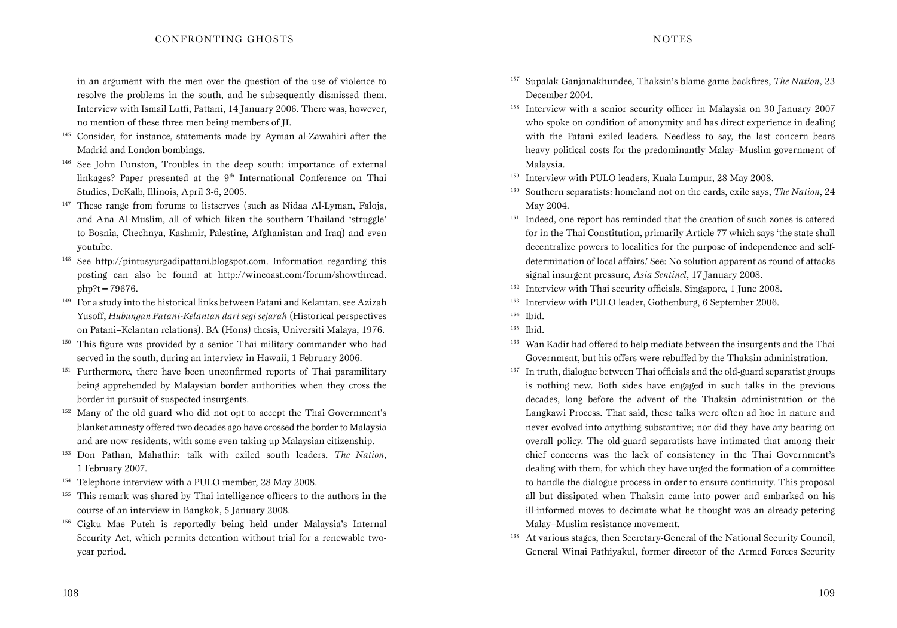in an argument with the men over the question of the use of violence to resolve the problems in the south, and he subsequently dismissed them. Interview with Ismail Lutfi, Pattani, 14 January 2006. There was, however, no mention of these three men being members of JI.

[145] Consider, for instance, statements made by Ayman al-Zawahiri after the Madrid and London bombings.

[146] See John Funston, Troubles in the deep south: importance of external linkages? Paper presented at the 9th International Conference on Thai Studies, DeKalb, Illinois, April 3-6, 2005.

[147] These range from forums to listserves (such as Nidaa Al-Lyman, Faloja, and Ana Al-Muslim, all of which liken the southern Thailand 'struggle' to Bosnia, Chechnya, Kashmir, Palestine, Afghanistan and Iraq) and even youtube.

[148] See http://pintusyurgadipattani.blogspot.com. Information regarding this posting can also be found at http://wincoast.com/forum/showthread.php?t=79676.

[149] For a study into the historical links between Patani and Kelantan, see Azizah Yusoff, *Hubungan Patani-Kelantan dari segi sejarah* (Historical perspectives on Patani–Kelantan relations). BA (Hons) thesis, Universiti Malaya, 1976.

[150] This figure was provided by a senior Thai military commander who had served in the south, during an interview in Hawaii, 1 February 2006.

[151] Furthermore, there have been unconfirmed reports of Thai paramilitary being apprehended by Malaysian border authorities when they cross the border in pursuit of suspected insurgents.

[152] Many of the old guard who did not opt to accept the Thai Government's blanket amnesty offered two decades ago have crossed the border to Malaysia and are now residents, with some even taking up Malaysian citizenship.

[153] Don Pathan, Mahathir: talk with exiled south leaders, *The Nation*, 1 February 2007.

[154] Telephone interview with a PULO member, 28 May 2008.

[155] This remark was shared by Thai intelligence officers to the authors in the course of an interview in Bangkok, 5 January 2008.

[156] Cigku Mae Puteh is reportedly being held under Malaysia's Internal Security Act, which permits detention without trial for a renewable two-year period.

[157] Supalak Ganjanakhundee, Thaksin's blame game backfires, *The Nation*, 23 December 2004.

[158] Interview with a senior security officer in Malaysia on 30 January 2007 who spoke on condition of anonymity and has direct experience in dealing with the Patani exiled leaders. Needless to say, the last concern bears heavy political costs for the predominantly Malay–Muslim government of Malaysia.

[159] Interview with PULO leaders, Kuala Lumpur, 28 May 2008.

[160] Southern separatists: homeland not on the cards, exile says, *The Nation*, 24 May 2004.

[161] Indeed, one report has reminded that the creation of such zones is catered for in the Thai Constitution, primarily Article 77 which says 'the state shall decentralize powers to localities for the purpose of independence and self-determination of local affairs.' See: No solution apparent as round of attacks signal insurgent pressure, *Asia Sentinel*, 17 January 2008.

[162] Interview with Thai security officials, Singapore, 1 June 2008.

[163] Interview with PULO leader, Gothenburg, 6 September 2006.

[164] Ibid.

[165] Ibid.

[166] Wan Kadir had offered to help mediate between the insurgents and the Thai Government, but his offers were rebuffed by the Thaksin administration.

[167] In truth, dialogue between Thai officials and the old-guard separatist groups is nothing new. Both sides have engaged in such talks in the previous decades, long before the advent of the Thaksin administration or the Langkawi Process. That said, these talks were often ad hoc in nature and never evolved into anything substantive; nor did they have any bearing on overall policy. The old-guard separatists have intimated that among their chief concerns was the lack of consistency in the Thai Government's dealing with them, for which they have urged the formation of a committee to handle the dialogue process in order to ensure continuity. This proposal all but dissipated when Thaksin came into power and embarked on his ill-informed moves to decimate what he thought was an already-petering Malay–Muslim resistance movement.

[168] At various stages, then Secretary-General of the National Security Council, General Winai Pathiyakul, former director of the Armed Forces Security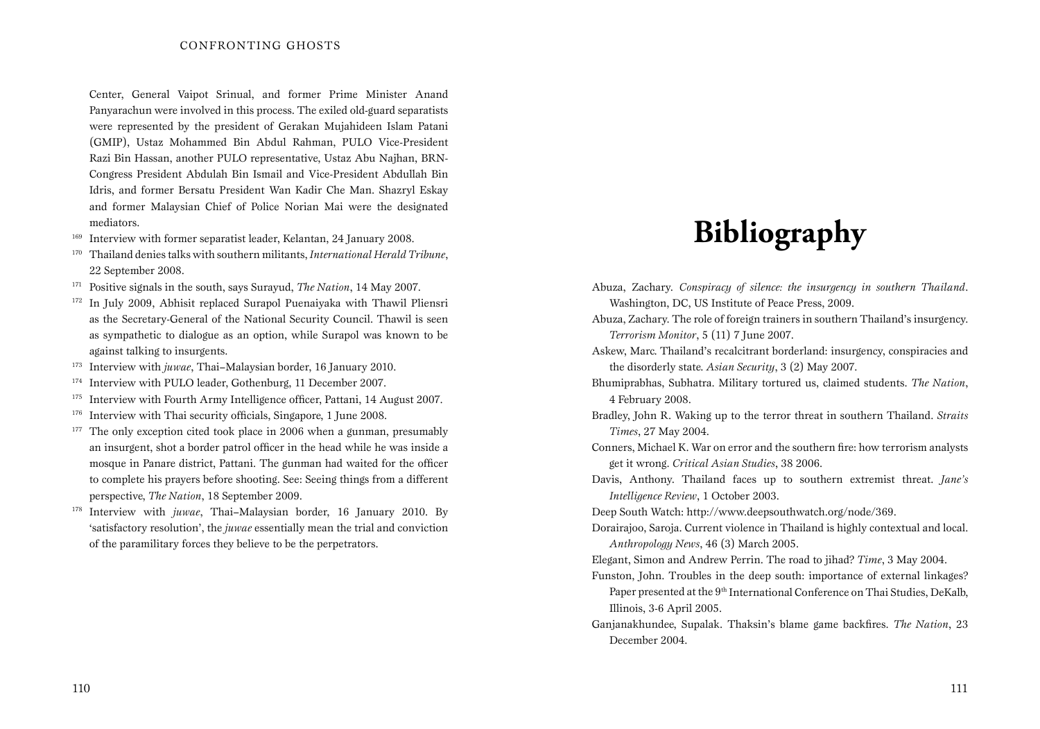Center, General Vaipot Srinual, and former Prime Minister Anand Panyarachun were involved in this process. The exiled old-guard separatists were represented by the president of Gerakan Mujahideen Islam Patani (GMIP), Ustaz Mohammed Bin Abdul Rahman, PULO Vice-President Razi Bin Hassan, another PULO representative, Ustaz Abu Najhan, BRN-Congress President Abdulah Bin Ismail and Vice-President Abdullah Bin Idris, and former Bersatu President Wan Kadir Che Man. Shazryl Eskay and former Malaysian Chief of Police Norian Mai were the designated mediators.

[169] Interview with former separatist leader, Kelantan, 24 January 2008.

[170] Thailand denies talks with southern militants, *International Herald Tribune*, 22 September 2008.

[171] Positive signals in the south, says Surayud, *The Nation*, 14 May 2007.

[172] In July 2009, Abhisit replaced Surapol Puenaiyaka with Thawil Pliensri as the Secretary-General of the National Security Council. Thawil is seen as sympathetic to dialogue as an option, while Surapol was known to be against talking to insurgents.

[173] Interview with *juwae*, Thai–Malaysian border, 16 January 2010.

[174] Interview with PULO leader, Gothenburg, 11 December 2007.

[175] Interview with Fourth Army Intelligence officer, Pattani, 14 August 2007.

[176] Interview with Thai security officials, Singapore, 1 June 2008.

[177] The only exception cited took place in 2006 when a gunman, presumably an insurgent, shot a border patrol officer in the head while he was inside a mosque in Panare district, Pattani. The gunman had waited for the officer to complete his prayers before shooting. See: Seeing things from a different perspective, *The Nation*, 18 September 2009.

[178] Interview with *juwae*, Thai–Malaysian border, 16 January 2010. By 'satisfactory resolution', the *juwae* essentially mean the trial and conviction of the paramilitary forces they believe to be the perpetrators.

# Bibliography

Abuza, Zachary. *Conspiracy of silence: the insurgency in southern Thailand*. Washington, DC, US Institute of Peace Press, 2009.

Abuza, Zachary. The role of foreign trainers in southern Thailand's insurgency. *Terrorism Monitor*, 5 (11) 7 June 2007.

Askew, Marc. Thailand's recalcitrant borderland: insurgency, conspiracies and the disorderly state. *Asian Security*, 3 (2) May 2007.

Bhumiprabhas, Subhatra. Military tortured us, claimed students. *The Nation*, 4 February 2008.

Bradley, John R. Waking up to the terror threat in southern Thailand. *Straits Times*, 27 May 2004.

Conners, Michael K. War on error and the southern fire: how terrorism analysts get it wrong. *Critical Asian Studies*, 38 2006.

Davis, Anthony. Thailand faces up to southern extremist threat. *Jane's Intelligence Review*, 1 October 2003.

Deep South Watch: http://www.deepsouthwatch.org/node/369.

Dorairajoo, Saroja. Current violence in Thailand is highly contextual and local. *Anthropology News*, 46 (3) March 2005.

Elegant, Simon and Andrew Perrin. The road to jihad? *Time*, 3 May 2004.

Funston, John. Troubles in the deep south: importance of external linkages? Paper presented at the 9th International Conference on Thai Studies, DeKalb, Illinois, 3-6 April 2005.

Ganjanakhundee, Supalak. Thaksin's blame game backfires. *The Nation*, 23 December 2004.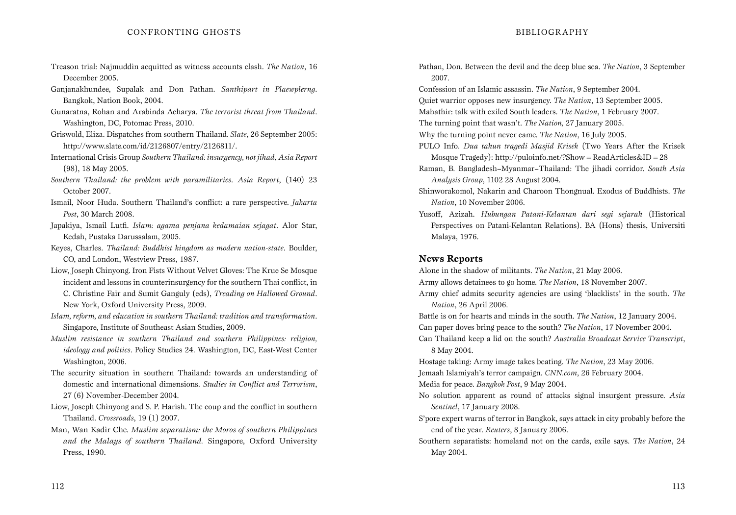Treason trial: Najmuddin acquitted as witness accounts clash. *The Nation*, 16 December 2005.

Ganjanakhundee, Supalak and Don Pathan. *Santhipart in Plaewplerng*. Bangkok, Nation Book, 2004.

Gunaratna, Rohan and Arabinda Acharya. *The terrorist threat from Thailand*. Washington, DC, Potomac Press, 2010.

Griswold, Eliza. Dispatches from southern Thailand. *Slate*, 26 September 2005: http://www.slate.com/id/2126807/entry/2126811/.

International Crisis Group *Southern Thailand: insurgency, not jihad*, *Asia Report* (98), 18 May 2005.

*Southern Thailand: the problem with paramilitaries*. *Asia Report*, (140) 23 October 2007.

Ismail, Noor Huda. Southern Thailand's conflict: a rare perspective. *Jakarta Post*, 30 March 2008.

Japakiya, Ismail Lutfi. *Islam: agama penjana kedamaian sejagat*. Alor Star, Kedah, Pustaka Darussalam, 2005.

Keyes, Charles. *Thailand: Buddhist kingdom as modern nation-state*. Boulder, CO, and London, Westview Press, 1987.

Liow, Joseph Chinyong. Iron Fists Without Velvet Gloves: The Krue Se Mosque incident and lessons in counterinsurgency for the southern Thai conflict, in C. Christine Fair and Sumit Ganguly (eds), *Treading on Hallowed Ground*. New York, Oxford University Press, 2009.

*Islam, reform, and education in southern Thailand: tradition and transformation*. Singapore, Institute of Southeast Asian Studies, 2009.

*Muslim resistance in southern Thailand and southern Philippines: religion, ideology and politics*. Policy Studies 24. Washington, DC, East-West Center Washington, 2006.

The security situation in southern Thailand: towards an understanding of domestic and international dimensions. *Studies in Conflict and Terrorism*, 27 (6) November-December 2004.

Liow, Joseph Chinyong and S. P. Harish. The coup and the conflict in southern Thailand. *Crossroads*, 19 (1) 2007.

Man, Wan Kadir Che. *Muslim separatism: the Moros of southern Philippines and the Malays of southern Thailand.* Singapore, Oxford University Press, 1990.

Pathan, Don. Between the devil and the deep blue sea. *The Nation*, 3 September 2007.

Confession of an Islamic assassin. *The Nation*, 9 September 2004.

Quiet warrior opposes new insurgency. *The Nation*, 13 September 2005.

Mahathir: talk with exiled South leaders. *The Nation*, 1 February 2007.

The turning point that wasn't. *The Nation,* 27 January 2005.

Why the turning point never came. *The Nation*, 16 July 2005.

PULO Info. *Dua tahun tragedi Masjid Krisek* (Two Years After the Krisek Mosque Tragedy): http://puloinfo.net/?Show = ReadArticles&ID = 28

Raman, B. Bangladesh–Myanmar–Thailand: The jihadi corridor. *South Asia Analysis Group*, 1102 28 August 2004.

Shinworakomol, Nakarin and Charoon Thongnual. Exodus of Buddhists. *The Nation*, 10 November 2006.

Yusoff, Azizah. *Hubungan Patani-Kelantan dari segi sejarah* (Historical Perspectives on Patani-Kelantan Relations). BA (Hons) thesis, Universiti Malaya, 1976.

## News Reports

Alone in the shadow of militants. *The Nation*, 21 May 2006.

Army allows detainees to go home. *The Nation*, 18 November 2007.

Army chief admits security agencies are using 'blacklists' in the south. *The Nation*, 26 April 2006.

Battle is on for hearts and minds in the south. *The Nation*, 12 January 2004.

Can paper doves bring peace to the south? *The Nation*, 17 November 2004.

Can Thailand keep a lid on the south? *Australia Broadcast Service Transcript*, 8 May 2004.

Hostage taking: Army image takes beating. *The Nation*, 23 May 2006.

Jemaah Islamiyah's terror campaign. *CNN.com*, 26 February 2004.

Media for peace. *Bangkok Post*, 9 May 2004.

No solution apparent as round of attacks signal insurgent pressure. *Asia Sentinel*, 17 January 2008.

S'pore expert warns of terror in Bangkok, says attack in city probably before the end of the year. *Reuters*, 8 January 2006.

Southern separatists: homeland not on the cards, exile says. *The Nation*, 24 May 2004.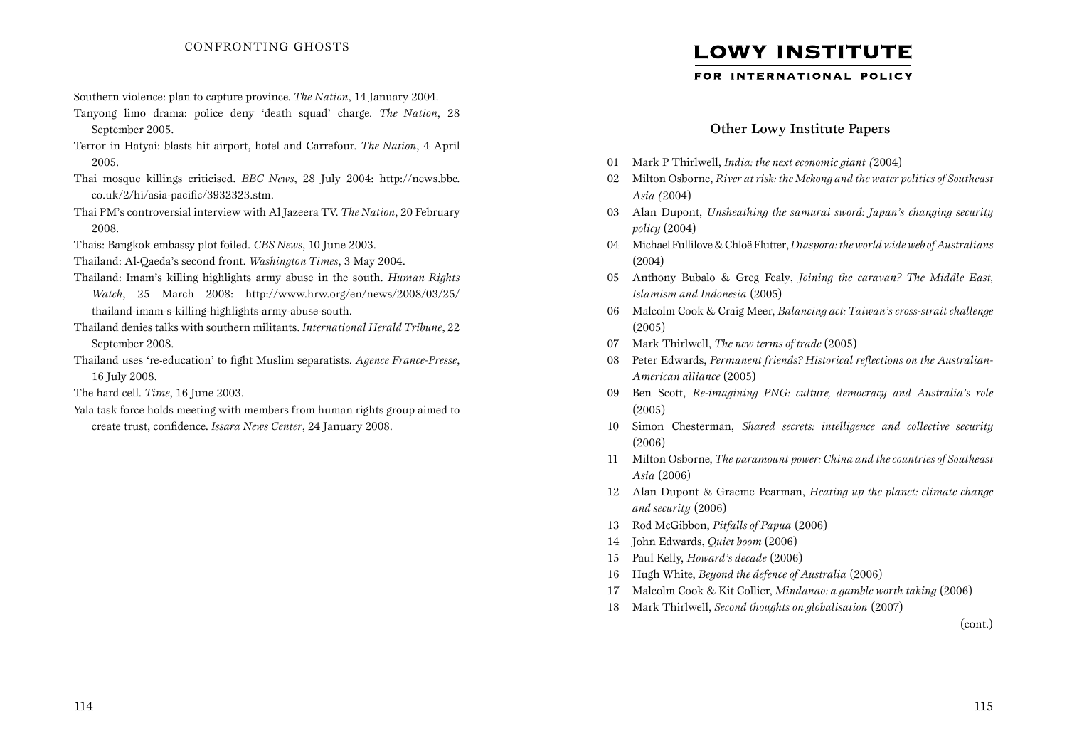Southern violence: plan to capture province. *The Nation*, 14 January 2004.

Tanyong limo drama: police deny 'death squad' charge. *The Nation*, 28 September 2005.

Terror in Hatyai: blasts hit airport, hotel and Carrefour. *The Nation*, 4 April 2005.

Thai mosque killings criticised. *BBC News*, 28 July 2004: http://news.bbc.co.uk/2/hi/asia-pacific/3932323.stm.

Thai PM's controversial interview with Al Jazeera TV. *The Nation*, 20 February 2008.

Thais: Bangkok embassy plot foiled. *CBS News*, 10 June 2003.

Thailand: Al-Qaeda's second front. *Washington Times*, 3 May 2004.

Thailand: Imam's killing highlights army abuse in the south. *Human Rights Watch*, 25 March 2008: http://www.hrw.org/en/news/2008/03/25/thailand-imam-s-killing-highlights-army-abuse-south.

Thailand denies talks with southern militants. *International Herald Tribune*, 22 September 2008.

Thailand uses 're-education' to fight Muslim separatists. *Agence France-Presse*, 16 July 2008.

The hard cell. *Time*, 16 June 2003.

Yala task force holds meeting with members from human rights group aimed to create trust, confidence. *Issara News Center*, 24 January 2008.

# LOWY INSTITUTE

FOR INTERNATIONAL POLICY

## Other Lowy Institute Papers

01 Mark P Thirlwell, *India: the next economic giant (*2004)

02 Milton Osborne, *River at risk: the Mekong and the water politics of Southeast Asia (*2004)

03 Alan Dupont, *Unsheathing the samurai sword: Japan's changing security policy* (2004)

04 Michael Fullilove & Chloë Flutter, *Diaspora: the world wide web of Australians* (2004)

05 Anthony Bubalo & Greg Fealy, *Joining the caravan? The Middle East, Islamism and Indonesia* (2005)

06 Malcolm Cook & Craig Meer, *Balancing act: Taiwan's cross-strait challenge* (2005)

07 Mark Thirlwell, *The new terms of trade* (2005)

08 Peter Edwards, *Permanent friends? Historical reflections on the Australian-American alliance* (2005)

09 Ben Scott, *Re-imagining PNG: culture, democracy and Australia's role* (2005)

10 Simon Chesterman, *Shared secrets: intelligence and collective security* (2006)

11 Milton Osborne, *The paramount power: China and the countries of Southeast Asia* (2006)

12 Alan Dupont & Graeme Pearman, *Heating up the planet: climate change and security* (2006)

13 Rod McGibbon, *Pitfalls of Papua* (2006)

14 John Edwards, *Quiet boom* (2006)

15 Paul Kelly, *Howard's decade* (2006)

16 Hugh White, *Beyond the defence of Australia* (2006)

17 Malcolm Cook & Kit Collier, *Mindanao: a gamble worth taking* (2006)

18 Mark Thirlwell, *Second thoughts on globalisation* (2007)

(cont.)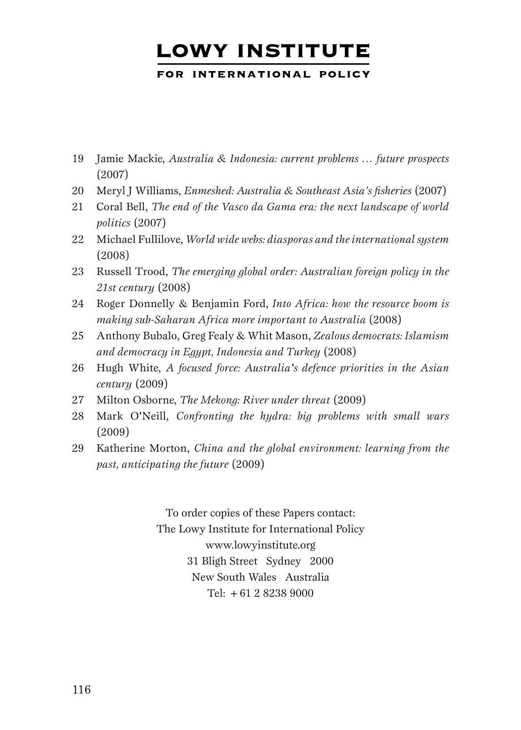# LOWY INSTITUTE

## FOR INTERNATIONAL POLICY

19 Jamie Mackie, *Australia & Indonesia: current problems … future prospects* (2007)

20 Meryl J Williams, *Enmeshed: Australia & Southeast Asia's fisheries* (2007)

21 Coral Bell, *The end of the Vasco da Gama era: the next landscape of world politics* (2007)

22 Michael Fullilove, *World wide webs: diasporas and the international system* (2008)

23 Russell Trood, *The emerging global order: Australian foreign policy in the 21st century* (2008)

24 Roger Donnelly & Benjamin Ford, *Into Africa: how the resource boom is making sub-Saharan Africa more important to Australia* (2008)

25 Anthony Bubalo, Greg Fealy & Whit Mason, *Zealous democrats: Islamism and democracy in Egypt, Indonesia and Turkey* (2008)

26 Hugh White, *A focused force: Australia's defence priorities in the Asian century* (2009)

27 Milton Osborne, *The Mekong: River under threat* (2009)

28 Mark O'Neill, *Confronting the hydra: big problems with small wars* (2009)

29 Katherine Morton, *China and the global environment: learning from the past, anticipating the future* (2009)

To order copies of these Papers contact:
The Lowy Institute for International Policy
www.lowyinstitute.org
31 Bligh Street Sydney 2000
New South Wales Australia
Tel: +61 2 8238 9000